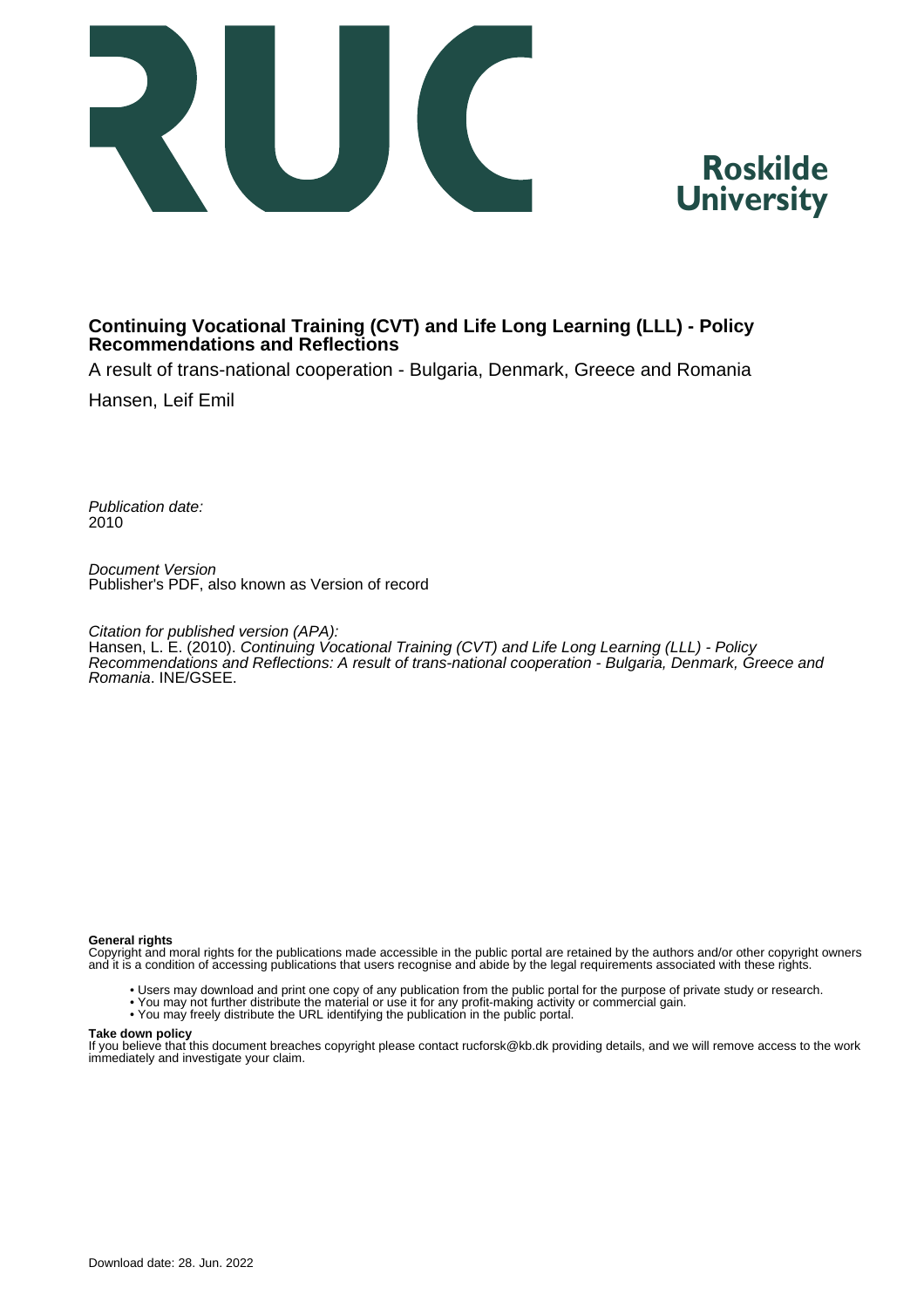# Continuing Vocational Training (CVT) and Life Long Learning (LLL) - Policy Recommendations and Reflections

A result of trans-national cooperation - Bulgaria, Denmark, Greece and Romania

Hansen, Leif Emil

*Publication date:*
2010

*Document Version*
Publisher's PDF, also known as Version of record

*Citation for published version (APA):*
Hansen, L. E. (2010). *Continuing Vocational Training (CVT) and Life Long Learning (LLL) - Policy Recommendations and Reflections: A result of trans-national cooperation - Bulgaria, Denmark, Greece and Romania*. INE/GSEE.

**General rights**
Copyright and moral rights for the publications made accessible in the public portal are retained by the authors and/or other copyright owners and it is a condition of accessing publications that users recognise and abide by the legal requirements associated with these rights.

- Users may download and print one copy of any publication from the public portal for the purpose of private study or research.
- You may not further distribute the material or use it for any profit-making activity or commercial gain.
- You may freely distribute the URL identifying the publication in the public portal.

**Take down policy**
If you believe that this document breaches copyright please contact rucforsk@kb.dk providing details, and we will remove access to the work immediately and investigate your claim.

Download date: 28. Jun. 2022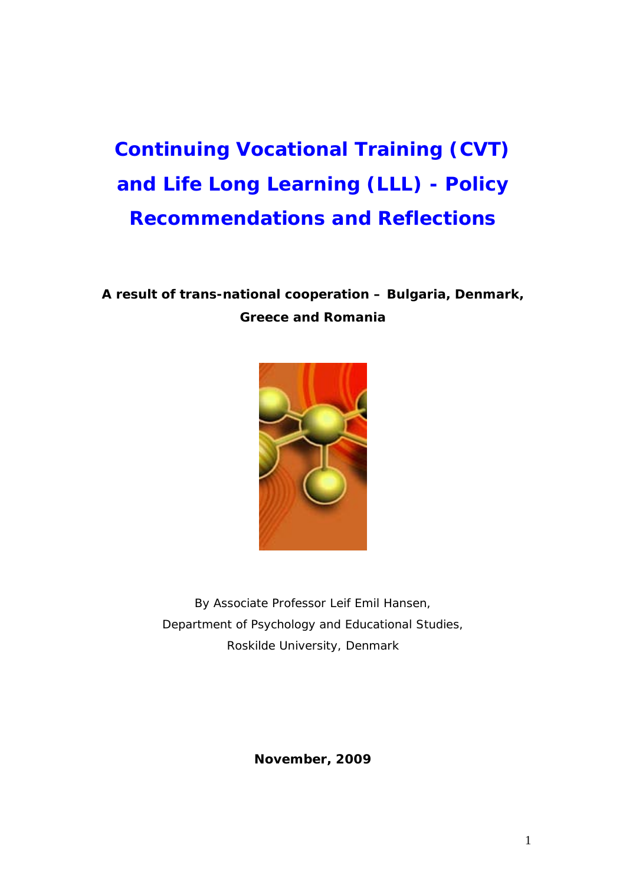# Continuing Vocational Training (CVT) and Life Long Learning (LLL) - Policy Recommendations and Reflections

**A result of trans-national cooperation – Bulgaria, Denmark, Greece and Romania**

By Associate Professor Leif Emil Hansen,
Department of Psychology and Educational Studies,
Roskilde University, Denmark

**November, 2009**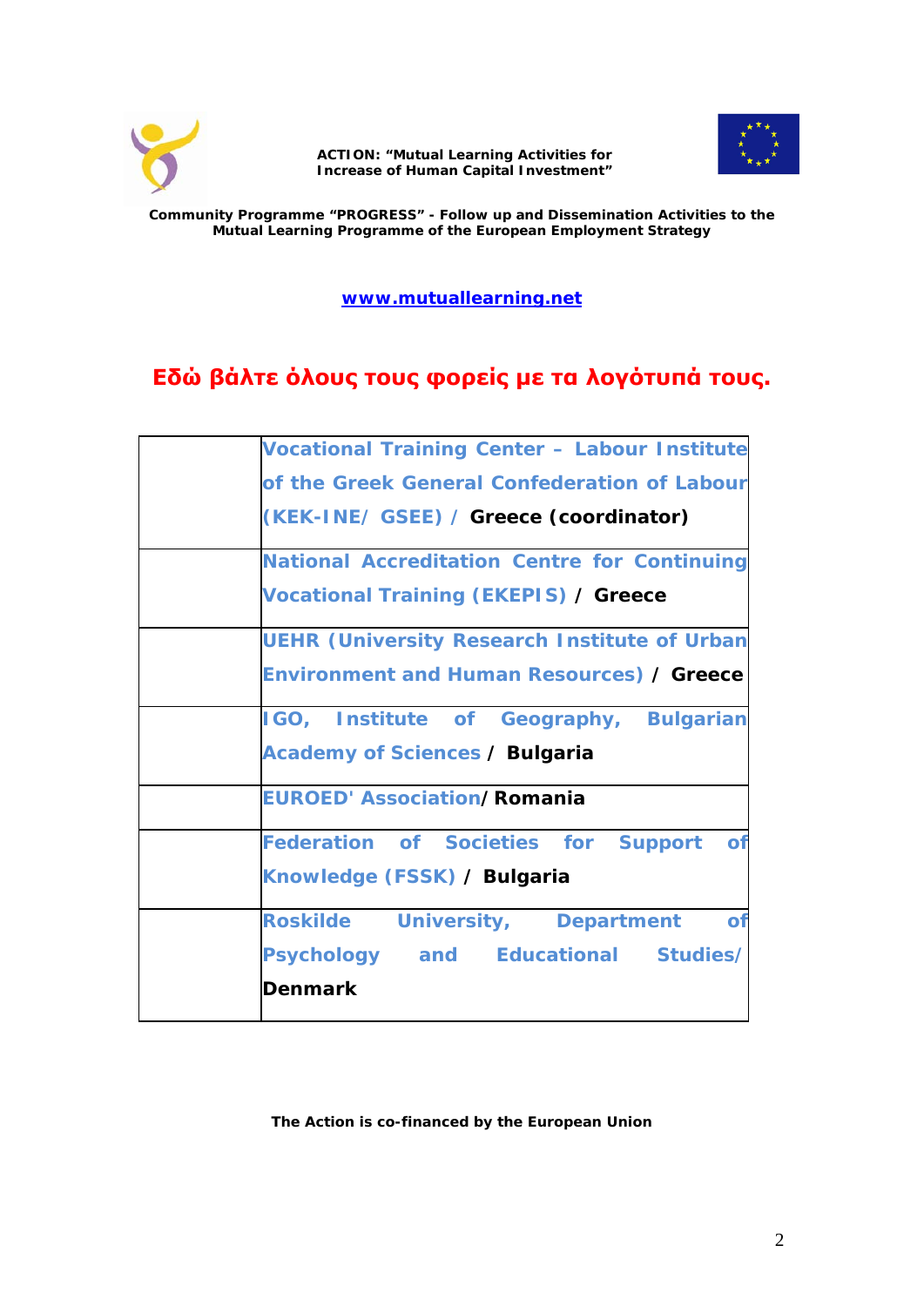ACTION: "Mutual Learning Activities for Increase of Human Capital Investment"

**Community Programme "PROGRESS" - Follow up and Dissemination Activities to the Mutual Learning Programme of the European Employment Strategy**

[www.mutuallearning.net](http://www.mutuallearning.net)

## Εδώ βάλτε όλους τους φορείς με τα λογότυπά τους.

| | |
|---|---|
| | Vocational Training Center – Labour Institute of the Greek General Confederation of Labour (KEK-INE/ GSEE) / **Greece (coordinator)** |
| | National Accreditation Centre for Continuing Vocational Training (EKEPIS) / **Greece** |
| | UEHR (University Research Institute of Urban Environment and Human Resources) / **Greece** |
| | IGO, Institute of Geography, Bulgarian Academy of Sciences / **Bulgaria** |
| | EUROED' Association/ **Romania** |
| | Federation of Societies for Support of Knowledge (FSSK) / **Bulgaria** |
| | Roskilde University, Department of Psychology and Educational Studies/ **Denmark** |

**The Action is co-financed by the European Union**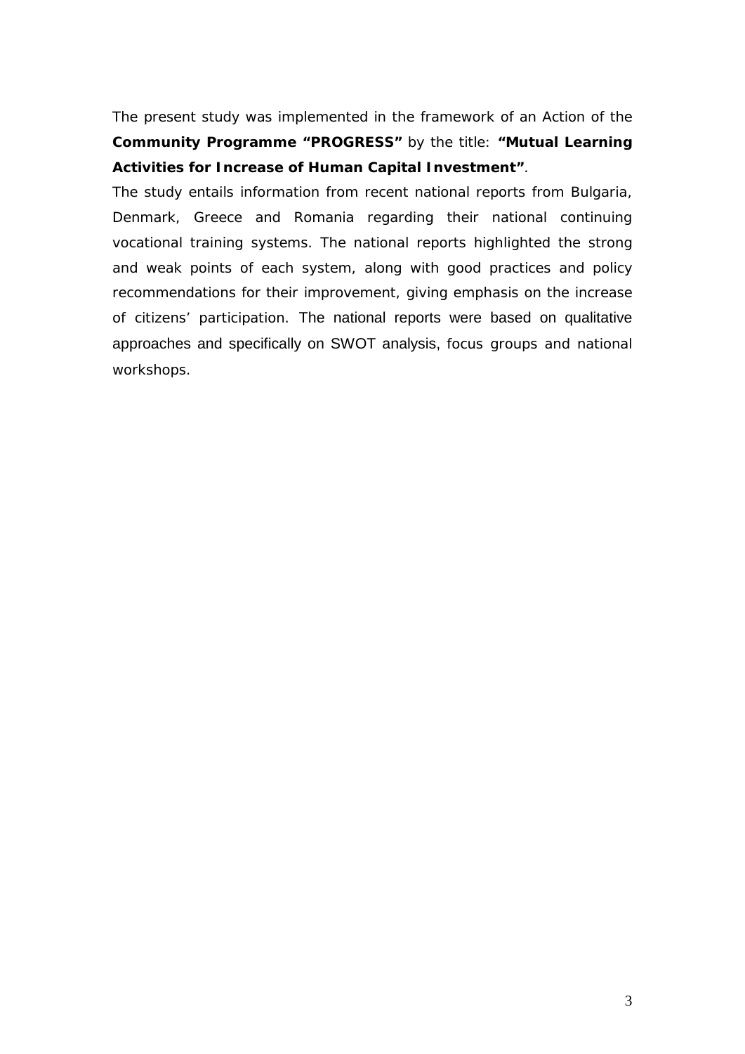The present study was implemented in the framework of an Action of the **Community Programme "PROGRESS"** by the title: **"Mutual Learning Activities for Increase of Human Capital Investment"**.

The study entails information from recent national reports from Bulgaria, Denmark, Greece and Romania regarding their national continuing vocational training systems. The national reports highlighted the strong and weak points of each system, along with good practices and policy recommendations for their improvement, giving emphasis on the increase of citizens' participation. The national reports were based on qualitative approaches and specifically on SWOT analysis, focus groups and national workshops.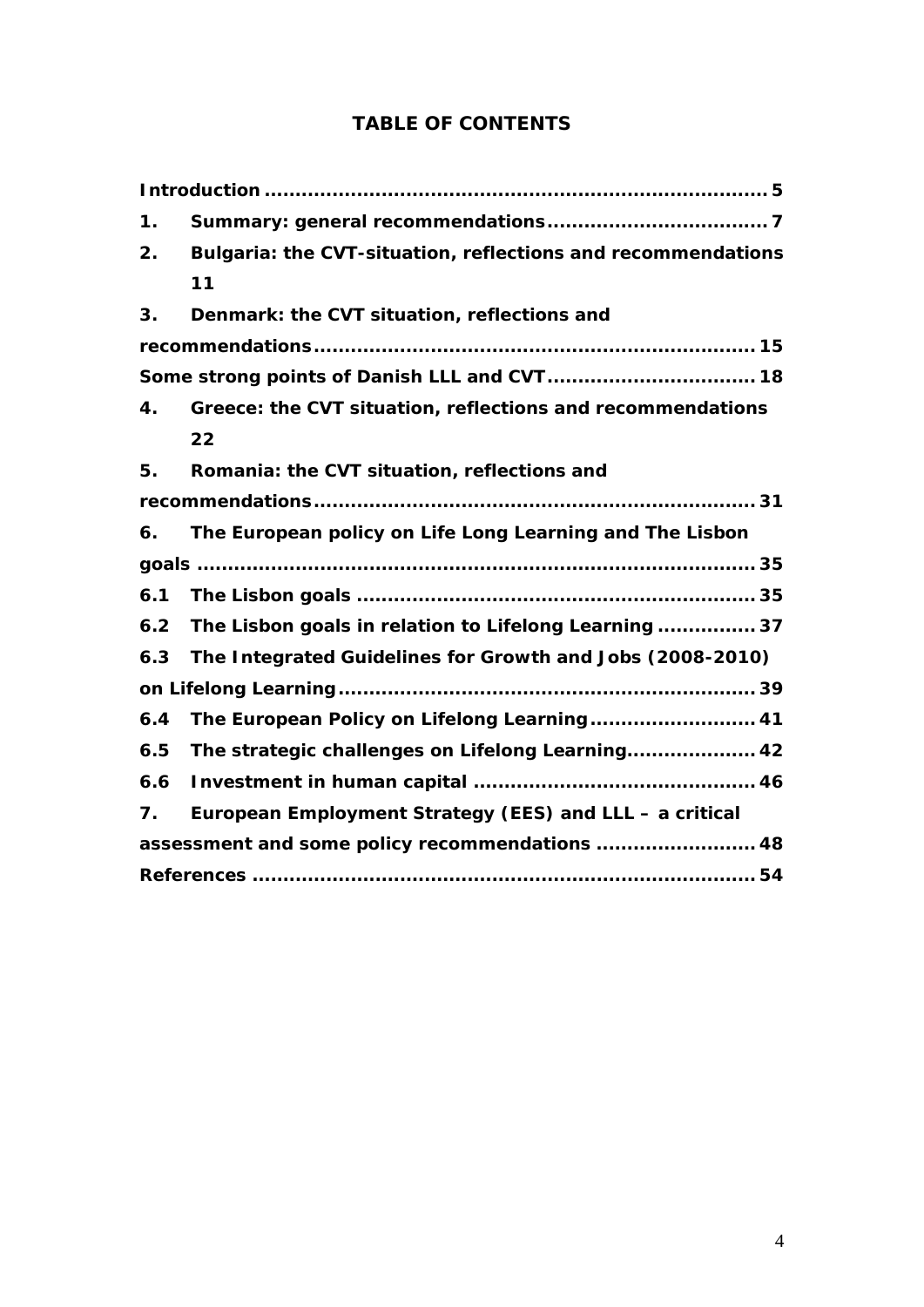# TABLE OF CONTENTS

Introduction ..................................................................................... 5

1. Summary: general recommendations ..................................... 7

2. Bulgaria: the CVT-situation, reflections and recommendations 11

3. Denmark: the CVT situation, reflections and recommendations ........................................................................ 15

Some strong points of Danish LLL and CVT .................................. 18

4. Greece: the CVT situation, reflections and recommendations 22

5. Romania: the CVT situation, reflections and recommendations ........................................................................ 31

6. The European policy on Life Long Learning and The Lisbon goals ............................................................................................. 35

6.1 The Lisbon goals ................................................................. 35

6.2 The Lisbon goals in relation to Lifelong Learning ................ 37

6.3 The Integrated Guidelines for Growth and Jobs (2008-2010) on Lifelong Learning .................................................................... 39

6.4 The European Policy on Lifelong Learning ........................... 41

6.5 The strategic challenges on Lifelong Learning ..................... 42

6.6 Investment in human capital .............................................. 46

7. European Employment Strategy (EES) and LLL – a critical assessment and some policy recommendations .......................... 48

References ................................................................................... 54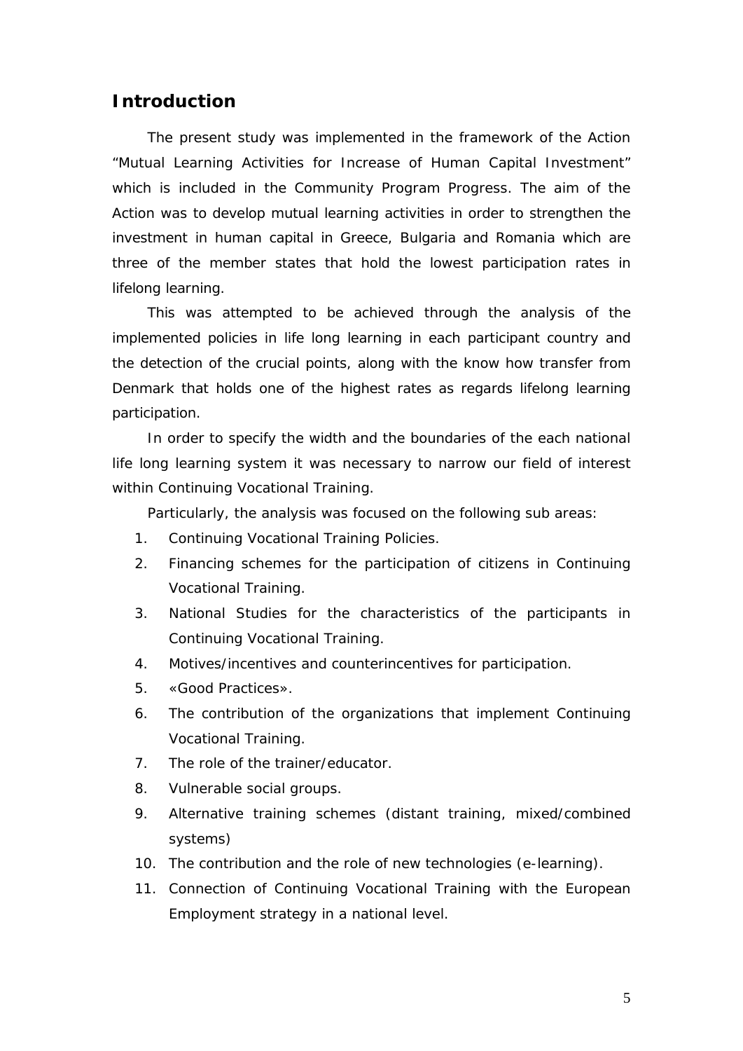## Introduction

The present study was implemented in the framework of the Action "Mutual Learning Activities for Increase of Human Capital Investment" which is included in the Community Program Progress. The aim of the Action was to develop mutual learning activities in order to strengthen the investment in human capital in Greece, Bulgaria and Romania which are three of the member states that hold the lowest participation rates in lifelong learning.

This was attempted to be achieved through the analysis of the implemented policies in life long learning in each participant country and the detection of the crucial points, along with the know how transfer from Denmark that holds one of the highest rates as regards lifelong learning participation.

In order to specify the width and the boundaries of the each national life long learning system it was necessary to narrow our field of interest within Continuing Vocational Training.

Particularly, the analysis was focused on the following sub areas:

1. Continuing Vocational Training Policies.
2. Financing schemes for the participation of citizens in Continuing Vocational Training.
3. National Studies for the characteristics of the participants in Continuing Vocational Training.
4. Motives/incentives and counterincentives for participation.
5. «Good Practices».
6. The contribution of the organizations that implement Continuing Vocational Training.
7. The role of the trainer/educator.
8. Vulnerable social groups.
9. Alternative training schemes (distant training, mixed/combined systems)
10. The contribution and the role of new technologies (e-learning).
11. Connection of Continuing Vocational Training with the European Employment strategy in a national level.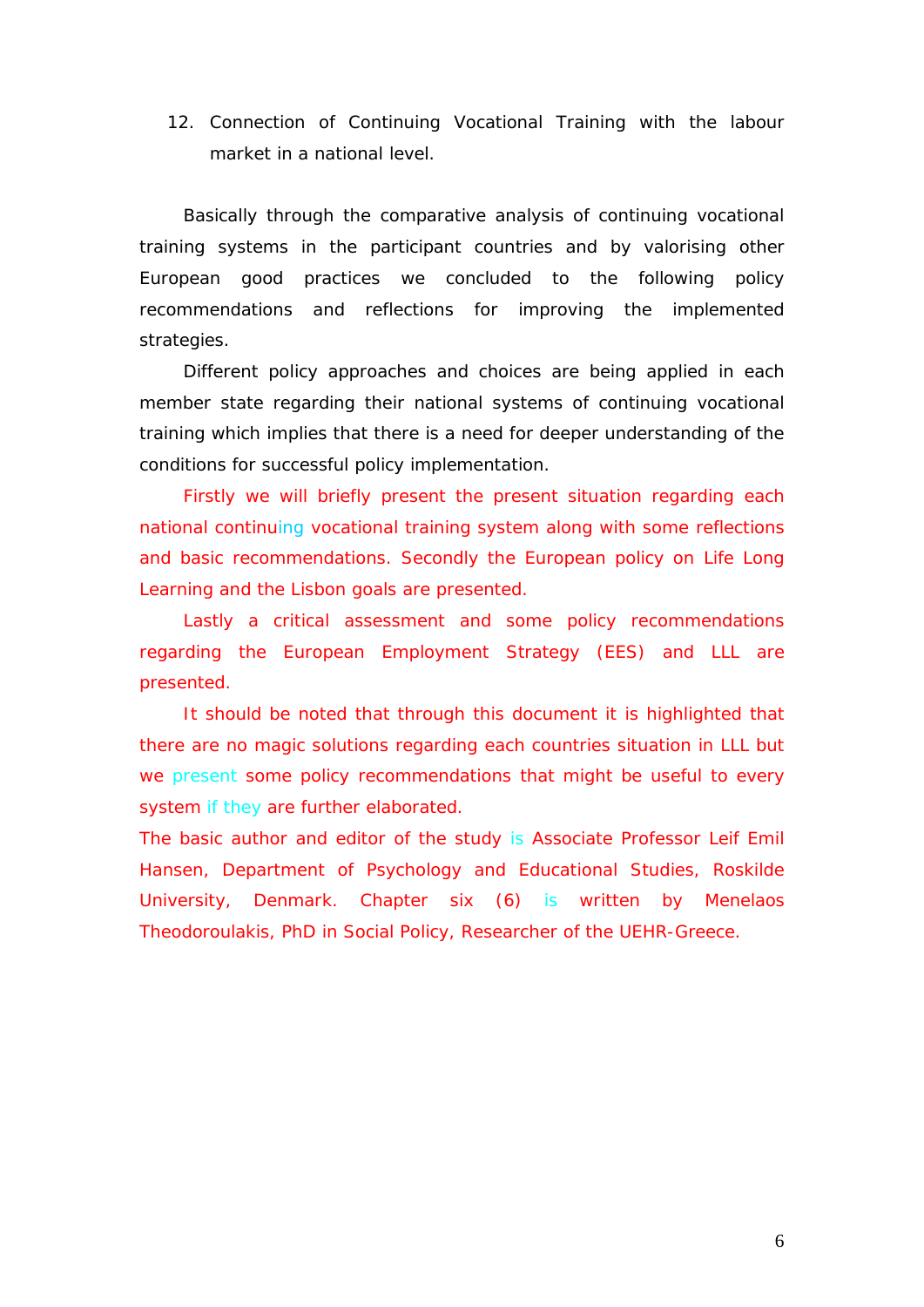12. Connection of Continuing Vocational Training with the labour market in a national level.

Basically through the comparative analysis of continuing vocational training systems in the participant countries and by valorising other European good practices we concluded to the following policy recommendations and reflections for improving the implemented strategies.

Different policy approaches and choices are being applied in each member state regarding their national systems of continuing vocational training which implies that there is a need for deeper understanding of the conditions for successful policy implementation.

Firstly we will briefly present the present situation regarding each national continuing vocational training system along with some reflections and basic recommendations. Secondly the European policy on Life Long Learning and the Lisbon goals are presented.

Lastly a critical assessment and some policy recommendations regarding the European Employment Strategy (EES) and LLL are presented.

It should be noted that through this document it is highlighted that there are no magic solutions regarding each countries situation in LLL but we present some policy recommendations that might be useful to every system if they are further elaborated.

The basic author and editor of the study is Associate Professor Leif Emil Hansen, Department of Psychology and Educational Studies, Roskilde University, Denmark. Chapter six (6) is written by Menelaos Theodoroulakis, PhD in Social Policy, Researcher of the UEHR-Greece.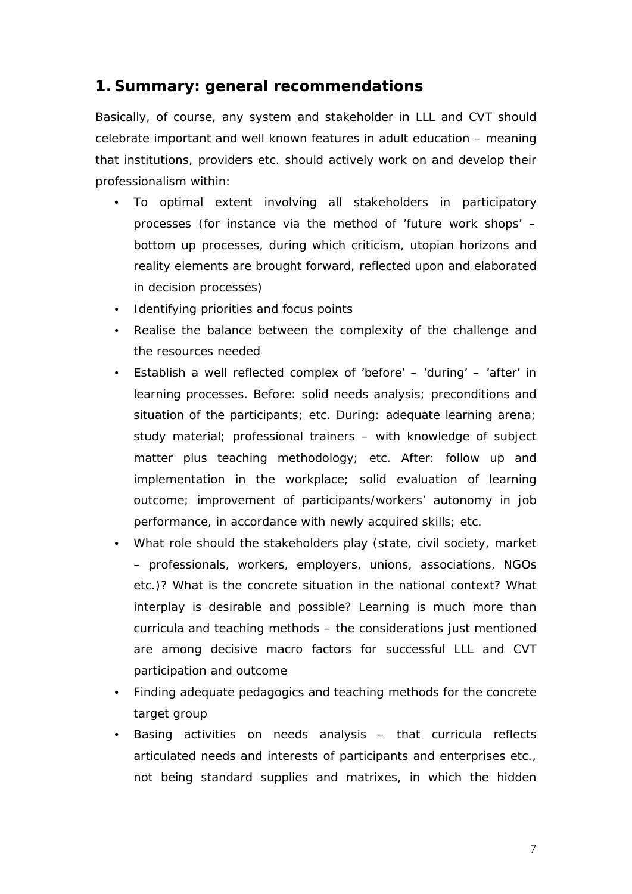## 1. Summary: general recommendations

Basically, of course, any system and stakeholder in LLL and CVT should celebrate important and well known features in adult education – meaning that institutions, providers etc. should actively work on and develop their professionalism within:

- To optimal extent involving all stakeholders in participatory processes (for instance via the method of 'future work shops' – bottom up processes, during which criticism, utopian horizons and reality elements are brought forward, reflected upon and elaborated in decision processes)
- Identifying priorities and focus points
- Realise the balance between the complexity of the challenge and the resources needed
- Establish a well reflected complex of 'before' – 'during' – 'after' in learning processes. Before: solid needs analysis; preconditions and situation of the participants; etc. During: adequate learning arena; study material; professional trainers – with knowledge of subject matter plus teaching methodology; etc. After: follow up and implementation in the workplace; solid evaluation of learning outcome; improvement of participants/workers' autonomy in job performance, in accordance with newly acquired skills; etc.
- What role should the stakeholders play (state, civil society, market – professionals, workers, employers, unions, associations, NGOs etc.)? What is the concrete situation in the national context? What interplay is desirable and possible? Learning is much more than curricula and teaching methods – the considerations just mentioned are among decisive macro factors for successful LLL and CVT participation and outcome
- Finding adequate pedagogics and teaching methods for the concrete target group
- Basing activities on needs analysis – that curricula reflects articulated needs and interests of participants and enterprises etc., not being standard supplies and matrixes, in which the hidden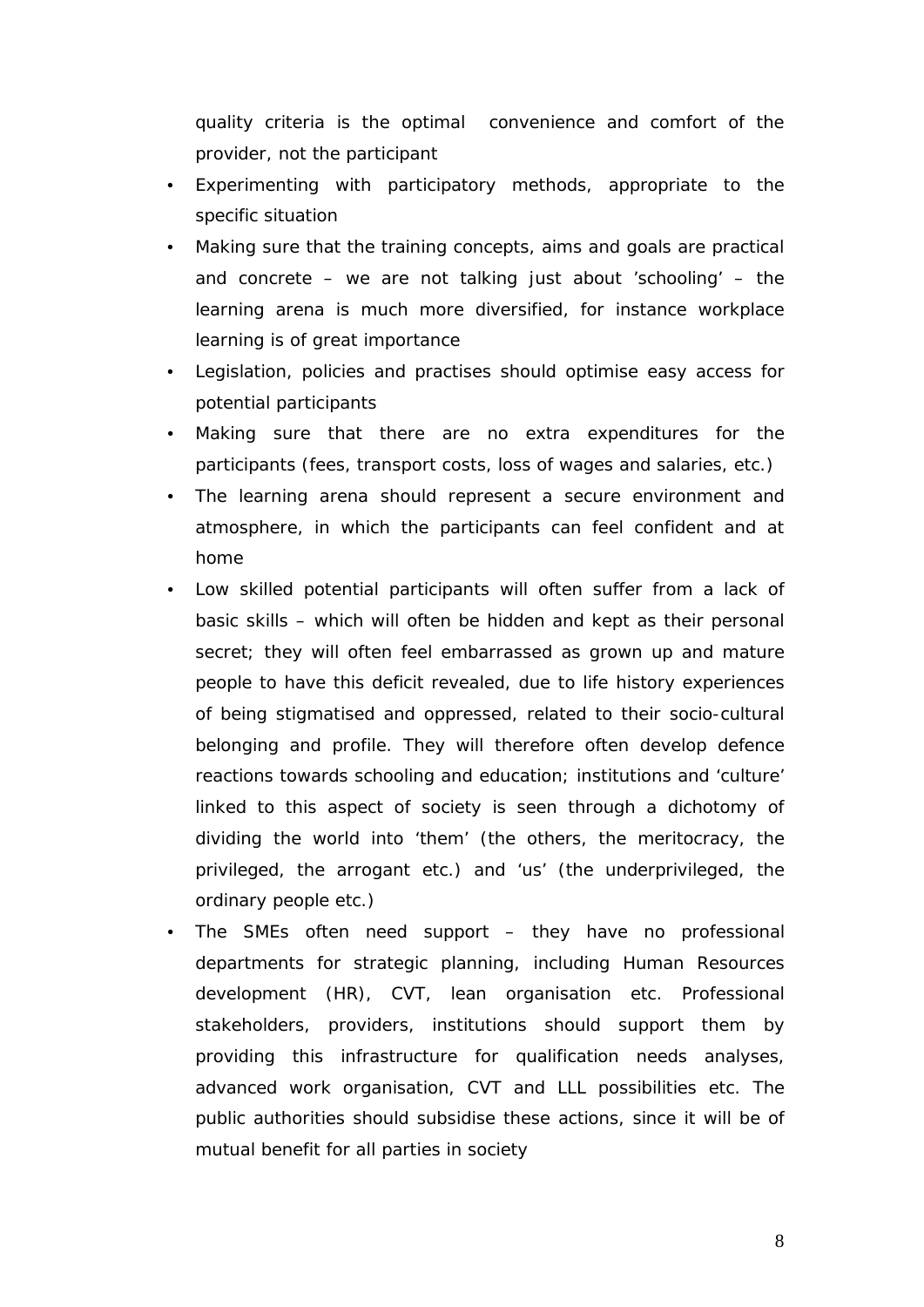quality criteria is the optimal convenience and comfort of the provider, not the participant

- Experimenting with participatory methods, appropriate to the specific situation
- Making sure that the training concepts, aims and goals are practical and concrete – we are not talking just about 'schooling' – the learning arena is much more diversified, for instance workplace learning is of great importance
- Legislation, policies and practises should optimise easy access for potential participants
- Making sure that there are no extra expenditures for the participants (fees, transport costs, loss of wages and salaries, etc.)
- The learning arena should represent a secure environment and atmosphere, in which the participants can feel confident and at home
- Low skilled potential participants will often suffer from a lack of basic skills – which will often be hidden and kept as their personal secret; they will often feel embarrassed as grown up and mature people to have this deficit revealed, due to life history experiences of being stigmatised and oppressed, related to their socio-cultural belonging and profile. They will therefore often develop defence reactions towards schooling and education; institutions and 'culture' linked to this aspect of society is seen through a dichotomy of dividing the world into 'them' (the others, the meritocracy, the privileged, the arrogant etc.) and 'us' (the underprivileged, the ordinary people etc.)
- The SMEs often need support – they have no professional departments for strategic planning, including Human Resources development (HR), CVT, lean organisation etc. Professional stakeholders, providers, institutions should support them by providing this infrastructure for qualification needs analyses, advanced work organisation, CVT and LLL possibilities etc. The public authorities should subsidise these actions, since it will be of mutual benefit for all parties in society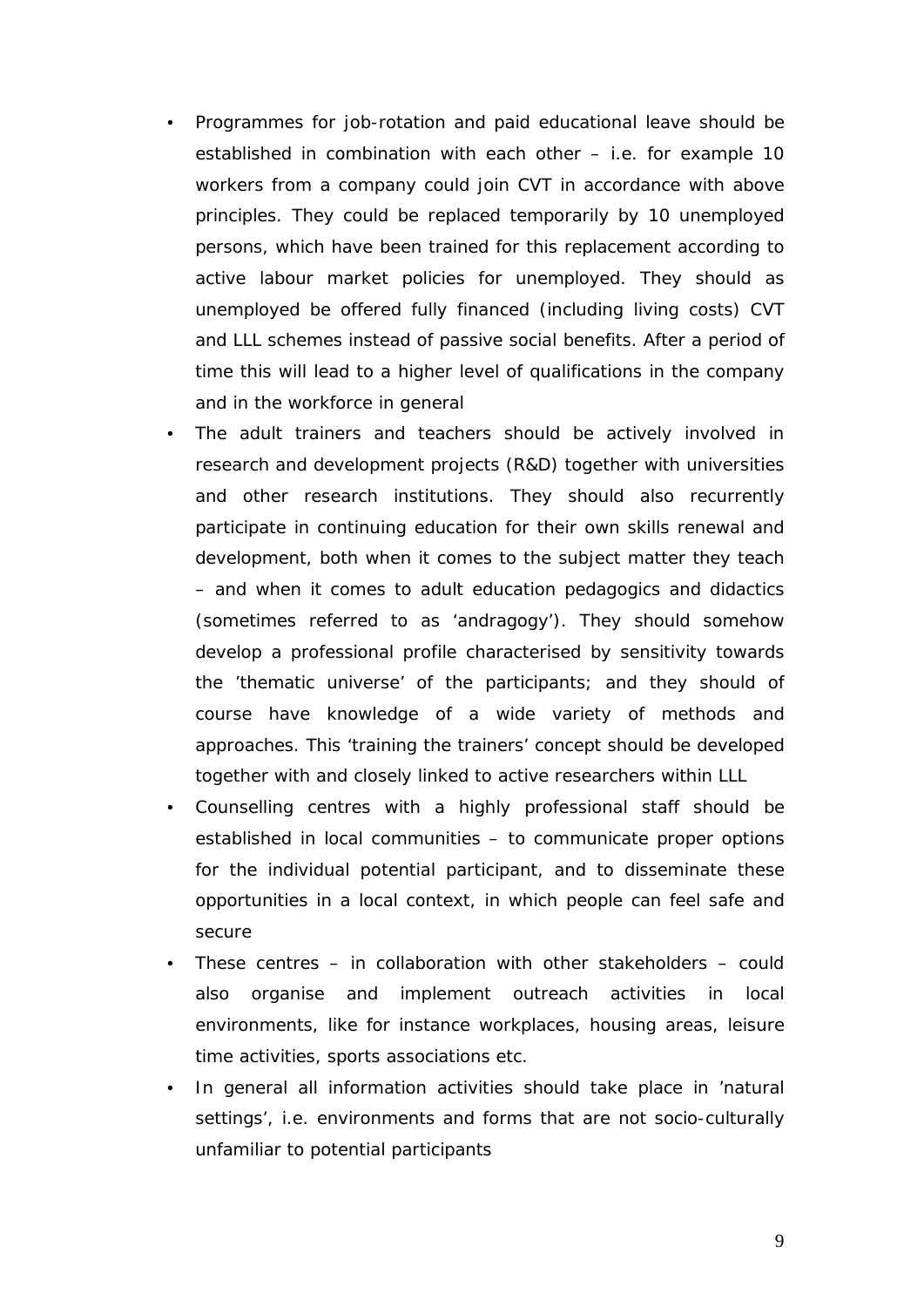- Programmes for job-rotation and paid educational leave should be established in combination with each other – i.e. for example 10 workers from a company could join CVT in accordance with above principles. They could be replaced temporarily by 10 unemployed persons, which have been trained for this replacement according to active labour market policies for unemployed. They should as unemployed be offered fully financed (including living costs) CVT and LLL schemes instead of passive social benefits. After a period of time this will lead to a higher level of qualifications in the company and in the workforce in general
- The adult trainers and teachers should be actively involved in research and development projects (R&D) together with universities and other research institutions. They should also recurrently participate in continuing education for their own skills renewal and development, both when it comes to the subject matter they teach – and when it comes to adult education pedagogics and didactics (sometimes referred to as 'andragogy'). They should somehow develop a professional profile characterised by sensitivity towards the 'thematic universe' of the participants; and they should of course have knowledge of a wide variety of methods and approaches. This 'training the trainers' concept should be developed together with and closely linked to active researchers within LLL
- Counselling centres with a highly professional staff should be established in local communities – to communicate proper options for the individual potential participant, and to disseminate these opportunities in a local context, in which people can feel safe and secure
- These centres – in collaboration with other stakeholders – could also organise and implement outreach activities in local environments, like for instance workplaces, housing areas, leisure time activities, sports associations etc.
- In general all information activities should take place in 'natural settings', i.e. environments and forms that are not socio-culturally unfamiliar to potential participants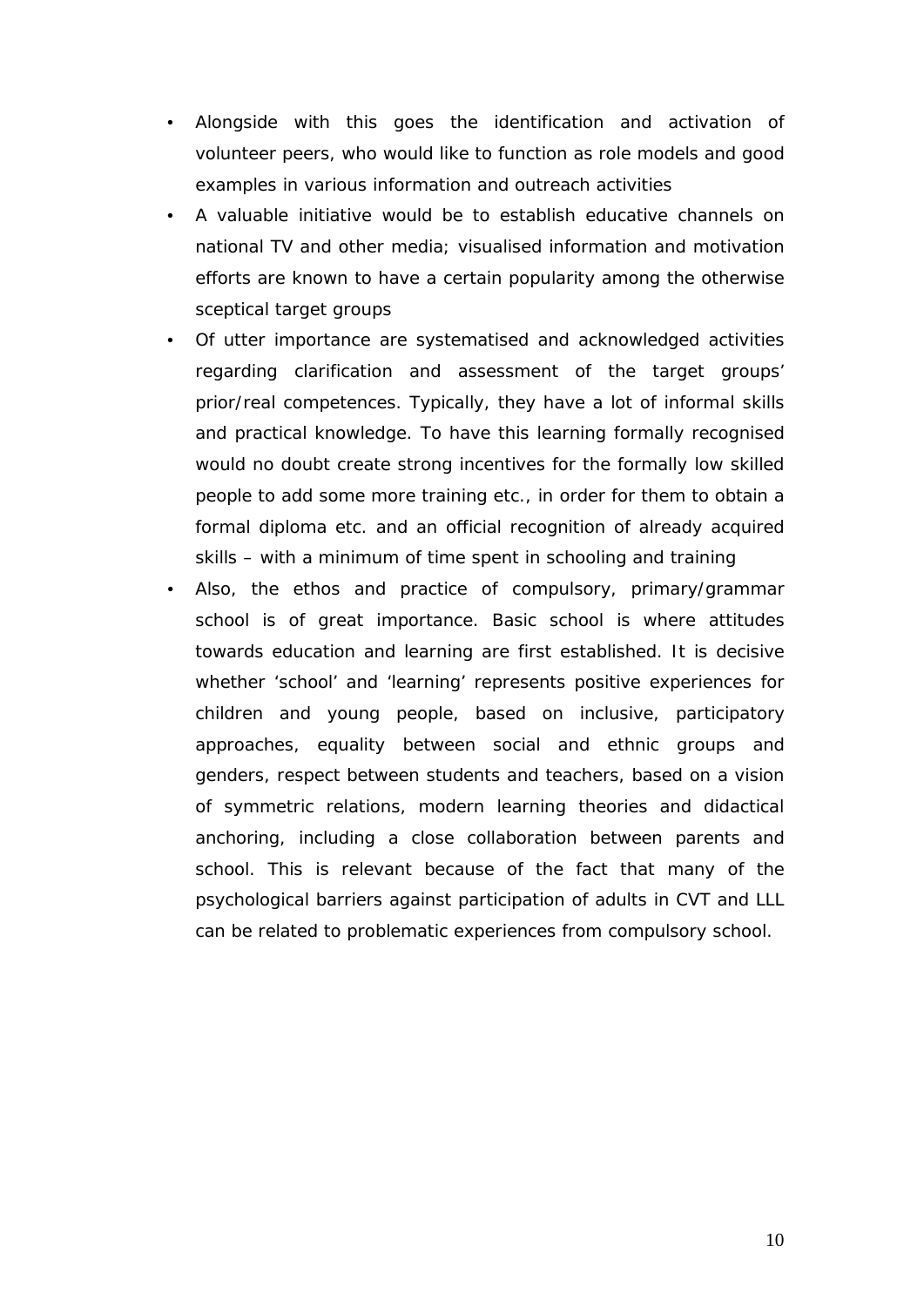- Alongside with this goes the identification and activation of volunteer peers, who would like to function as role models and good examples in various information and outreach activities
- A valuable initiative would be to establish educative channels on national TV and other media; visualised information and motivation efforts are known to have a certain popularity among the otherwise sceptical target groups
- Of utter importance are systematised and acknowledged activities regarding clarification and assessment of the target groups' prior/real competences. Typically, they have a lot of informal skills and practical knowledge. To have this learning formally recognised would no doubt create strong incentives for the formally low skilled people to add some more training etc., in order for them to obtain a formal diploma etc. and an official recognition of already acquired skills – with a minimum of time spent in schooling and training
- Also, the ethos and practice of compulsory, primary/grammar school is of great importance. Basic school is where attitudes towards education and learning are first established. It is decisive whether 'school' and 'learning' represents positive experiences for children and young people, based on inclusive, participatory approaches, equality between social and ethnic groups and genders, respect between students and teachers, based on a vision of symmetric relations, modern learning theories and didactical anchoring, including a close collaboration between parents and school. This is relevant because of the fact that many of the psychological barriers against participation of adults in CVT and LLL can be related to problematic experiences from compulsory school.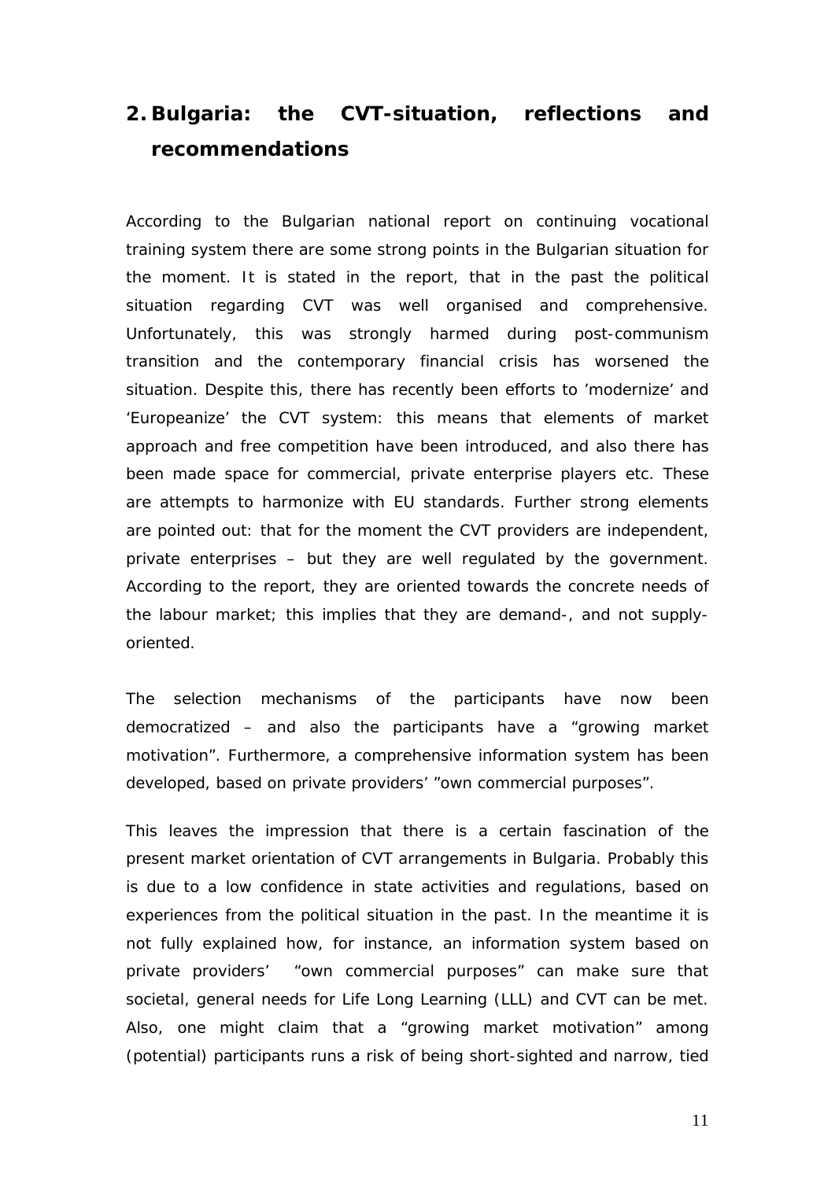## 2. Bulgaria: the CVT-situation, reflections and recommendations

According to the Bulgarian national report on continuing vocational training system there are some strong points in the Bulgarian situation for the moment. It is stated in the report, that in the past the political situation regarding CVT was well organised and comprehensive. Unfortunately, this was strongly harmed during post-communism transition and the contemporary financial crisis has worsened the situation. Despite this, there has recently been efforts to 'modernize' and 'Europeanize' the CVT system: this means that elements of market approach and free competition have been introduced, and also there has been made space for commercial, private enterprise players etc. These are attempts to harmonize with EU standards. Further strong elements are pointed out: that for the moment the CVT providers are independent, private enterprises – but they are well regulated by the government. According to the report, they are oriented towards the concrete needs of the labour market; this implies that they are demand-, and not supply-oriented.

The selection mechanisms of the participants have now been democratized – and also the participants have a "growing market motivation". Furthermore, a comprehensive information system has been developed, based on private providers' "own commercial purposes".

This leaves the impression that there is a certain fascination of the present market orientation of CVT arrangements in Bulgaria. Probably this is due to a low confidence in state activities and regulations, based on experiences from the political situation in the past. In the meantime it is not fully explained how, for instance, an information system based on private providers' "own commercial purposes" can make sure that societal, general needs for Life Long Learning (LLL) and CVT can be met. Also, one might claim that a "growing market motivation" among (potential) participants runs a risk of being short-sighted and narrow, tied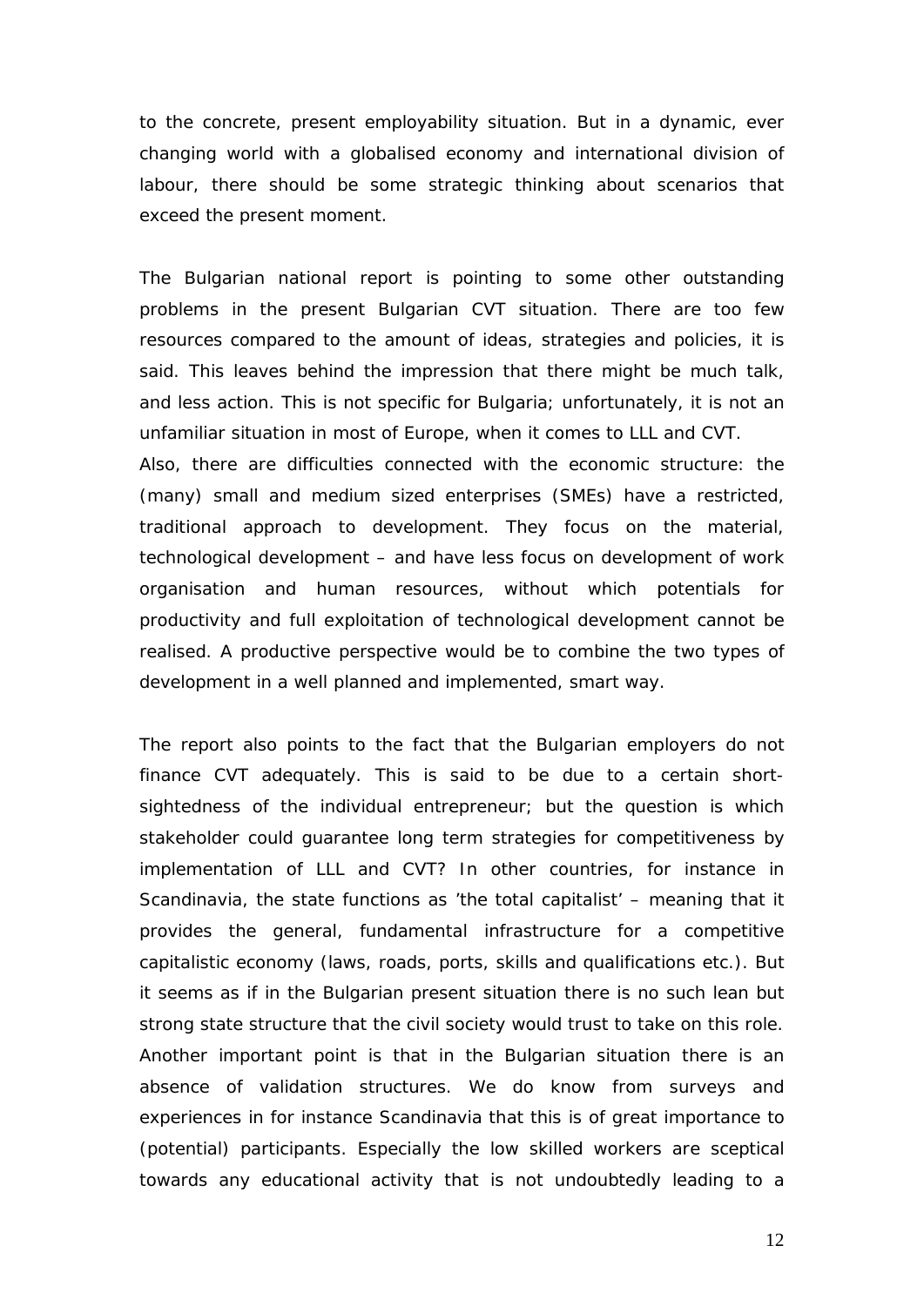to the concrete, present employability situation. But in a dynamic, ever changing world with a globalised economy and international division of labour, there should be some strategic thinking about scenarios that exceed the present moment.

The Bulgarian national report is pointing to some other outstanding problems in the present Bulgarian CVT situation. There are too few resources compared to the amount of ideas, strategies and policies, it is said. This leaves behind the impression that there might be much talk, and less action. This is not specific for Bulgaria; unfortunately, it is not an unfamiliar situation in most of Europe, when it comes to LLL and CVT.
Also, there are difficulties connected with the economic structure: the (many) small and medium sized enterprises (SMEs) have a restricted, traditional approach to development. They focus on the material, technological development – and have less focus on development of work organisation and human resources, without which potentials for productivity and full exploitation of technological development cannot be realised. A productive perspective would be to combine the two types of development in a well planned and implemented, smart way.

The report also points to the fact that the Bulgarian employers do not finance CVT adequately. This is said to be due to a certain short-sightedness of the individual entrepreneur; but the question is which stakeholder could guarantee long term strategies for competitiveness by implementation of LLL and CVT? In other countries, for instance in Scandinavia, the state functions as 'the total capitalist' – meaning that it provides the general, fundamental infrastructure for a competitive capitalistic economy (laws, roads, ports, skills and qualifications etc.). But it seems as if in the Bulgarian present situation there is no such lean but strong state structure that the civil society would trust to take on this role.
Another important point is that in the Bulgarian situation there is an absence of validation structures. We do know from surveys and experiences in for instance Scandinavia that this is of great importance to (potential) participants. Especially the low skilled workers are sceptical towards any educational activity that is not undoubtedly leading to a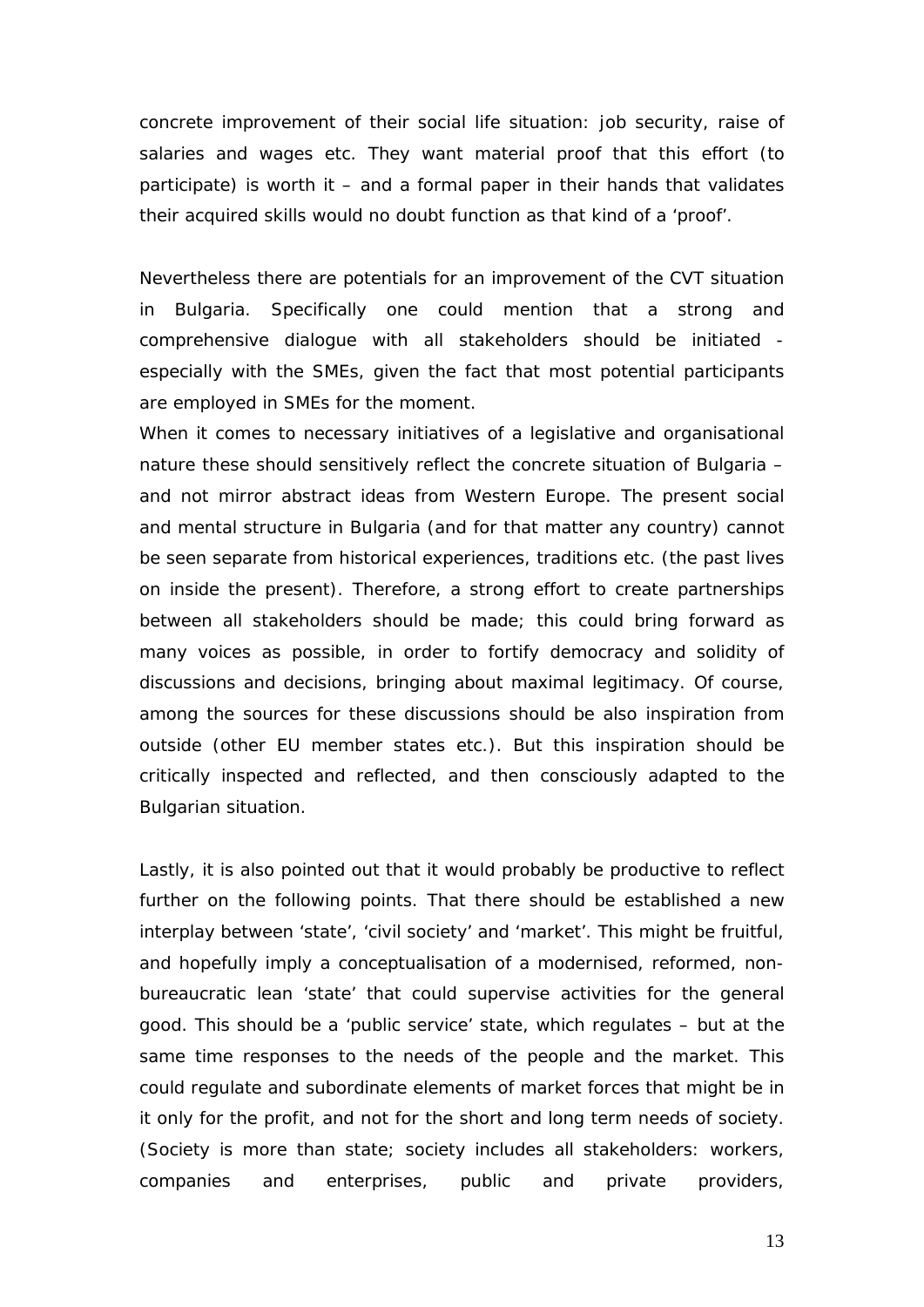concrete improvement of their social life situation: job security, raise of salaries and wages etc. They want material proof that this effort (to participate) is worth it – and a formal paper in their hands that validates their acquired skills would no doubt function as that kind of a 'proof'.

Nevertheless there are potentials for an improvement of the CVT situation in Bulgaria. Specifically one could mention that a strong and comprehensive dialogue with all stakeholders should be initiated - especially with the SMEs, given the fact that most potential participants are employed in SMEs for the moment.

When it comes to necessary initiatives of a legislative and organisational nature these should sensitively reflect the concrete situation of Bulgaria – and not mirror abstract ideas from Western Europe. The present social and mental structure in Bulgaria (and for that matter any country) cannot be seen separate from historical experiences, traditions etc. (the past lives on inside the present). Therefore, a strong effort to create partnerships between all stakeholders should be made; this could bring forward as many voices as possible, in order to fortify democracy and solidity of discussions and decisions, bringing about maximal legitimacy. Of course, among the sources for these discussions should be also inspiration from outside (other EU member states etc.). But this inspiration should be critically inspected and reflected, and then consciously adapted to the Bulgarian situation.

Lastly, it is also pointed out that it would probably be productive to reflect further on the following points. That there should be established a new interplay between 'state', 'civil society' and 'market'. This might be fruitful, and hopefully imply a conceptualisation of a modernised, reformed, non-bureaucratic lean 'state' that could supervise activities for the general good. This should be a 'public service' state, which regulates – but at the same time responses to the needs of the people and the market. This could regulate and subordinate elements of market forces that might be in it only for the profit, and not for the short and long term needs of society. (Society is more than state; society includes all stakeholders: workers, companies and enterprises, public and private providers,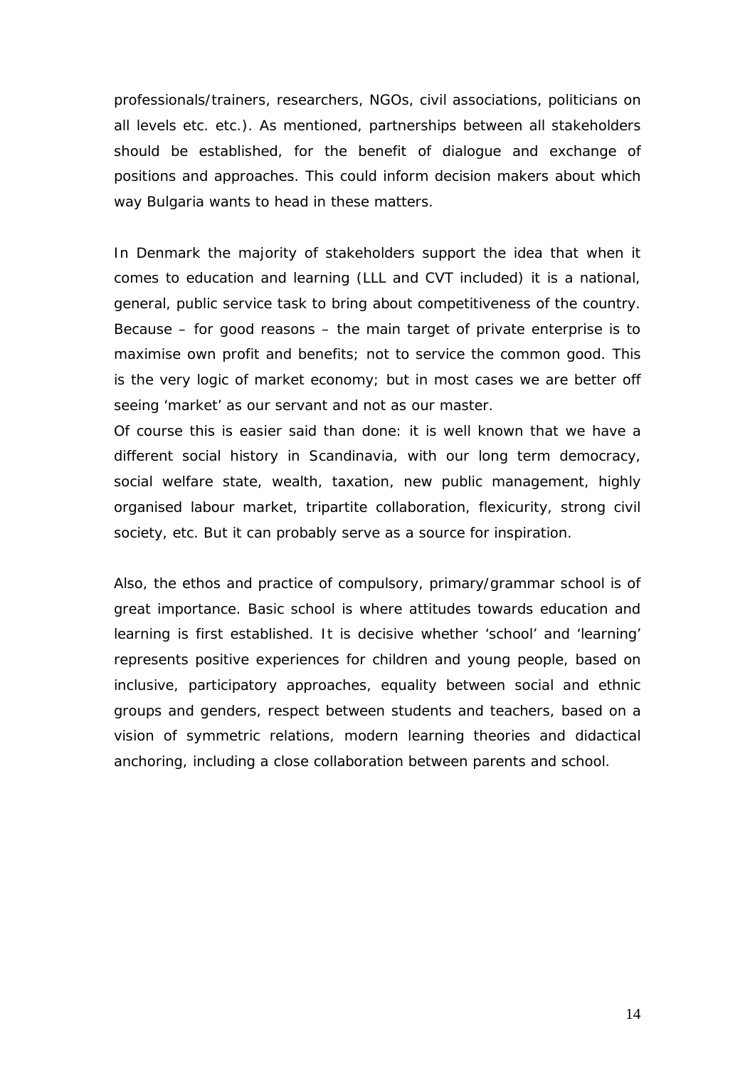professionals/trainers, researchers, NGOs, civil associations, politicians on all levels etc. etc.). As mentioned, partnerships between all stakeholders should be established, for the benefit of dialogue and exchange of positions and approaches. This could inform decision makers about which way Bulgaria wants to head in these matters.

In Denmark the majority of stakeholders support the idea that when it comes to education and learning (LLL and CVT included) it is a national, general, public service task to bring about competitiveness of the country. Because – for good reasons – the main target of private enterprise is to maximise own profit and benefits; not to service the common good. This is the very logic of market economy; but in most cases we are better off seeing 'market' as our servant and not as our master.

Of course this is easier said than done: it is well known that we have a different social history in Scandinavia, with our long term democracy, social welfare state, wealth, taxation, new public management, highly organised labour market, tripartite collaboration, flexicurity, strong civil society, etc. But it can probably serve as a source for inspiration.

Also, the ethos and practice of compulsory, primary/grammar school is of great importance. Basic school is where attitudes towards education and learning is first established. It is decisive whether 'school' and 'learning' represents positive experiences for children and young people, based on inclusive, participatory approaches, equality between social and ethnic groups and genders, respect between students and teachers, based on a vision of symmetric relations, modern learning theories and didactical anchoring, including a close collaboration between parents and school.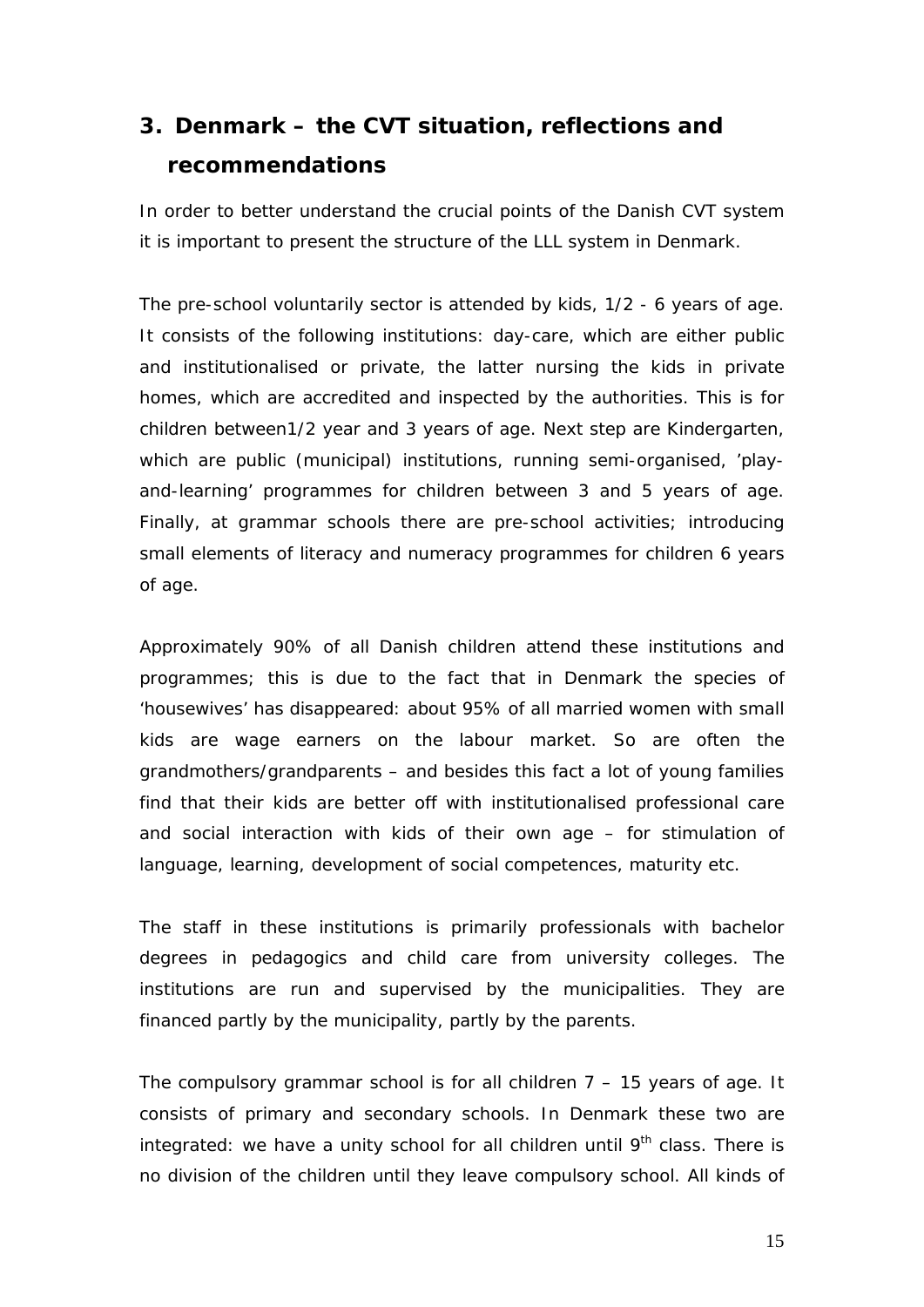## 3. Denmark – the CVT situation, reflections and recommendations

In order to better understand the crucial points of the Danish CVT system it is important to present the structure of the LLL system in Denmark.

The pre-school voluntarily sector is attended by kids, 1/2 - 6 years of age. It consists of the following institutions: day-care, which are either public and institutionalised or private, the latter nursing the kids in private homes, which are accredited and inspected by the authorities. This is for children between1/2 year and 3 years of age. Next step are Kindergarten, which are public (municipal) institutions, running semi-organised, 'play-and-learning' programmes for children between 3 and 5 years of age. Finally, at grammar schools there are pre-school activities; introducing small elements of literacy and numeracy programmes for children 6 years of age.

Approximately 90% of all Danish children attend these institutions and programmes; this is due to the fact that in Denmark the species of 'housewives' has disappeared: about 95% of all married women with small kids are wage earners on the labour market. So are often the grandmothers/grandparents – and besides this fact a lot of young families find that their kids are better off with institutionalised professional care and social interaction with kids of their own age – for stimulation of language, learning, development of social competences, maturity etc.

The staff in these institutions is primarily professionals with bachelor degrees in pedagogics and child care from university colleges. The institutions are run and supervised by the municipalities. They are financed partly by the municipality, partly by the parents.

The compulsory grammar school is for all children 7 – 15 years of age. It consists of primary and secondary schools. In Denmark these two are integrated: we have a unity school for all children until 9th class. There is no division of the children until they leave compulsory school. All kinds of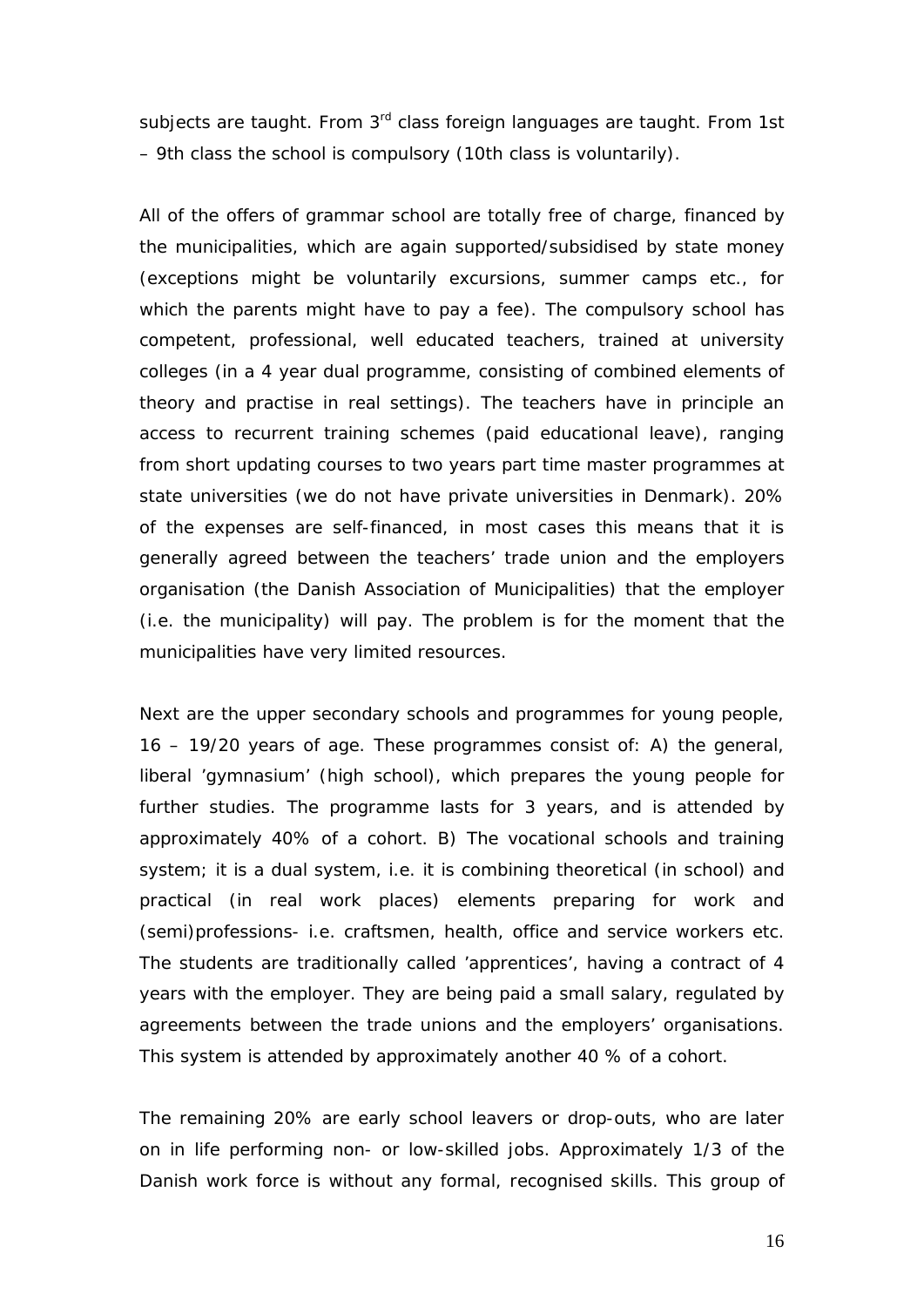subjects are taught. From 3rd class foreign languages are taught. From 1st – 9th class the school is compulsory (10th class is voluntarily).

All of the offers of grammar school are totally free of charge, financed by the municipalities, which are again supported/subsidised by state money (exceptions might be voluntarily excursions, summer camps etc., for which the parents might have to pay a fee). The compulsory school has competent, professional, well educated teachers, trained at university colleges (in a 4 year dual programme, consisting of combined elements of theory and practise in real settings). The teachers have in principle an access to recurrent training schemes (paid educational leave), ranging from short updating courses to two years part time master programmes at state universities (we do not have private universities in Denmark). 20% of the expenses are self-financed, in most cases this means that it is generally agreed between the teachers' trade union and the employers organisation (the Danish Association of Municipalities) that the employer (i.e. the municipality) will pay. The problem is for the moment that the municipalities have very limited resources.

Next are the upper secondary schools and programmes for young people, 16 – 19/20 years of age. These programmes consist of: A) the general, liberal 'gymnasium' (high school), which prepares the young people for further studies. The programme lasts for 3 years, and is attended by approximately 40% of a cohort. B) The vocational schools and training system; it is a dual system, i.e. it is combining theoretical (in school) and practical (in real work places) elements preparing for work and (semi)professions- i.e. craftsmen, health, office and service workers etc. The students are traditionally called 'apprentices', having a contract of 4 years with the employer. They are being paid a small salary, regulated by agreements between the trade unions and the employers' organisations. This system is attended by approximately another 40 % of a cohort.

The remaining 20% are early school leavers or drop-outs, who are later on in life performing non- or low-skilled jobs. Approximately 1/3 of the Danish work force is without any formal, recognised skills. This group of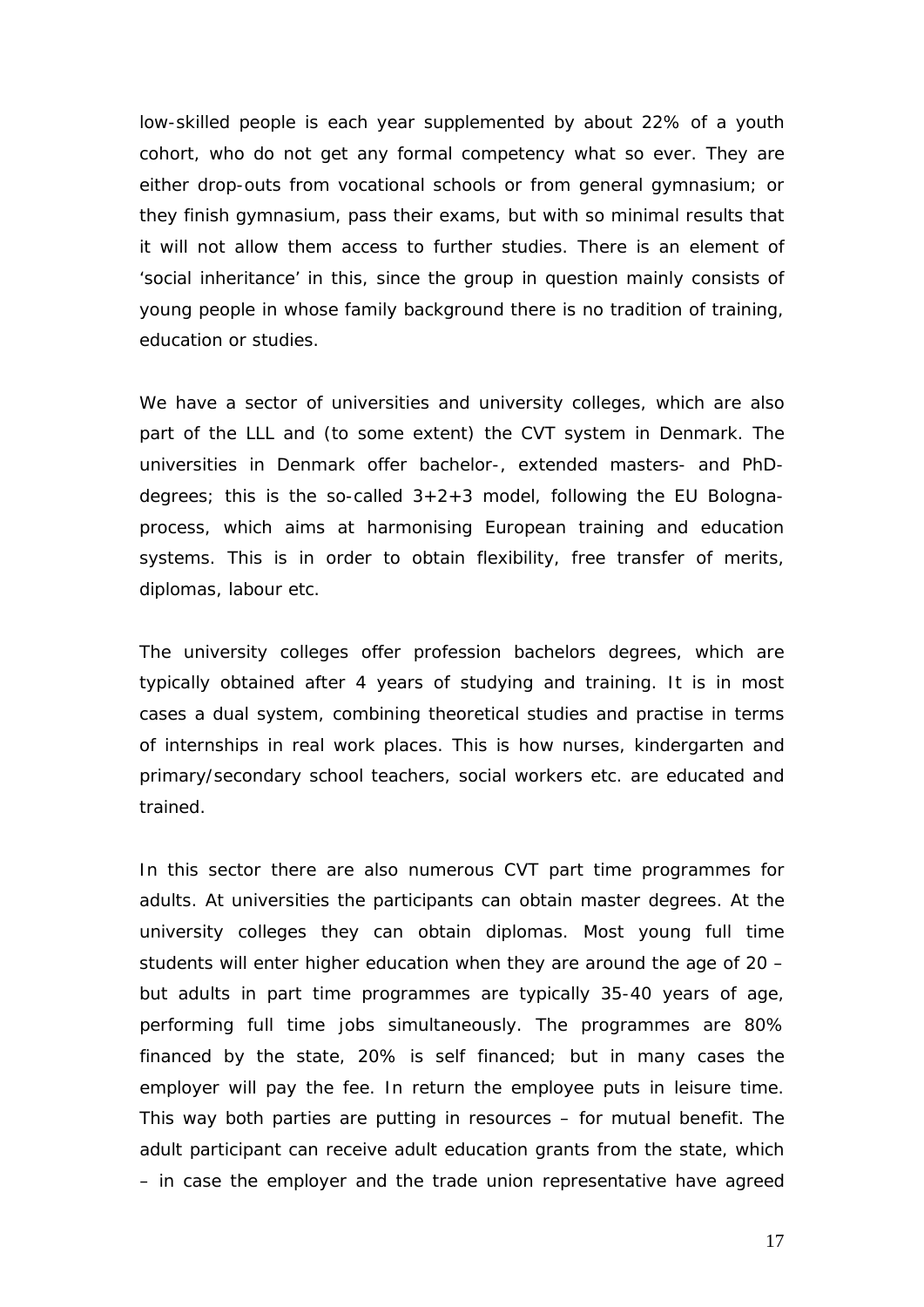low-skilled people is each year supplemented by about 22% of a youth cohort, who do not get any formal competency what so ever. They are either drop-outs from vocational schools or from general gymnasium; or they finish gymnasium, pass their exams, but with so minimal results that it will not allow them access to further studies. There is an element of 'social inheritance' in this, since the group in question mainly consists of young people in whose family background there is no tradition of training, education or studies.

We have a sector of universities and university colleges, which are also part of the LLL and (to some extent) the CVT system in Denmark. The universities in Denmark offer bachelor-, extended masters- and PhD-degrees; this is the so-called 3+2+3 model, following the EU Bologna-process, which aims at harmonising European training and education systems. This is in order to obtain flexibility, free transfer of merits, diplomas, labour etc.

The university colleges offer profession bachelors degrees, which are typically obtained after 4 years of studying and training. It is in most cases a dual system, combining theoretical studies and practise in terms of internships in real work places. This is how nurses, kindergarten and primary/secondary school teachers, social workers etc. are educated and trained.

In this sector there are also numerous CVT part time programmes for adults. At universities the participants can obtain master degrees. At the university colleges they can obtain diplomas. Most young full time students will enter higher education when they are around the age of 20 – but adults in part time programmes are typically 35-40 years of age, performing full time jobs simultaneously. The programmes are 80% financed by the state, 20% is self financed; but in many cases the employer will pay the fee. In return the employee puts in leisure time. This way both parties are putting in resources – for mutual benefit. The adult participant can receive adult education grants from the state, which – in case the employer and the trade union representative have agreed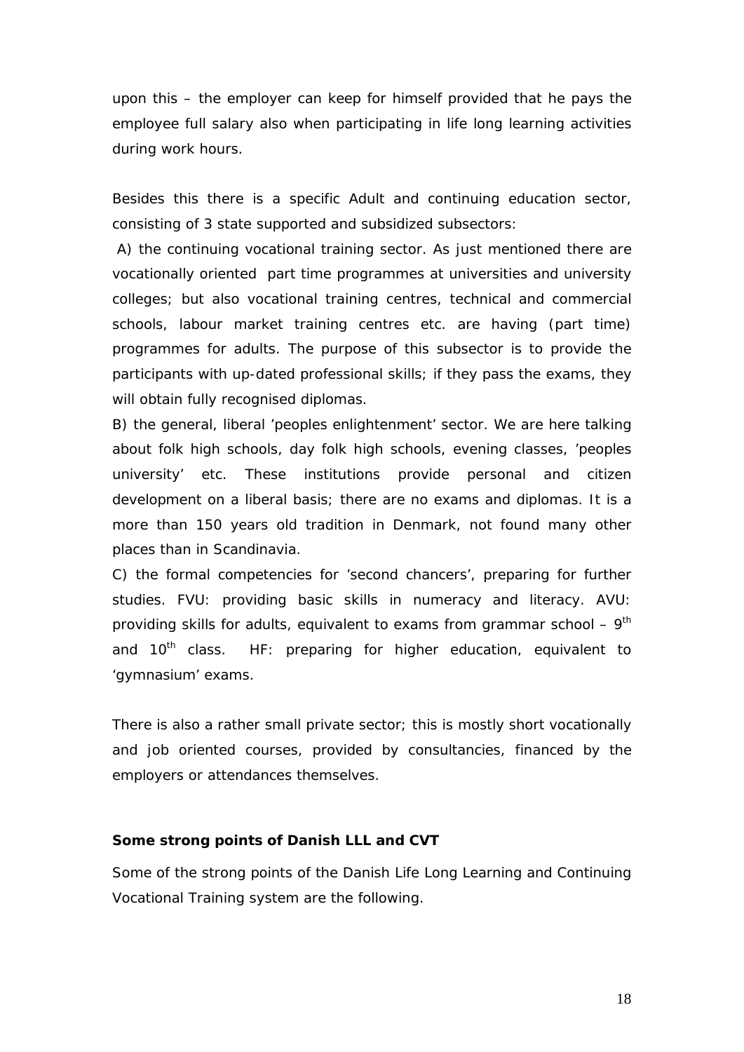upon this – the employer can keep for himself provided that he pays the employee full salary also when participating in life long learning activities during work hours.

Besides this there is a specific Adult and continuing education sector, consisting of 3 state supported and subsidized subsectors:

A) the continuing vocational training sector. As just mentioned there are vocationally oriented part time programmes at universities and university colleges; but also vocational training centres, technical and commercial schools, labour market training centres etc. are having (part time) programmes for adults. The purpose of this subsector is to provide the participants with up-dated professional skills; if they pass the exams, they will obtain fully recognised diplomas.

B) the general, liberal 'peoples enlightenment' sector. We are here talking about folk high schools, day folk high schools, evening classes, 'peoples university' etc. These institutions provide personal and citizen development on a liberal basis; there are no exams and diplomas. It is a more than 150 years old tradition in Denmark, not found many other places than in Scandinavia.

C) the formal competencies for 'second chancers', preparing for further studies. FVU: providing basic skills in numeracy and literacy. AVU: providing skills for adults, equivalent to exams from grammar school – 9th and 10th class. HF: preparing for higher education, equivalent to 'gymnasium' exams.

There is also a rather small private sector; this is mostly short vocationally and job oriented courses, provided by consultancies, financed by the employers or attendances themselves.

**Some strong points of Danish LLL and CVT**

Some of the strong points of the Danish Life Long Learning and Continuing Vocational Training system are the following.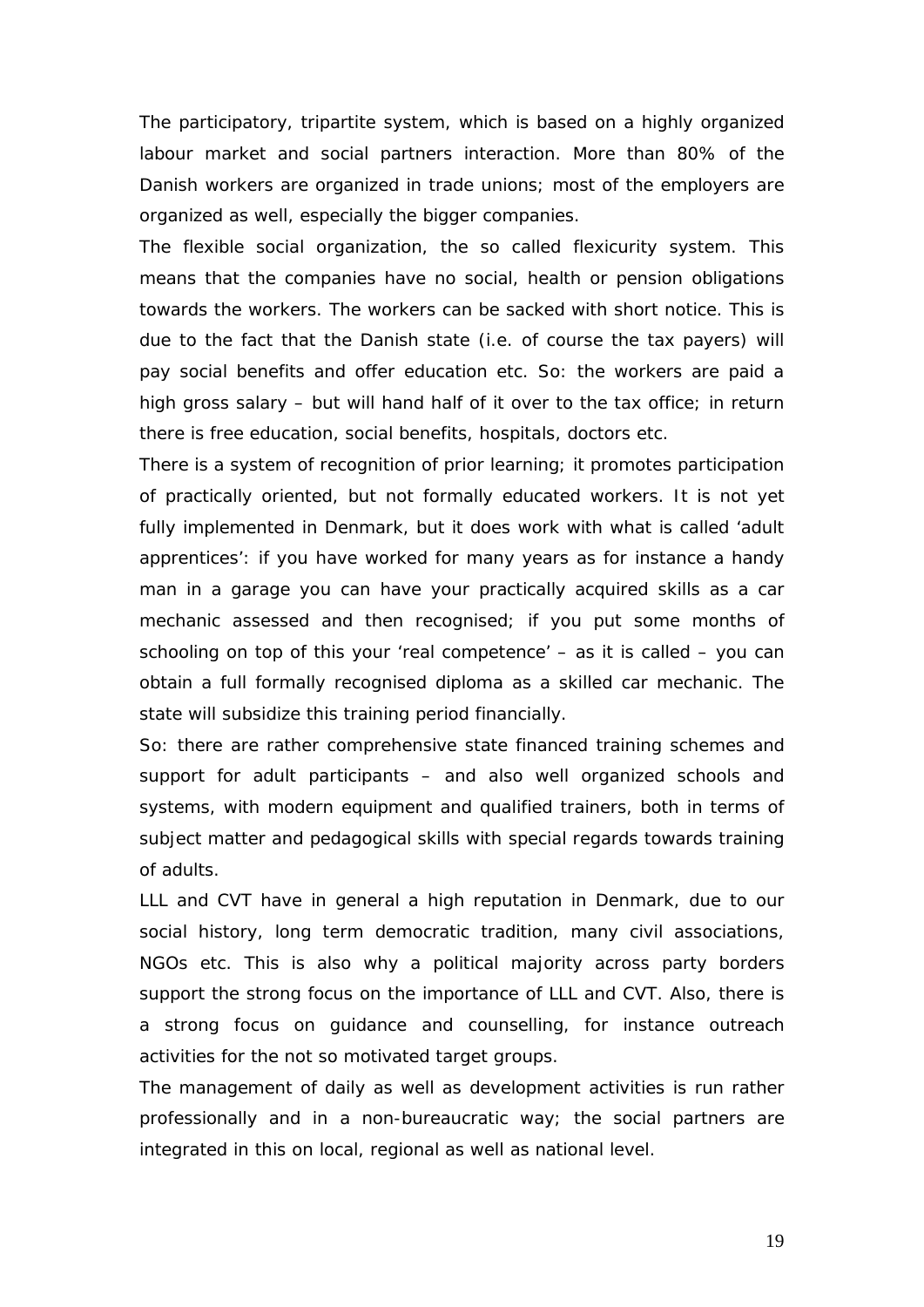The participatory, tripartite system, which is based on a highly organized labour market and social partners interaction. More than 80% of the Danish workers are organized in trade unions; most of the employers are organized as well, especially the bigger companies.

The flexible social organization, the so called flexicurity system. This means that the companies have no social, health or pension obligations towards the workers. The workers can be sacked with short notice. This is due to the fact that the Danish state (i.e. of course the tax payers) will pay social benefits and offer education etc. So: the workers are paid a high gross salary – but will hand half of it over to the tax office; in return there is free education, social benefits, hospitals, doctors etc.

There is a system of recognition of prior learning; it promotes participation of practically oriented, but not formally educated workers. It is not yet fully implemented in Denmark, but it does work with what is called 'adult apprentices': if you have worked for many years as for instance a handy man in a garage you can have your practically acquired skills as a car mechanic assessed and then recognised; if you put some months of schooling on top of this your 'real competence' – as it is called – you can obtain a full formally recognised diploma as a skilled car mechanic. The state will subsidize this training period financially.

So: there are rather comprehensive state financed training schemes and support for adult participants – and also well organized schools and systems, with modern equipment and qualified trainers, both in terms of subject matter and pedagogical skills with special regards towards training of adults.

LLL and CVT have in general a high reputation in Denmark, due to our social history, long term democratic tradition, many civil associations, NGOs etc. This is also why a political majority across party borders support the strong focus on the importance of LLL and CVT. Also, there is a strong focus on guidance and counselling, for instance outreach activities for the not so motivated target groups.

The management of daily as well as development activities is run rather professionally and in a non-bureaucratic way; the social partners are integrated in this on local, regional as well as national level.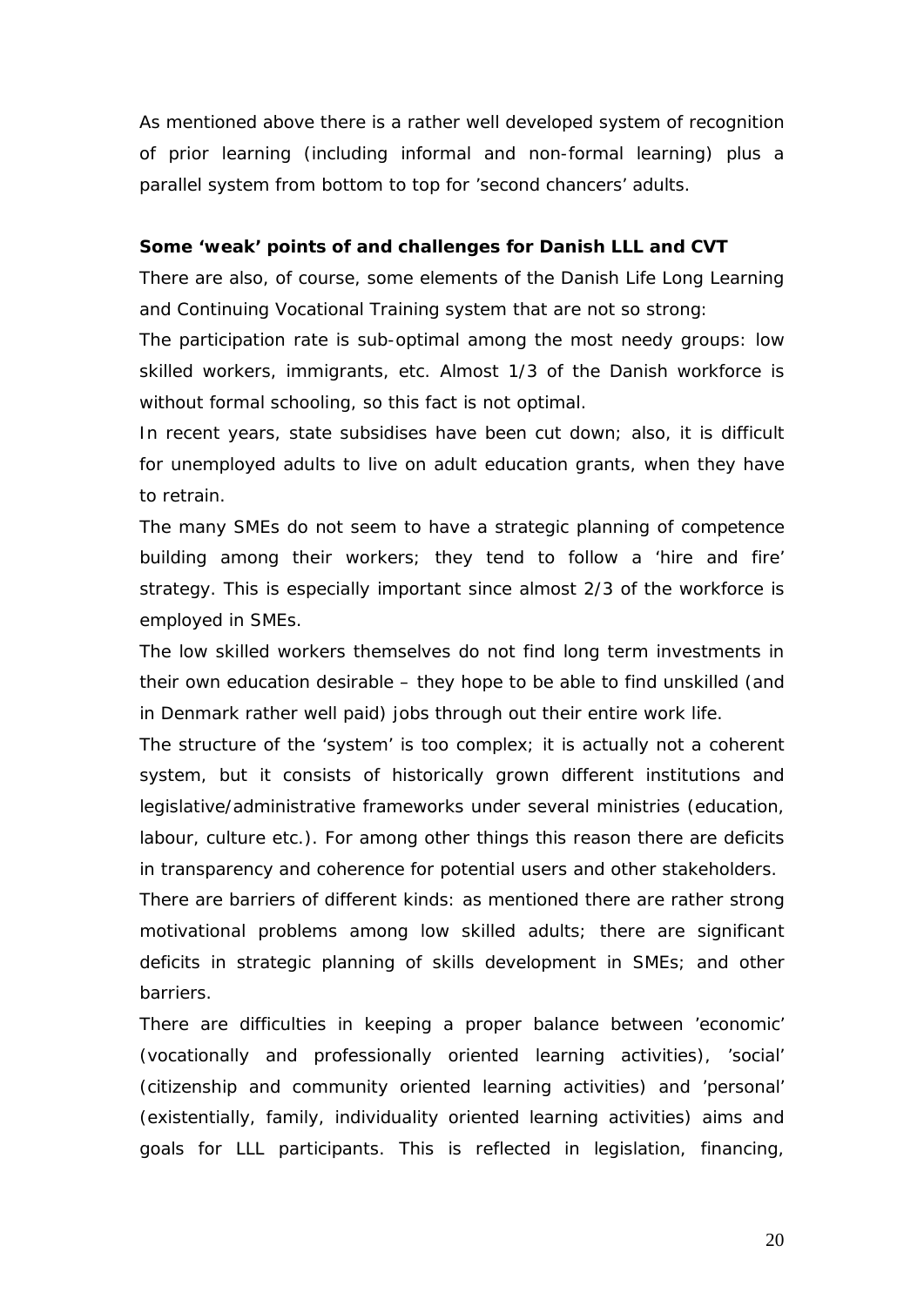As mentioned above there is a rather well developed system of recognition of prior learning (including informal and non-formal learning) plus a parallel system from bottom to top for 'second chancers' adults.

**Some 'weak' points of and challenges for Danish LLL and CVT**

There are also, of course, some elements of the Danish Life Long Learning and Continuing Vocational Training system that are not so strong:

The participation rate is sub-optimal among the most needy groups: low skilled workers, immigrants, etc. Almost 1/3 of the Danish workforce is without formal schooling, so this fact is not optimal.

In recent years, state subsidises have been cut down; also, it is difficult for unemployed adults to live on adult education grants, when they have to retrain.

The many SMEs do not seem to have a strategic planning of competence building among their workers; they tend to follow a 'hire and fire' strategy. This is especially important since almost 2/3 of the workforce is employed in SMEs.

The low skilled workers themselves do not find long term investments in their own education desirable – they hope to be able to find unskilled (and in Denmark rather well paid) jobs through out their entire work life.

The structure of the 'system' is too complex; it is actually not a coherent system, but it consists of historically grown different institutions and legislative/administrative frameworks under several ministries (education, labour, culture etc.). For among other things this reason there are deficits in transparency and coherence for potential users and other stakeholders.

There are barriers of different kinds: as mentioned there are rather strong motivational problems among low skilled adults; there are significant deficits in strategic planning of skills development in SMEs; and other barriers.

There are difficulties in keeping a proper balance between 'economic' (vocationally and professionally oriented learning activities), 'social' (citizenship and community oriented learning activities) and 'personal' (existentially, family, individuality oriented learning activities) aims and goals for LLL participants. This is reflected in legislation, financing,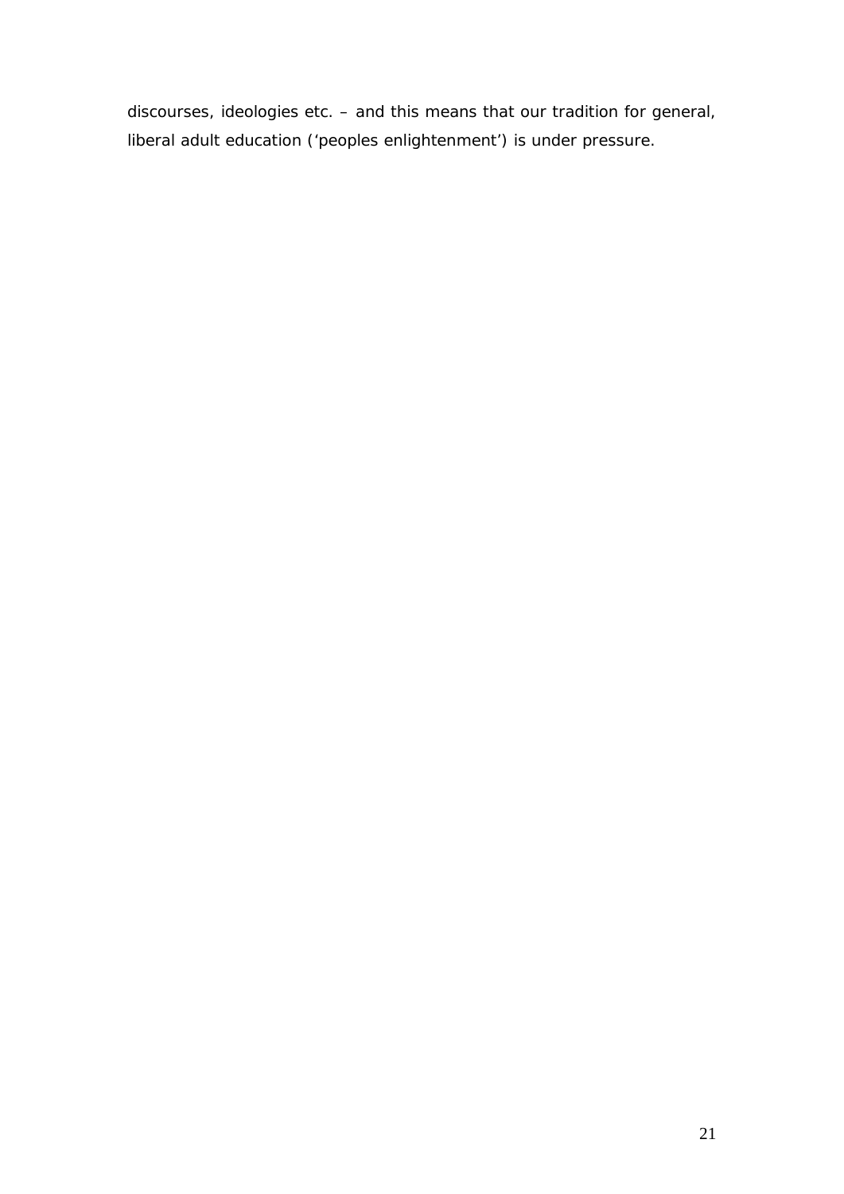discourses, ideologies etc. – and this means that our tradition for general, liberal adult education ('peoples enlightenment') is under pressure.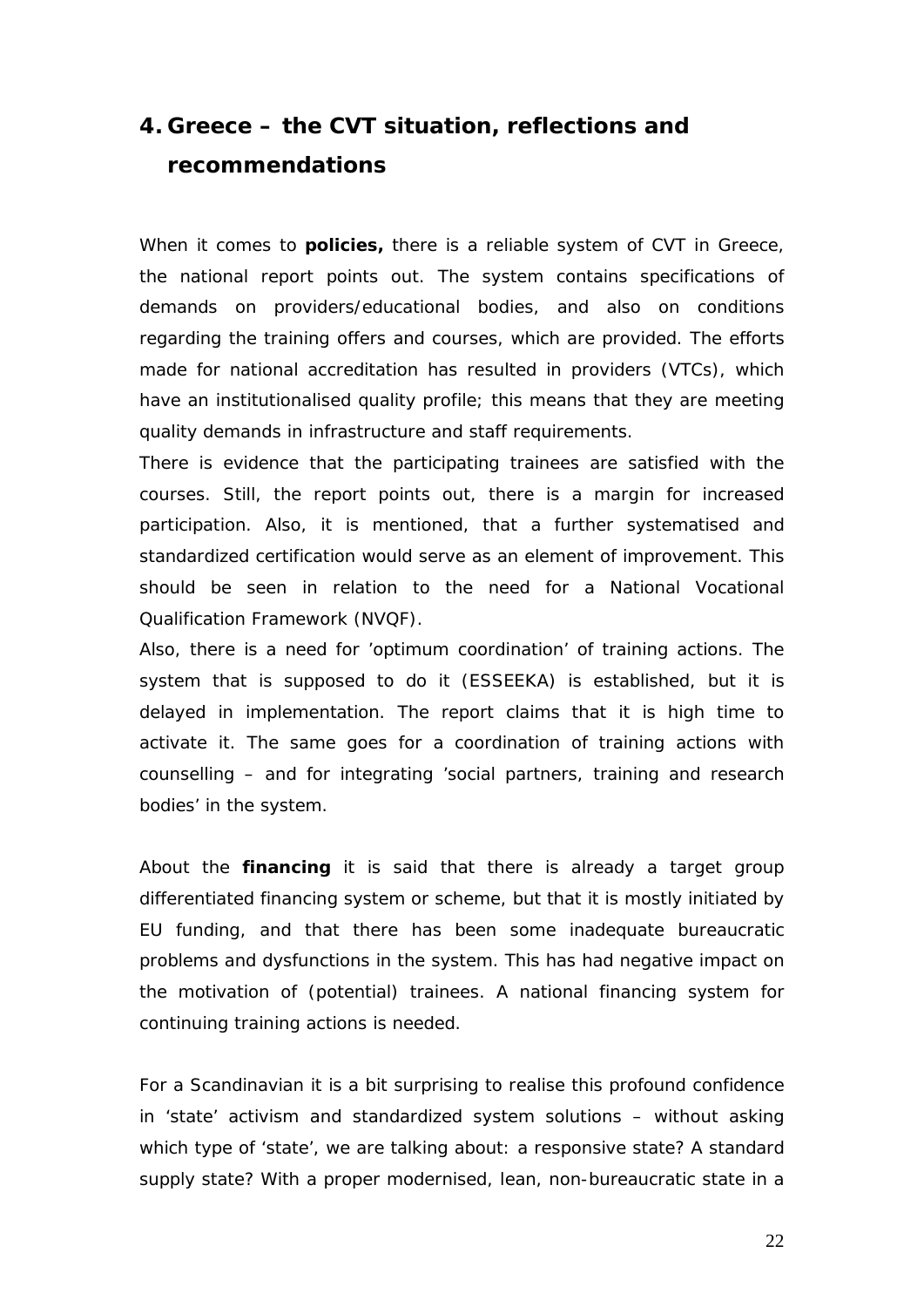# 4. Greece – the CVT situation, reflections and recommendations

When it comes to **policies,** there is a reliable system of CVT in Greece, the national report points out. The system contains specifications of demands on providers/educational bodies, and also on conditions regarding the training offers and courses, which are provided. The efforts made for national accreditation has resulted in providers (VTCs), which have an institutionalised quality profile; this means that they are meeting quality demands in infrastructure and staff requirements.

There is evidence that the participating trainees are satisfied with the courses. Still, the report points out, there is a margin for increased participation. Also, it is mentioned, that a further systematised and standardized certification would serve as an element of improvement. This should be seen in relation to the need for a National Vocational Qualification Framework (NVQF).

Also, there is a need for 'optimum coordination' of training actions. The system that is supposed to do it (ESSEEKA) is established, but it is delayed in implementation. The report claims that it is high time to activate it. The same goes for a coordination of training actions with counselling – and for integrating 'social partners, training and research bodies' in the system.

About the **financing** it is said that there is already a target group differentiated financing system or scheme, but that it is mostly initiated by EU funding, and that there has been some inadequate bureaucratic problems and dysfunctions in the system. This has had negative impact on the motivation of (potential) trainees. A national financing system for continuing training actions is needed.

For a Scandinavian it is a bit surprising to realise this profound confidence in 'state' activism and standardized system solutions – without asking which type of 'state', we are talking about: a responsive state? A standard supply state? With a proper modernised, lean, non-bureaucratic state in a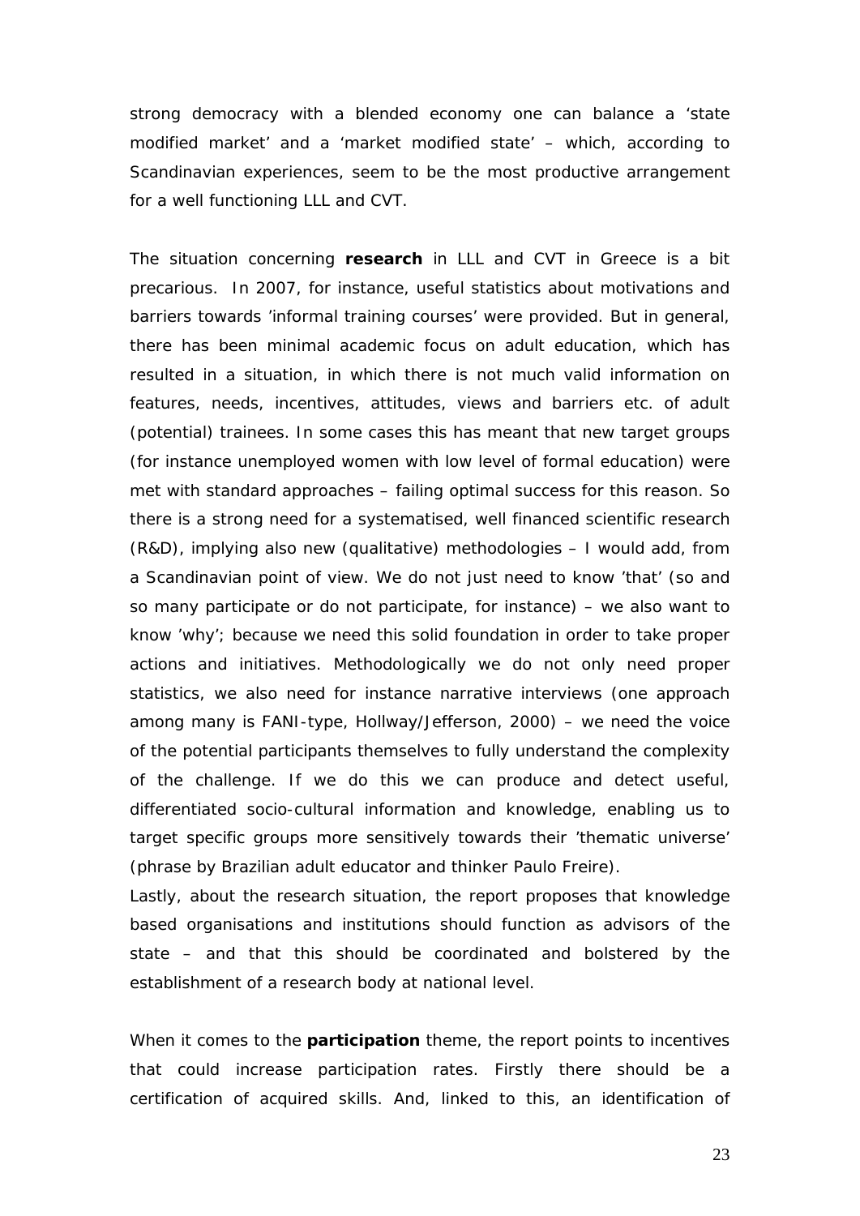strong democracy with a blended economy one can balance a 'state modified market' and a 'market modified state' – which, according to Scandinavian experiences, seem to be the most productive arrangement for a well functioning LLL and CVT.

The situation concerning **research** in LLL and CVT in Greece is a bit precarious. In 2007, for instance, useful statistics about motivations and barriers towards 'informal training courses' were provided. But in general, there has been minimal academic focus on adult education, which has resulted in a situation, in which there is not much valid information on features, needs, incentives, attitudes, views and barriers etc. of adult (potential) trainees. In some cases this has meant that new target groups (for instance unemployed women with low level of formal education) were met with standard approaches – failing optimal success for this reason. So there is a strong need for a systematised, well financed scientific research (R&D), implying also new (qualitative) methodologies – I would add, from a Scandinavian point of view. We do not just need to know 'that' (so and so many participate or do not participate, for instance) – we also want to know 'why'; because we need this solid foundation in order to take proper actions and initiatives. Methodologically we do not only need proper statistics, we also need for instance narrative interviews (one approach among many is FANI-type, Hollway/Jefferson, 2000) – we need the voice of the potential participants themselves to fully understand the complexity of the challenge. If we do this we can produce and detect useful, differentiated socio-cultural information and knowledge, enabling us to target specific groups more sensitively towards their 'thematic universe' (phrase by Brazilian adult educator and thinker Paulo Freire).

Lastly, about the research situation, the report proposes that knowledge based organisations and institutions should function as advisors of the state – and that this should be coordinated and bolstered by the establishment of a research body at national level.

When it comes to the **participation** theme, the report points to incentives that could increase participation rates. Firstly there should be a certification of acquired skills. And, linked to this, an identification of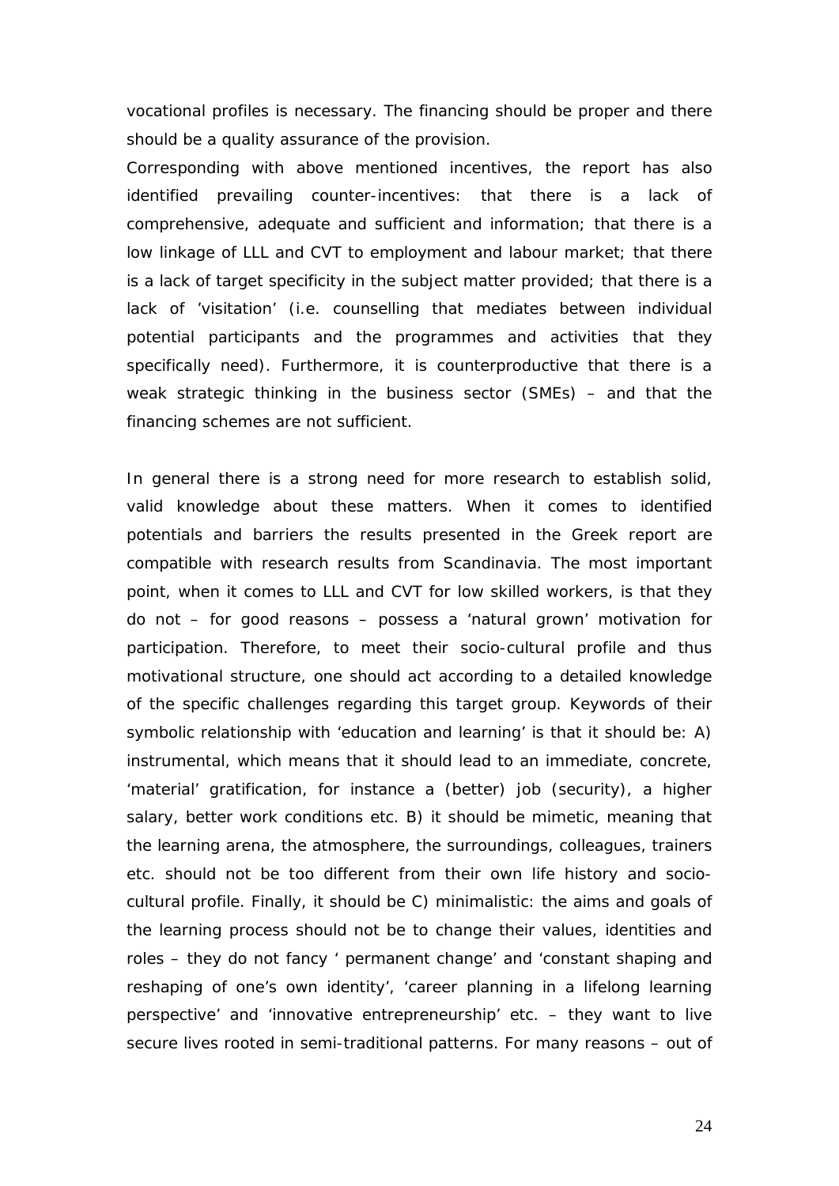vocational profiles is necessary. The financing should be proper and there should be a quality assurance of the provision.

Corresponding with above mentioned incentives, the report has also identified prevailing counter-incentives: that there is a lack of comprehensive, adequate and sufficient and information; that there is a low linkage of LLL and CVT to employment and labour market; that there is a lack of target specificity in the subject matter provided; that there is a lack of 'visitation' (i.e. counselling that mediates between individual potential participants and the programmes and activities that they specifically need). Furthermore, it is counterproductive that there is a weak strategic thinking in the business sector (SMEs) – and that the financing schemes are not sufficient.

In general there is a strong need for more research to establish solid, valid knowledge about these matters. When it comes to identified potentials and barriers the results presented in the Greek report are compatible with research results from Scandinavia. The most important point, when it comes to LLL and CVT for low skilled workers, is that they do not – for good reasons – possess a 'natural grown' motivation for participation. Therefore, to meet their socio-cultural profile and thus motivational structure, one should act according to a detailed knowledge of the specific challenges regarding this target group. Keywords of their symbolic relationship with 'education and learning' is that it should be: A) instrumental, which means that it should lead to an immediate, concrete, 'material' gratification, for instance a (better) job (security), a higher salary, better work conditions etc. B) it should be mimetic, meaning that the learning arena, the atmosphere, the surroundings, colleagues, trainers etc. should not be too different from their own life history and socio-cultural profile. Finally, it should be C) minimalistic: the aims and goals of the learning process should not be to change their values, identities and roles – they do not fancy ' permanent change' and 'constant shaping and reshaping of one's own identity', 'career planning in a lifelong learning perspective' and 'innovative entrepreneurship' etc. – they want to live secure lives rooted in semi-traditional patterns. For many reasons – out of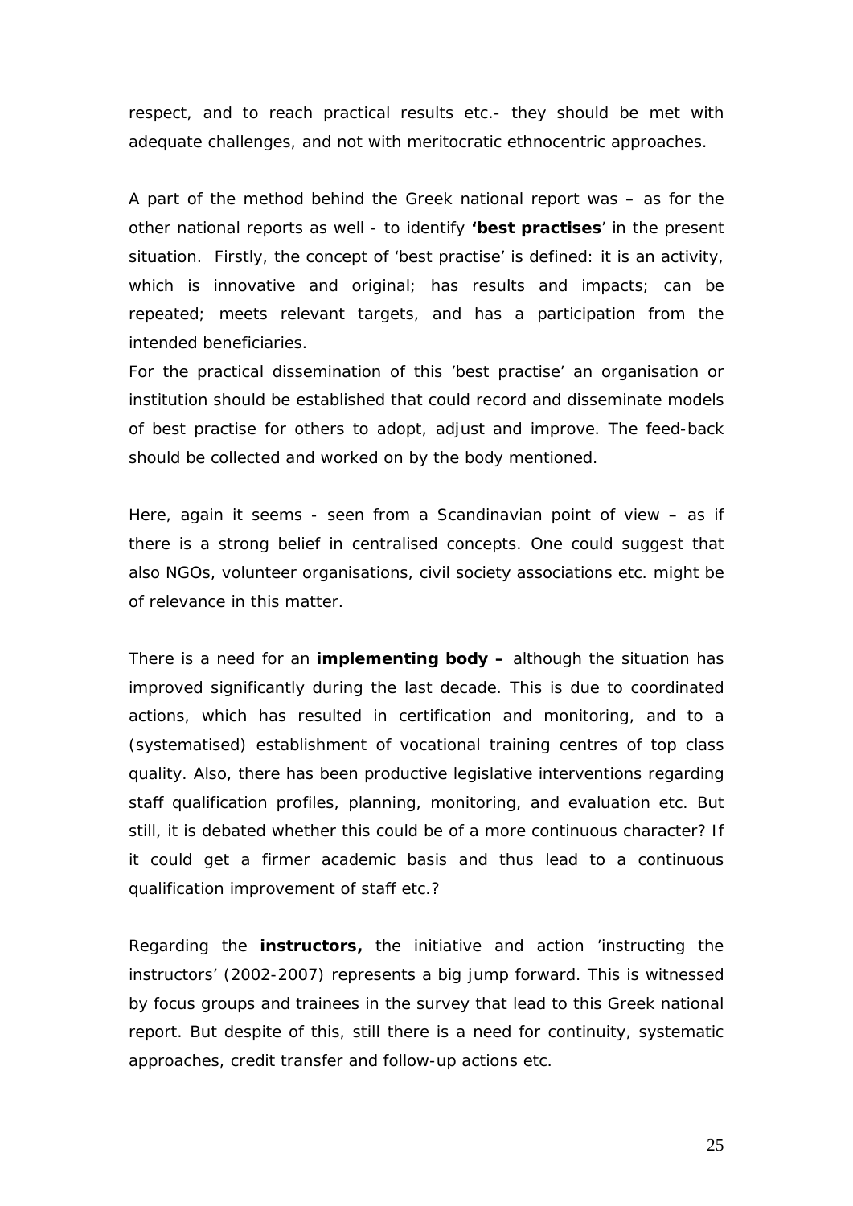respect, and to reach practical results etc.- they should be met with adequate challenges, and not with meritocratic ethnocentric approaches.

A part of the method behind the Greek national report was – as for the other national reports as well - to identify **'best practises**' in the present situation. Firstly, the concept of 'best practise' is defined: it is an activity, which is innovative and original; has results and impacts; can be repeated; meets relevant targets, and has a participation from the intended beneficiaries.

For the practical dissemination of this 'best practise' an organisation or institution should be established that could record and disseminate models of best practise for others to adopt, adjust and improve. The feed-back should be collected and worked on by the body mentioned.

Here, again it seems - seen from a Scandinavian point of view – as if there is a strong belief in centralised concepts. One could suggest that also NGOs, volunteer organisations, civil society associations etc. might be of relevance in this matter.

There is a need for an **implementing body –** although the situation has improved significantly during the last decade. This is due to coordinated actions, which has resulted in certification and monitoring, and to a (systematised) establishment of vocational training centres of top class quality. Also, there has been productive legislative interventions regarding staff qualification profiles, planning, monitoring, and evaluation etc. But still, it is debated whether this could be of a more continuous character? If it could get a firmer academic basis and thus lead to a continuous qualification improvement of staff etc.?

Regarding the **instructors,** the initiative and action 'instructing the instructors' (2002-2007) represents a big jump forward. This is witnessed by focus groups and trainees in the survey that lead to this Greek national report. But despite of this, still there is a need for continuity, systematic approaches, credit transfer and follow-up actions etc.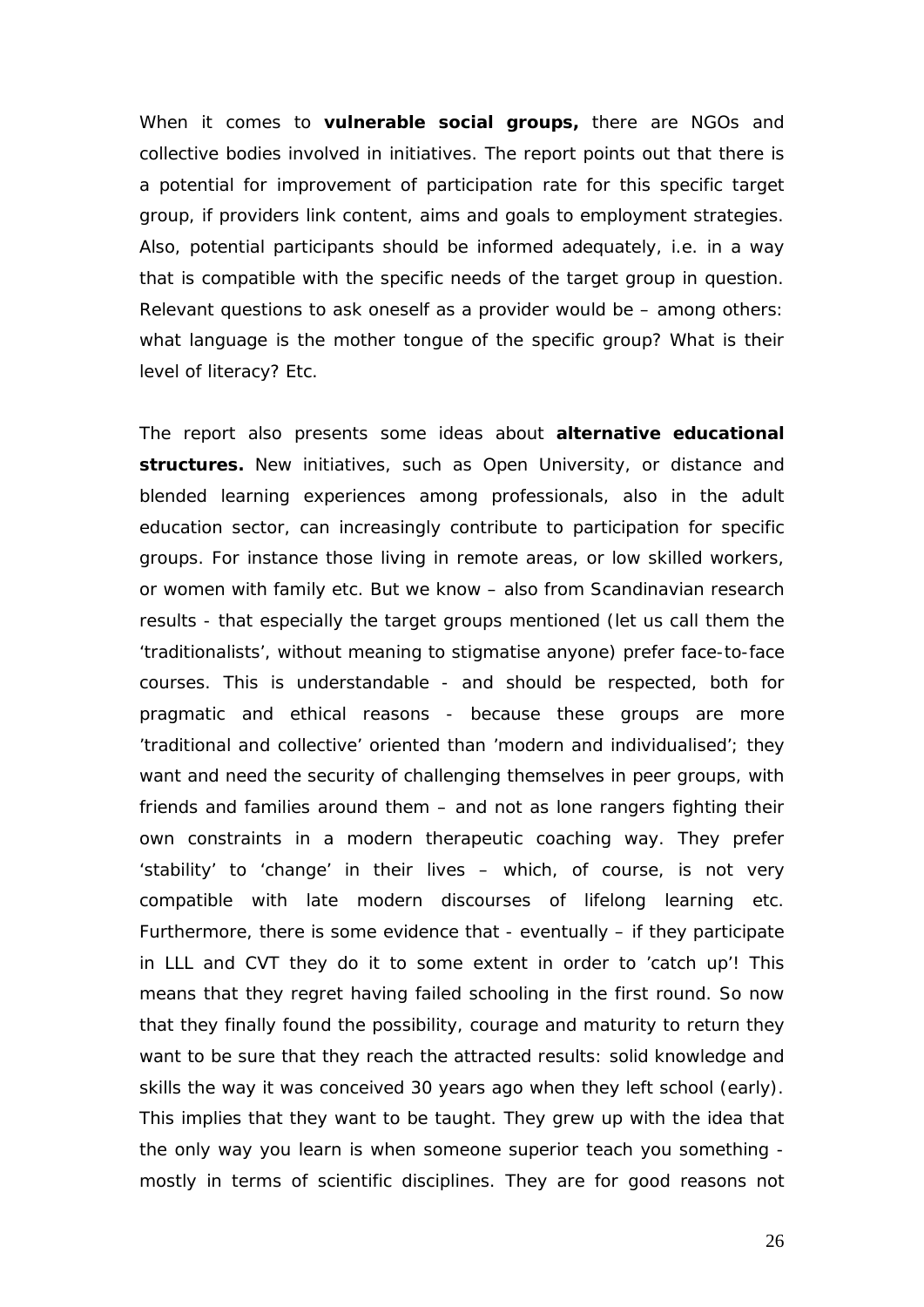When it comes to **vulnerable social groups,** there are NGOs and collective bodies involved in initiatives. The report points out that there is a potential for improvement of participation rate for this specific target group, if providers link content, aims and goals to employment strategies. Also, potential participants should be informed adequately, i.e. in a way that is compatible with the specific needs of the target group in question. Relevant questions to ask oneself as a provider would be – among others: what language is the mother tongue of the specific group? What is their level of literacy? Etc.

The report also presents some ideas about **alternative educational structures.** New initiatives, such as Open University, or distance and blended learning experiences among professionals, also in the adult education sector, can increasingly contribute to participation for specific groups. For instance those living in remote areas, or low skilled workers, or women with family etc. But we know – also from Scandinavian research results - that especially the target groups mentioned (let us call them the 'traditionalists', without meaning to stigmatise anyone) prefer face-to-face courses. This is understandable - and should be respected, both for pragmatic and ethical reasons - because these groups are more 'traditional and collective' oriented than 'modern and individualised'; they want and need the security of challenging themselves in peer groups, with friends and families around them – and not as lone rangers fighting their own constraints in a modern therapeutic coaching way. They prefer 'stability' to 'change' in their lives – which, of course, is not very compatible with late modern discourses of lifelong learning etc. Furthermore, there is some evidence that - eventually – if they participate in LLL and CVT they do it to some extent in order to 'catch up'! This means that they regret having failed schooling in the first round. So now that they finally found the possibility, courage and maturity to return they want to be sure that they reach the attracted results: solid knowledge and skills the way it was conceived 30 years ago when they left school (early). This implies that they want to be taught. They grew up with the idea that the only way you learn is when someone superior teach you something - mostly in terms of scientific disciplines. They are for good reasons not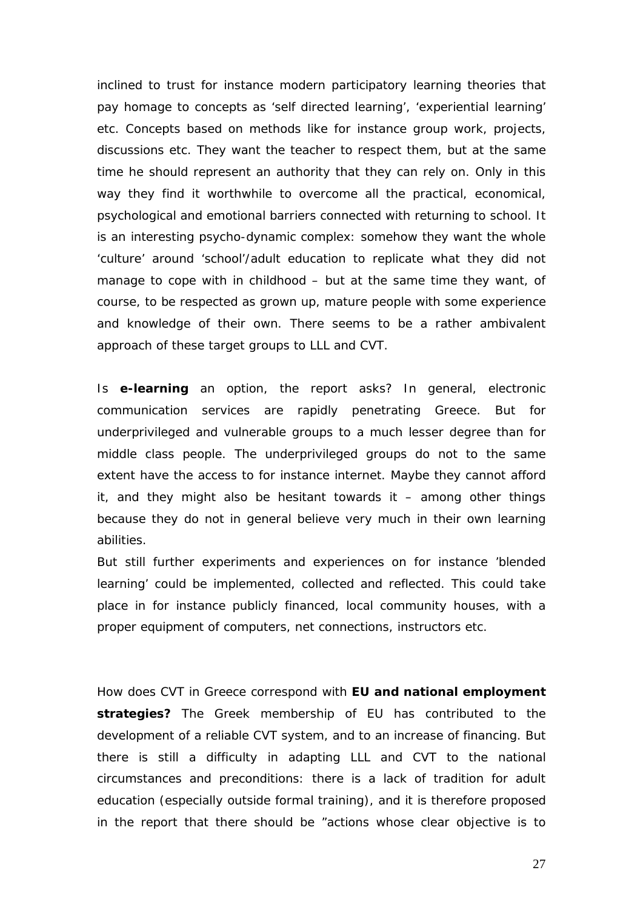inclined to trust for instance modern participatory learning theories that pay homage to concepts as 'self directed learning', 'experiential learning' etc. Concepts based on methods like for instance group work, projects, discussions etc. They want the teacher to respect them, but at the same time he should represent an authority that they can rely on. Only in this way they find it worthwhile to overcome all the practical, economical, psychological and emotional barriers connected with returning to school. It is an interesting psycho-dynamic complex: somehow they want the whole 'culture' around 'school'/adult education to replicate what they did not manage to cope with in childhood – but at the same time they want, of course, to be respected as grown up, mature people with some experience and knowledge of their own. There seems to be a rather ambivalent approach of these target groups to LLL and CVT.

Is **e-learning** an option, the report asks? In general, electronic communication services are rapidly penetrating Greece. But for underprivileged and vulnerable groups to a much lesser degree than for middle class people. The underprivileged groups do not to the same extent have the access to for instance internet. Maybe they cannot afford it, and they might also be hesitant towards it – among other things because they do not in general believe very much in their own learning abilities.

But still further experiments and experiences on for instance 'blended learning' could be implemented, collected and reflected. This could take place in for instance publicly financed, local community houses, with a proper equipment of computers, net connections, instructors etc.

How does CVT in Greece correspond with **EU and national employment strategies?** The Greek membership of EU has contributed to the development of a reliable CVT system, and to an increase of financing. But there is still a difficulty in adapting LLL and CVT to the national circumstances and preconditions: there is a lack of tradition for adult education (especially outside formal training), and it is therefore proposed in the report that there should be "actions whose clear objective is to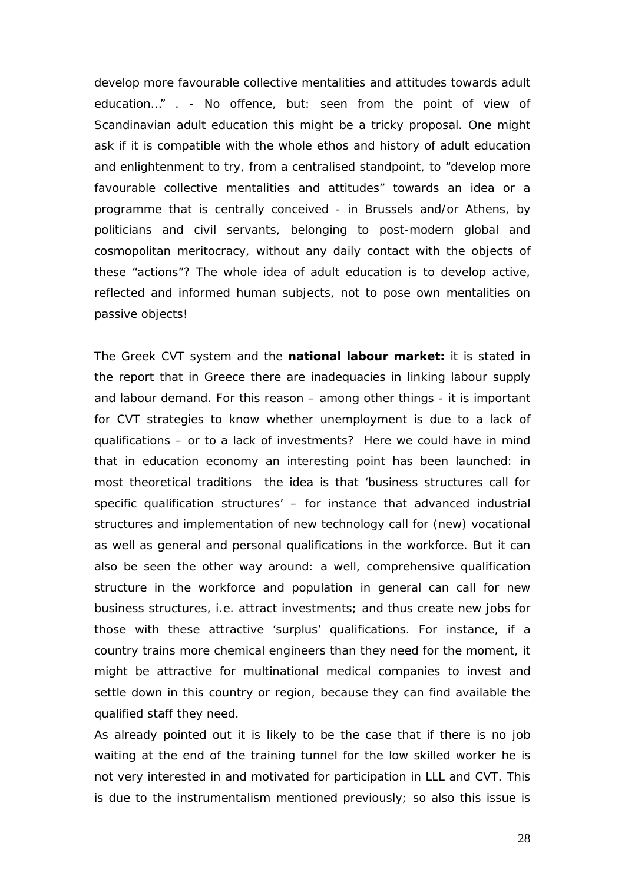develop more favourable collective mentalities and attitudes towards adult education…" . - No offence, but: seen from the point of view of Scandinavian adult education this might be a tricky proposal. One might ask if it is compatible with the whole ethos and history of adult education and enlightenment to try, from a centralised standpoint, to "develop more favourable collective mentalities and attitudes" towards an idea or a programme that is centrally conceived - in Brussels and/or Athens, by politicians and civil servants, belonging to post-modern global and cosmopolitan meritocracy, without any daily contact with the objects of these "actions"? The whole idea of adult education is to develop active, reflected and informed human subjects, not to pose own mentalities on passive objects!

The Greek CVT system and the **national labour market:** it is stated in the report that in Greece there are inadequacies in linking labour supply and labour demand. For this reason – among other things - it is important for CVT strategies to know whether unemployment is due to a lack of qualifications – or to a lack of investments? Here we could have in mind that in education economy an interesting point has been launched: in most theoretical traditions the idea is that 'business structures call for specific qualification structures' – for instance that advanced industrial structures and implementation of new technology call for (new) vocational as well as general and personal qualifications in the workforce. But it can also be seen the other way around: a well, comprehensive qualification structure in the workforce and population in general can call for new business structures, i.e. attract investments; and thus create new jobs for those with these attractive 'surplus' qualifications. For instance, if a country trains more chemical engineers than they need for the moment, it might be attractive for multinational medical companies to invest and settle down in this country or region, because they can find available the qualified staff they need.

As already pointed out it is likely to be the case that if there is no job waiting at the end of the training tunnel for the low skilled worker he is not very interested in and motivated for participation in LLL and CVT. This is due to the instrumentalism mentioned previously; so also this issue is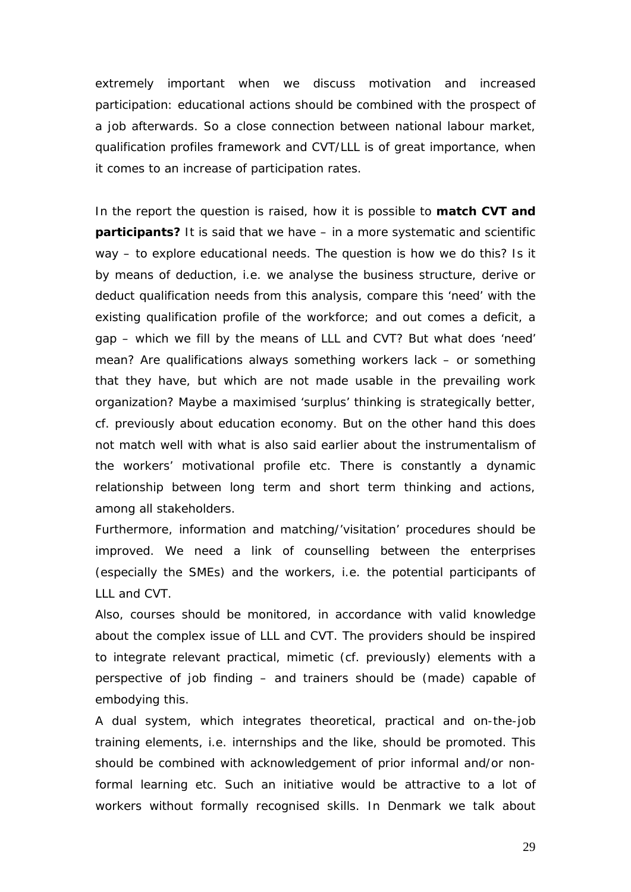extremely important when we discuss motivation and increased participation: educational actions should be combined with the prospect of a job afterwards. So a close connection between national labour market, qualification profiles framework and CVT/LLL is of great importance, when it comes to an increase of participation rates.

In the report the question is raised, how it is possible to **match CVT and participants?** It is said that we have – in a more systematic and scientific way – to explore educational needs. The question is how we do this? Is it by means of deduction, i.e. we analyse the business structure, derive or deduct qualification needs from this analysis, compare this 'need' with the existing qualification profile of the workforce; and out comes a deficit, a gap – which we fill by the means of LLL and CVT? But what does 'need' mean? Are qualifications always something workers lack – or something that they have, but which are not made usable in the prevailing work organization? Maybe a maximised 'surplus' thinking is strategically better, cf. previously about education economy. But on the other hand this does not match well with what is also said earlier about the instrumentalism of the workers' motivational profile etc. There is constantly a dynamic relationship between long term and short term thinking and actions, among all stakeholders.

Furthermore, information and matching/'visitation' procedures should be improved. We need a link of counselling between the enterprises (especially the SMEs) and the workers, i.e. the potential participants of LLL and CVT.

Also, courses should be monitored, in accordance with valid knowledge about the complex issue of LLL and CVT. The providers should be inspired to integrate relevant practical, mimetic (cf. previously) elements with a perspective of job finding – and trainers should be (made) capable of embodying this.

A dual system, which integrates theoretical, practical and on-the-job training elements, i.e. internships and the like, should be promoted. This should be combined with acknowledgement of prior informal and/or non-formal learning etc. Such an initiative would be attractive to a lot of workers without formally recognised skills. In Denmark we talk about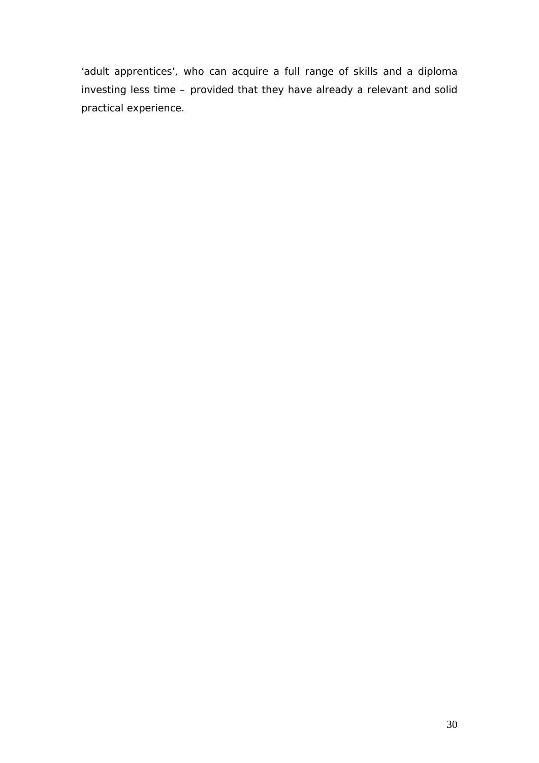'adult apprentices', who can acquire a full range of skills and a diploma investing less time – provided that they have already a relevant and solid practical experience.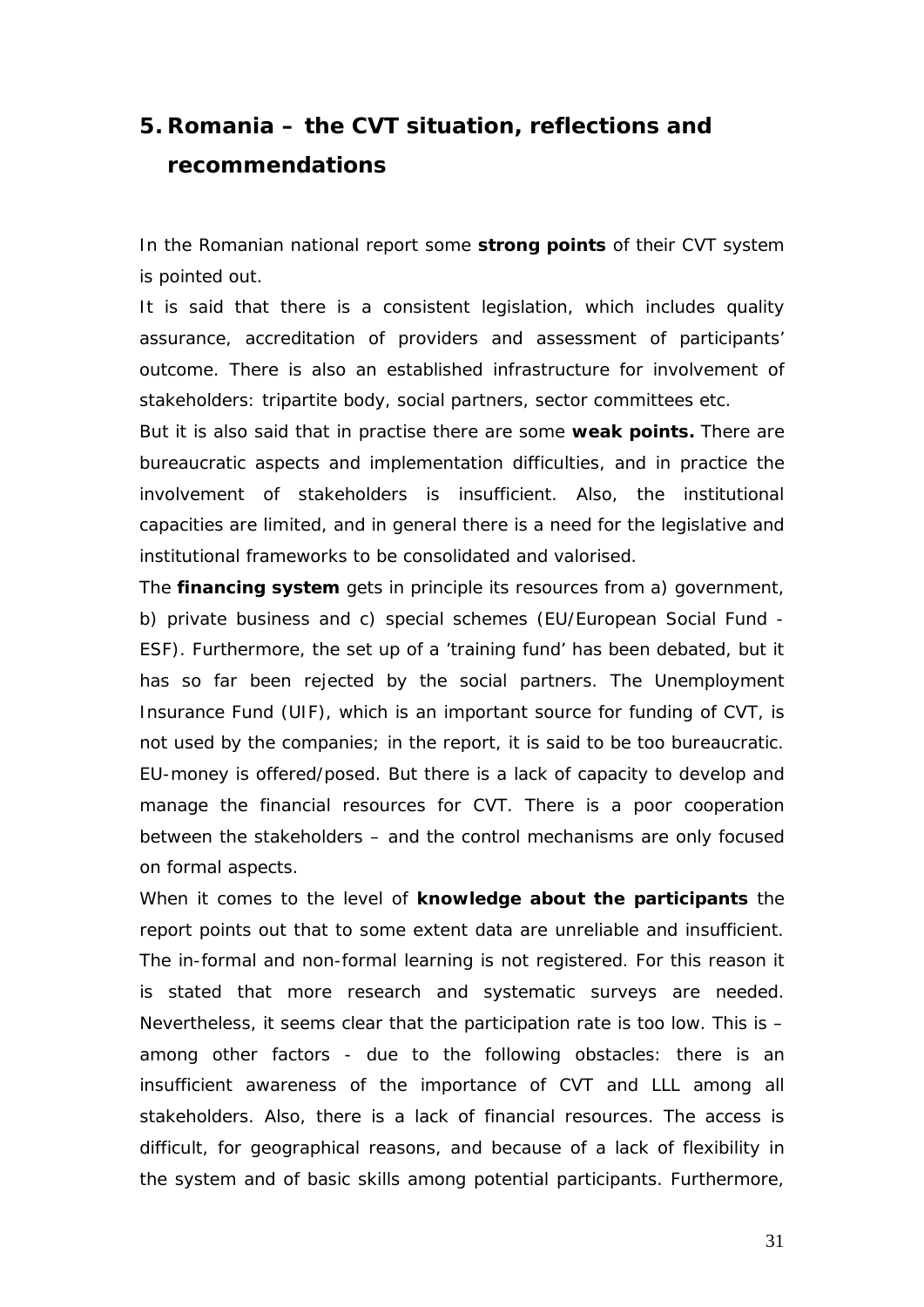# 5. Romania – the CVT situation, reflections and recommendations

In the Romanian national report some **strong points** of their CVT system is pointed out.

It is said that there is a consistent legislation, which includes quality assurance, accreditation of providers and assessment of participants' outcome. There is also an established infrastructure for involvement of stakeholders: tripartite body, social partners, sector committees etc.

But it is also said that in practise there are some **weak points.** There are bureaucratic aspects and implementation difficulties, and in practice the involvement of stakeholders is insufficient. Also, the institutional capacities are limited, and in general there is a need for the legislative and institutional frameworks to be consolidated and valorised.

The **financing system** gets in principle its resources from a) government, b) private business and c) special schemes (EU/European Social Fund - ESF). Furthermore, the set up of a 'training fund' has been debated, but it has so far been rejected by the social partners. The Unemployment Insurance Fund (UIF), which is an important source for funding of CVT, is not used by the companies; in the report, it is said to be too bureaucratic. EU-money is offered/posed. But there is a lack of capacity to develop and manage the financial resources for CVT. There is a poor cooperation between the stakeholders – and the control mechanisms are only focused on formal aspects.

When it comes to the level of **knowledge about the participants** the report points out that to some extent data are unreliable and insufficient. The in-formal and non-formal learning is not registered. For this reason it is stated that more research and systematic surveys are needed. Nevertheless, it seems clear that the participation rate is too low. This is – among other factors - due to the following obstacles: there is an insufficient awareness of the importance of CVT and LLL among all stakeholders. Also, there is a lack of financial resources. The access is difficult, for geographical reasons, and because of a lack of flexibility in the system and of basic skills among potential participants. Furthermore,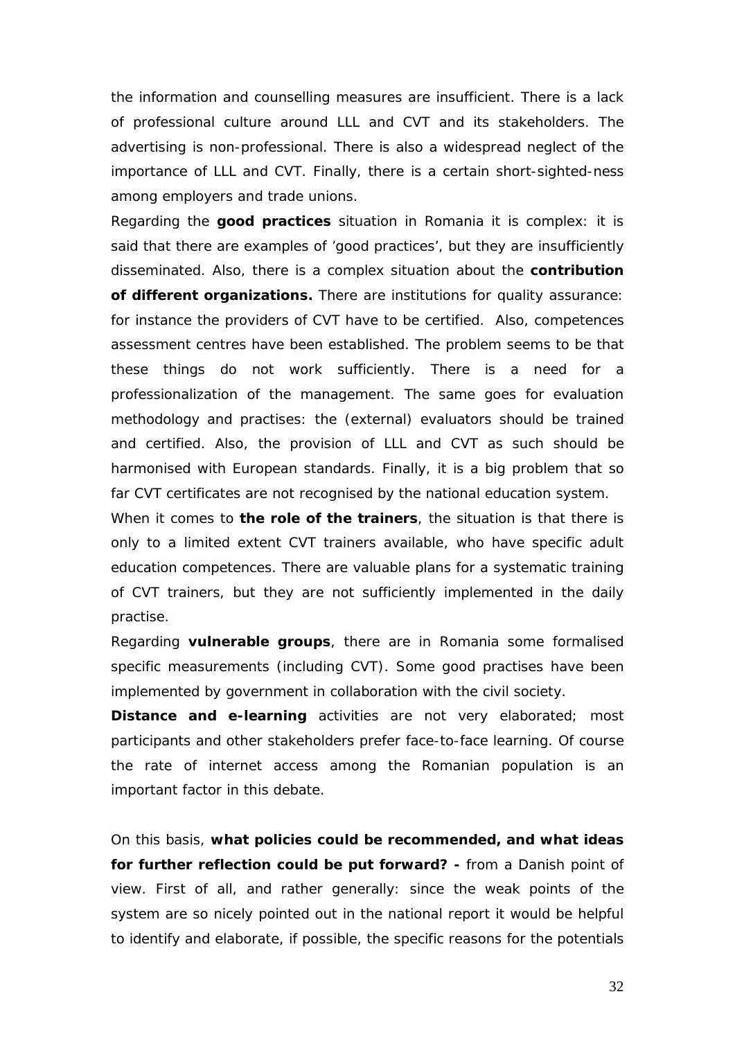the information and counselling measures are insufficient. There is a lack of professional culture around LLL and CVT and its stakeholders. The advertising is non-professional. There is also a widespread neglect of the importance of LLL and CVT. Finally, there is a certain short-sighted-ness among employers and trade unions.

Regarding the **good practices** situation in Romania it is complex: it is said that there are examples of 'good practices', but they are insufficiently disseminated. Also, there is a complex situation about the **contribution of different organizations.** There are institutions for quality assurance: for instance the providers of CVT have to be certified. Also, competences assessment centres have been established. The problem seems to be that these things do not work sufficiently. There is a need for a professionalization of the management. The same goes for evaluation methodology and practises: the (external) evaluators should be trained and certified. Also, the provision of LLL and CVT as such should be harmonised with European standards. Finally, it is a big problem that so far CVT certificates are not recognised by the national education system.

When it comes to **the role of the trainers**, the situation is that there is only to a limited extent CVT trainers available, who have specific adult education competences. There are valuable plans for a systematic training of CVT trainers, but they are not sufficiently implemented in the daily practise.

Regarding **vulnerable groups**, there are in Romania some formalised specific measurements (including CVT). Some good practises have been implemented by government in collaboration with the civil society.

**Distance and e-learning** activities are not very elaborated; most participants and other stakeholders prefer face-to-face learning. Of course the rate of internet access among the Romanian population is an important factor in this debate.

On this basis, **what policies could be recommended, and what ideas for further reflection could be put forward? -** from a Danish point of view. First of all, and rather generally: since the weak points of the system are so nicely pointed out in the national report it would be helpful to identify and elaborate, if possible, the specific reasons for the potentials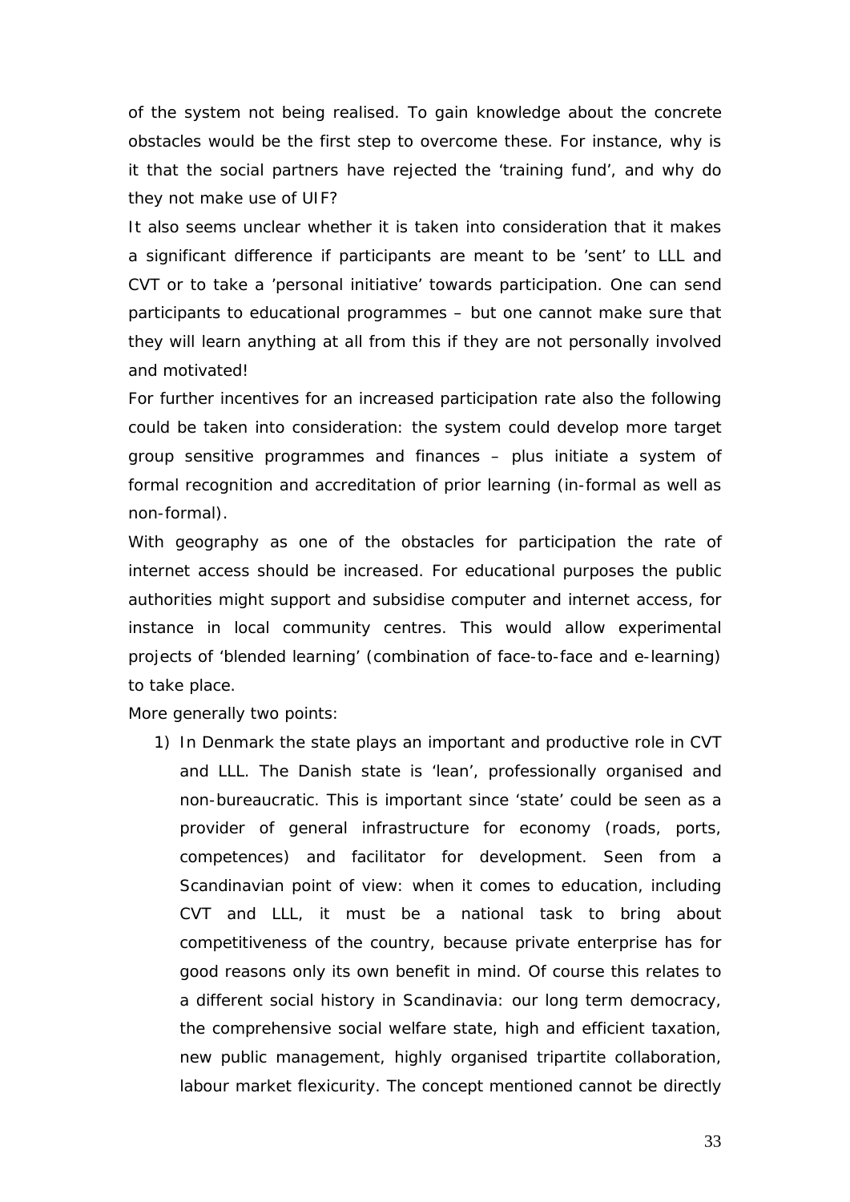of the system not being realised. To gain knowledge about the concrete obstacles would be the first step to overcome these. For instance, why is it that the social partners have rejected the 'training fund', and why do they not make use of UIF?

It also seems unclear whether it is taken into consideration that it makes a significant difference if participants are meant to be 'sent' to LLL and CVT or to take a 'personal initiative' towards participation. One can send participants to educational programmes – but one cannot make sure that they will learn anything at all from this if they are not personally involved and motivated!

For further incentives for an increased participation rate also the following could be taken into consideration: the system could develop more target group sensitive programmes and finances – plus initiate a system of formal recognition and accreditation of prior learning (in-formal as well as non-formal).

With geography as one of the obstacles for participation the rate of internet access should be increased. For educational purposes the public authorities might support and subsidise computer and internet access, for instance in local community centres. This would allow experimental projects of 'blended learning' (combination of face-to-face and e-learning) to take place.

More generally two points:

1) In Denmark the state plays an important and productive role in CVT and LLL. The Danish state is 'lean', professionally organised and non-bureaucratic. This is important since 'state' could be seen as a provider of general infrastructure for economy (roads, ports, competences) and facilitator for development. Seen from a Scandinavian point of view: when it comes to education, including CVT and LLL, it must be a national task to bring about competitiveness of the country, because private enterprise has for good reasons only its own benefit in mind. Of course this relates to a different social history in Scandinavia: our long term democracy, the comprehensive social welfare state, high and efficient taxation, new public management, highly organised tripartite collaboration, labour market flexicurity. The concept mentioned cannot be directly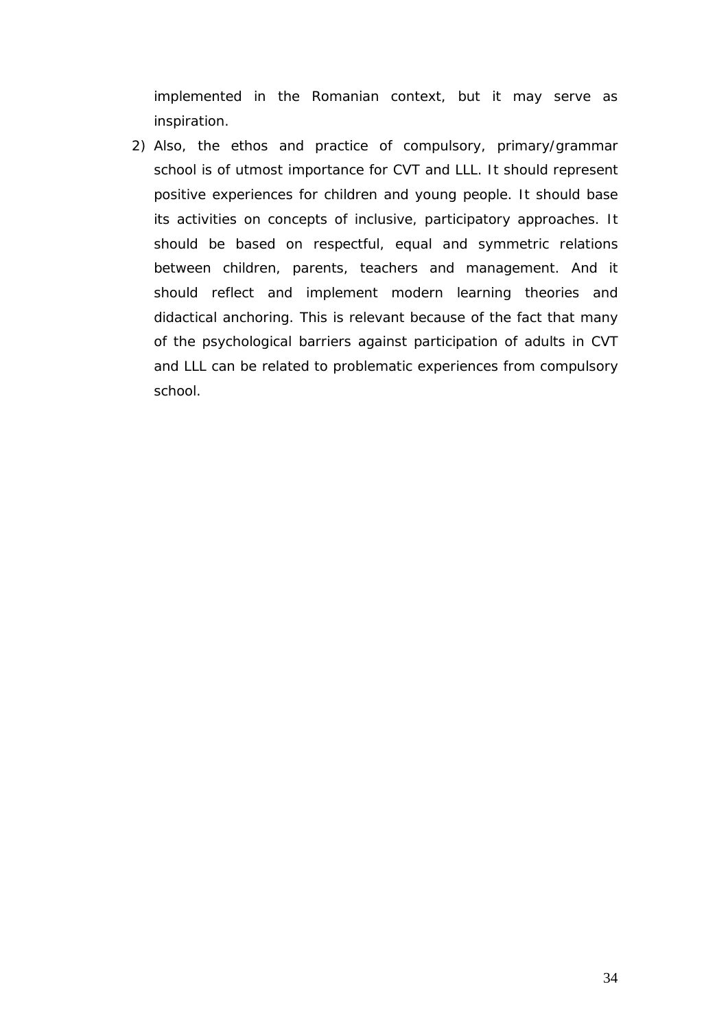implemented in the Romanian context, but it may serve as inspiration.

2) Also, the ethos and practice of compulsory, primary/grammar school is of utmost importance for CVT and LLL. It should represent positive experiences for children and young people. It should base its activities on concepts of inclusive, participatory approaches. It should be based on respectful, equal and symmetric relations between children, parents, teachers and management. And it should reflect and implement modern learning theories and didactical anchoring. This is relevant because of the fact that many of the psychological barriers against participation of adults in CVT and LLL can be related to problematic experiences from compulsory school.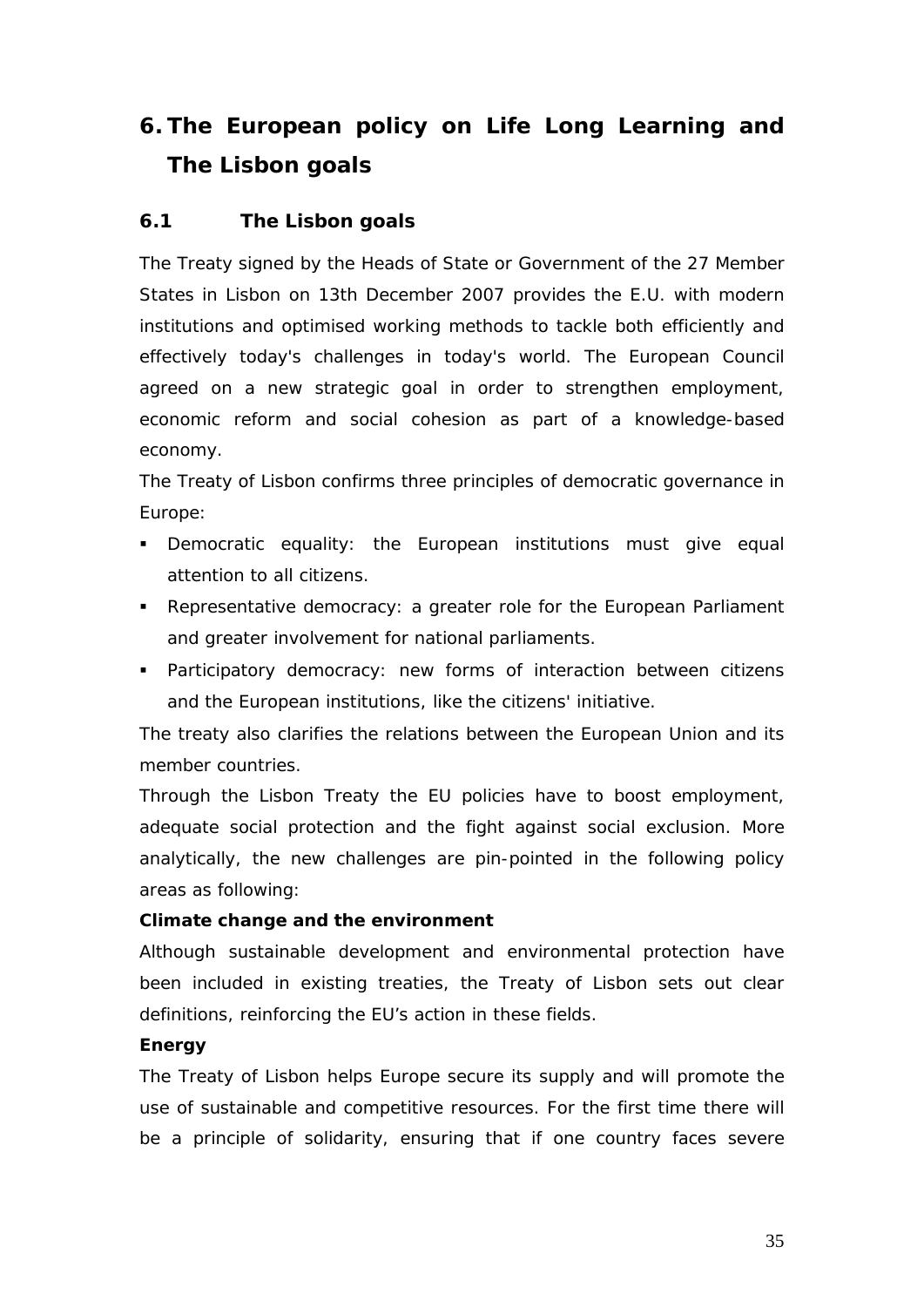# 6. The European policy on Life Long Learning and The Lisbon goals

## 6.1 The Lisbon goals

The Treaty signed by the Heads of State or Government of the 27 Member States in Lisbon on 13th December 2007 provides the E.U. with modern institutions and optimised working methods to tackle both efficiently and effectively today's challenges in today's world. The European Council agreed on a new strategic goal in order to strengthen employment, economic reform and social cohesion as part of a knowledge-based economy.

The Treaty of Lisbon confirms three principles of democratic governance in Europe:

- Democratic equality: the European institutions must give equal attention to all citizens.
- Representative democracy: a greater role for the European Parliament and greater involvement for national parliaments.
- Participatory democracy: new forms of interaction between citizens and the European institutions, like the citizens' initiative.

The treaty also clarifies the relations between the European Union and its member countries.

Through the Lisbon Treaty the EU policies have to boost employment, adequate social protection and the fight against social exclusion. More analytically, the new challenges are pin-pointed in the following policy areas as following:

**Climate change and the environment**

Although sustainable development and environmental protection have been included in existing treaties, the Treaty of Lisbon sets out clear definitions, reinforcing the EU's action in these fields.

**Energy**

The Treaty of Lisbon helps Europe secure its supply and will promote the use of sustainable and competitive resources. For the first time there will be a principle of solidarity, ensuring that if one country faces severe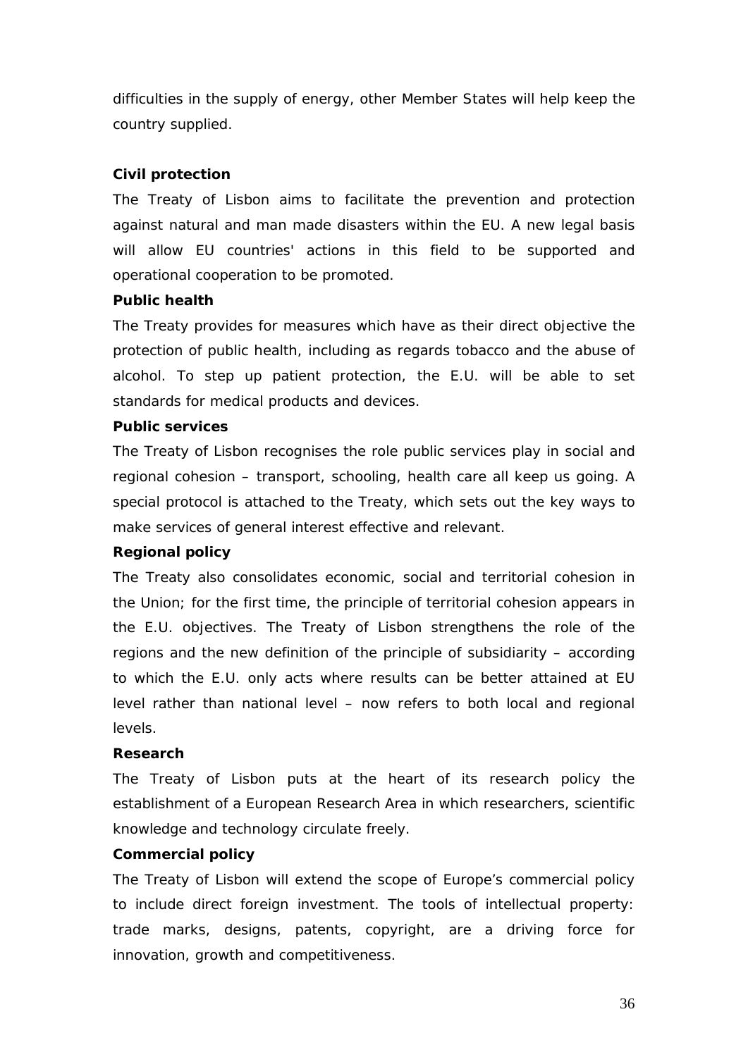difficulties in the supply of energy, other Member States will help keep the country supplied.

**Civil protection**

The Treaty of Lisbon aims to facilitate the prevention and protection against natural and man made disasters within the EU. A new legal basis will allow EU countries' actions in this field to be supported and operational cooperation to be promoted.

**Public health**

The Treaty provides for measures which have as their direct objective the protection of public health, including as regards tobacco and the abuse of alcohol. To step up patient protection, the E.U. will be able to set standards for medical products and devices.

**Public services**

The Treaty of Lisbon recognises the role public services play in social and regional cohesion – transport, schooling, health care all keep us going. A special protocol is attached to the Treaty, which sets out the key ways to make services of general interest effective and relevant.

**Regional policy**

The Treaty also consolidates economic, social and territorial cohesion in the Union; for the first time, the principle of territorial cohesion appears in the E.U. objectives. The Treaty of Lisbon strengthens the role of the regions and the new definition of the principle of subsidiarity – according to which the E.U. only acts where results can be better attained at EU level rather than national level – now refers to both local and regional levels.

**Research**

The Treaty of Lisbon puts at the heart of its research policy the establishment of a European Research Area in which researchers, scientific knowledge and technology circulate freely.

**Commercial policy**

The Treaty of Lisbon will extend the scope of Europe's commercial policy to include direct foreign investment. The tools of intellectual property: trade marks, designs, patents, copyright, are a driving force for innovation, growth and competitiveness.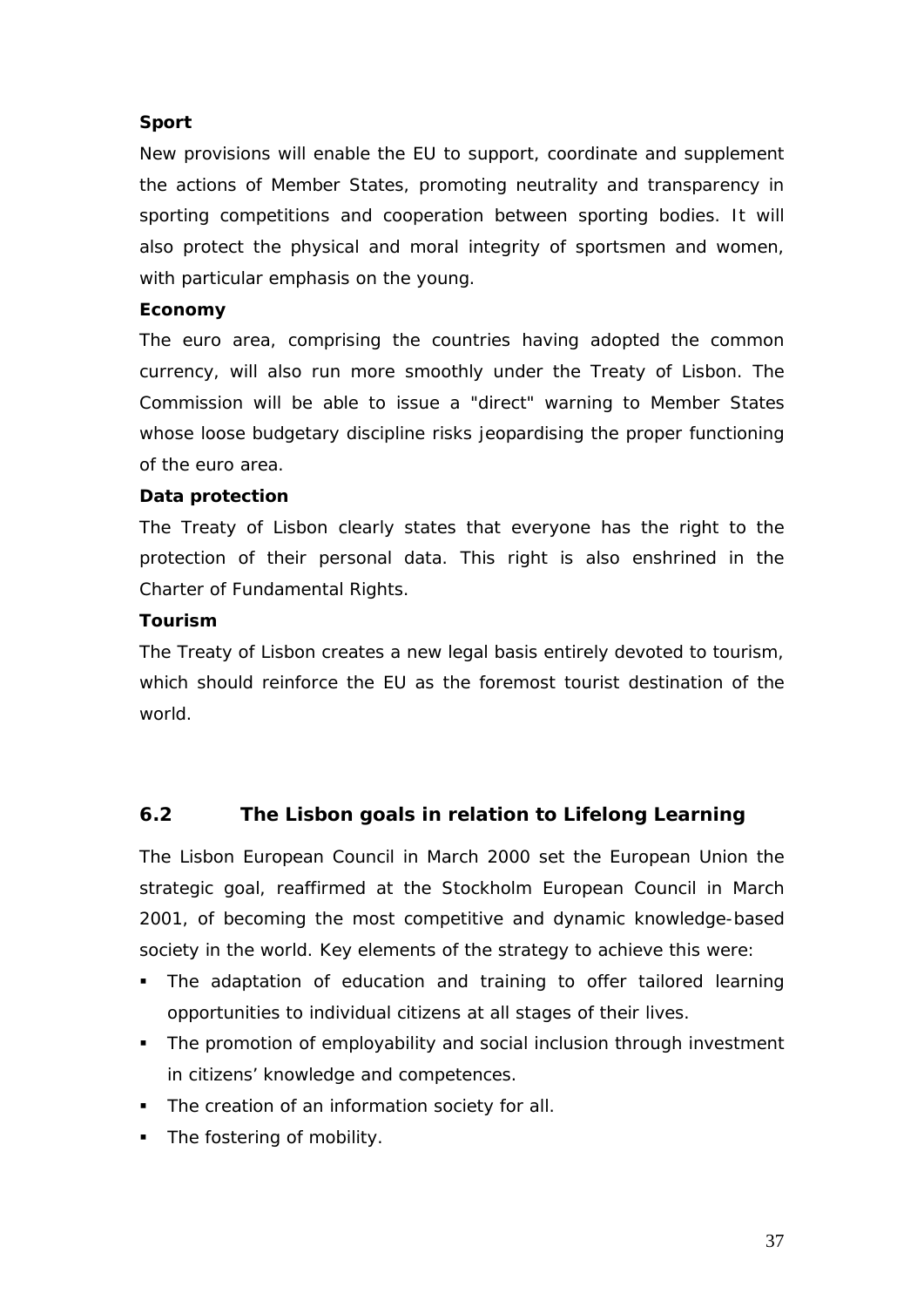**Sport**

New provisions will enable the EU to support, coordinate and supplement the actions of Member States, promoting neutrality and transparency in sporting competitions and cooperation between sporting bodies. It will also protect the physical and moral integrity of sportsmen and women, with particular emphasis on the young.

**Economy**

The euro area, comprising the countries having adopted the common currency, will also run more smoothly under the Treaty of Lisbon. The Commission will be able to issue a "direct" warning to Member States whose loose budgetary discipline risks jeopardising the proper functioning of the euro area.

**Data protection**

The Treaty of Lisbon clearly states that everyone has the right to the protection of their personal data. This right is also enshrined in the Charter of Fundamental Rights.

**Tourism**

The Treaty of Lisbon creates a new legal basis entirely devoted to tourism, which should reinforce the EU as the foremost tourist destination of the world.

## 6.2 The Lisbon goals in relation to Lifelong Learning

The Lisbon European Council in March 2000 set the European Union the strategic goal, reaffirmed at the Stockholm European Council in March 2001, of becoming the most competitive and dynamic knowledge-based society in the world. Key elements of the strategy to achieve this were:

- The adaptation of education and training to offer tailored learning opportunities to individual citizens at all stages of their lives.
- The promotion of employability and social inclusion through investment in citizens' knowledge and competences.
- The creation of an information society for all.
- The fostering of mobility.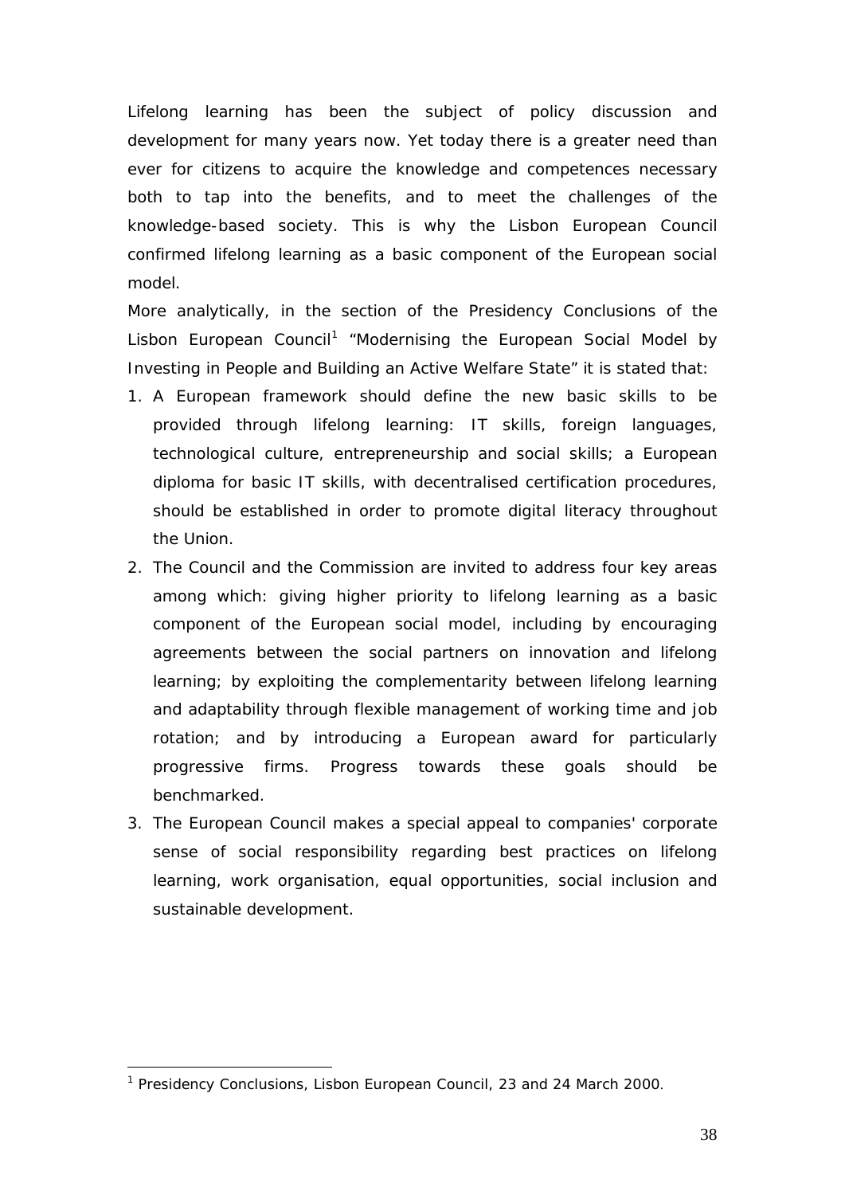Lifelong learning has been the subject of policy discussion and development for many years now. Yet today there is a greater need than ever for citizens to acquire the knowledge and competences necessary both to tap into the benefits, and to meet the challenges of the knowledge-based society. This is why the Lisbon European Council confirmed lifelong learning as a basic component of the European social model.

More analytically, in the section of the Presidency Conclusions of the Lisbon European Council[1] "Modernising the European Social Model by Investing in People and Building an Active Welfare State" it is stated that:

1. A European framework should define the new basic skills to be provided through lifelong learning: IT skills, foreign languages, technological culture, entrepreneurship and social skills; a European diploma for basic IT skills, with decentralised certification procedures, should be established in order to promote digital literacy throughout the Union.
2. The Council and the Commission are invited to address four key areas among which: giving higher priority to lifelong learning as a basic component of the European social model, including by encouraging agreements between the social partners on innovation and lifelong learning; by exploiting the complementarity between lifelong learning and adaptability through flexible management of working time and job rotation; and by introducing a European award for particularly progressive firms. Progress towards these goals should be benchmarked.
3. The European Council makes a special appeal to companies' corporate sense of social responsibility regarding best practices on lifelong learning, work organisation, equal opportunities, social inclusion and sustainable development.

[1] Presidency Conclusions, Lisbon European Council, 23 and 24 March 2000.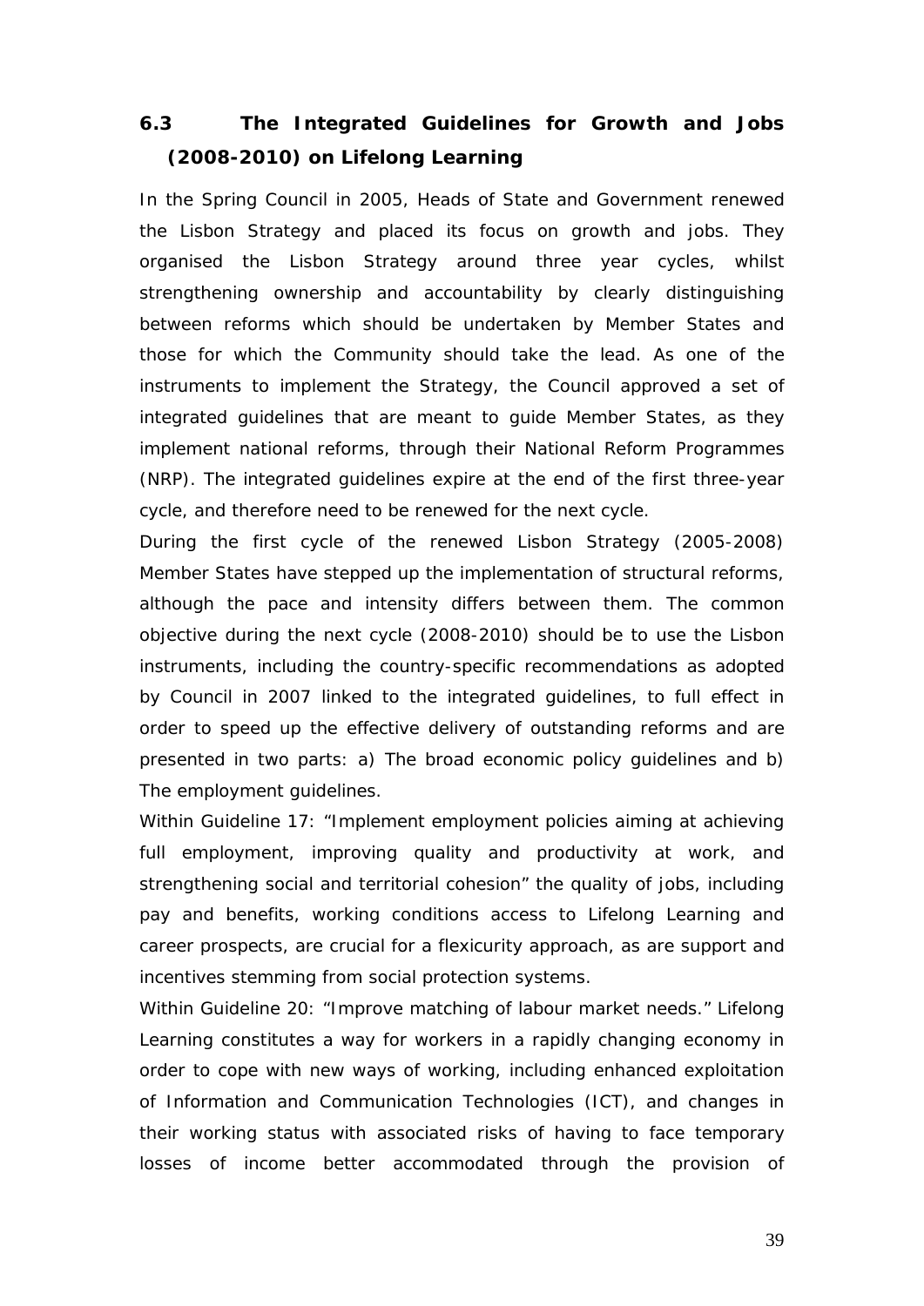## 6.3 The Integrated Guidelines for Growth and Jobs (2008-2010) on Lifelong Learning

In the Spring Council in 2005, Heads of State and Government renewed the Lisbon Strategy and placed its focus on growth and jobs. They organised the Lisbon Strategy around three year cycles, whilst strengthening ownership and accountability by clearly distinguishing between reforms which should be undertaken by Member States and those for which the Community should take the lead. As one of the instruments to implement the Strategy, the Council approved a set of integrated guidelines that are meant to guide Member States, as they implement national reforms, through their National Reform Programmes (NRP). The integrated guidelines expire at the end of the first three-year cycle, and therefore need to be renewed for the next cycle.

During the first cycle of the renewed Lisbon Strategy (2005-2008) Member States have stepped up the implementation of structural reforms, although the pace and intensity differs between them. The common objective during the next cycle (2008-2010) should be to use the Lisbon instruments, including the country-specific recommendations as adopted by Council in 2007 linked to the integrated guidelines, to full effect in order to speed up the effective delivery of outstanding reforms and are presented in two parts: a) The broad economic policy guidelines and b) The employment guidelines.

Within Guideline 17: "Implement employment policies aiming at achieving full employment, improving quality and productivity at work, and strengthening social and territorial cohesion" the quality of jobs, including pay and benefits, working conditions access to Lifelong Learning and career prospects, are crucial for a flexicurity approach, as are support and incentives stemming from social protection systems.

Within Guideline 20: "Improve matching of labour market needs." Lifelong Learning constitutes a way for workers in a rapidly changing economy in order to cope with new ways of working, including enhanced exploitation of Information and Communication Technologies (ICT), and changes in their working status with associated risks of having to face temporary losses of income better accommodated through the provision of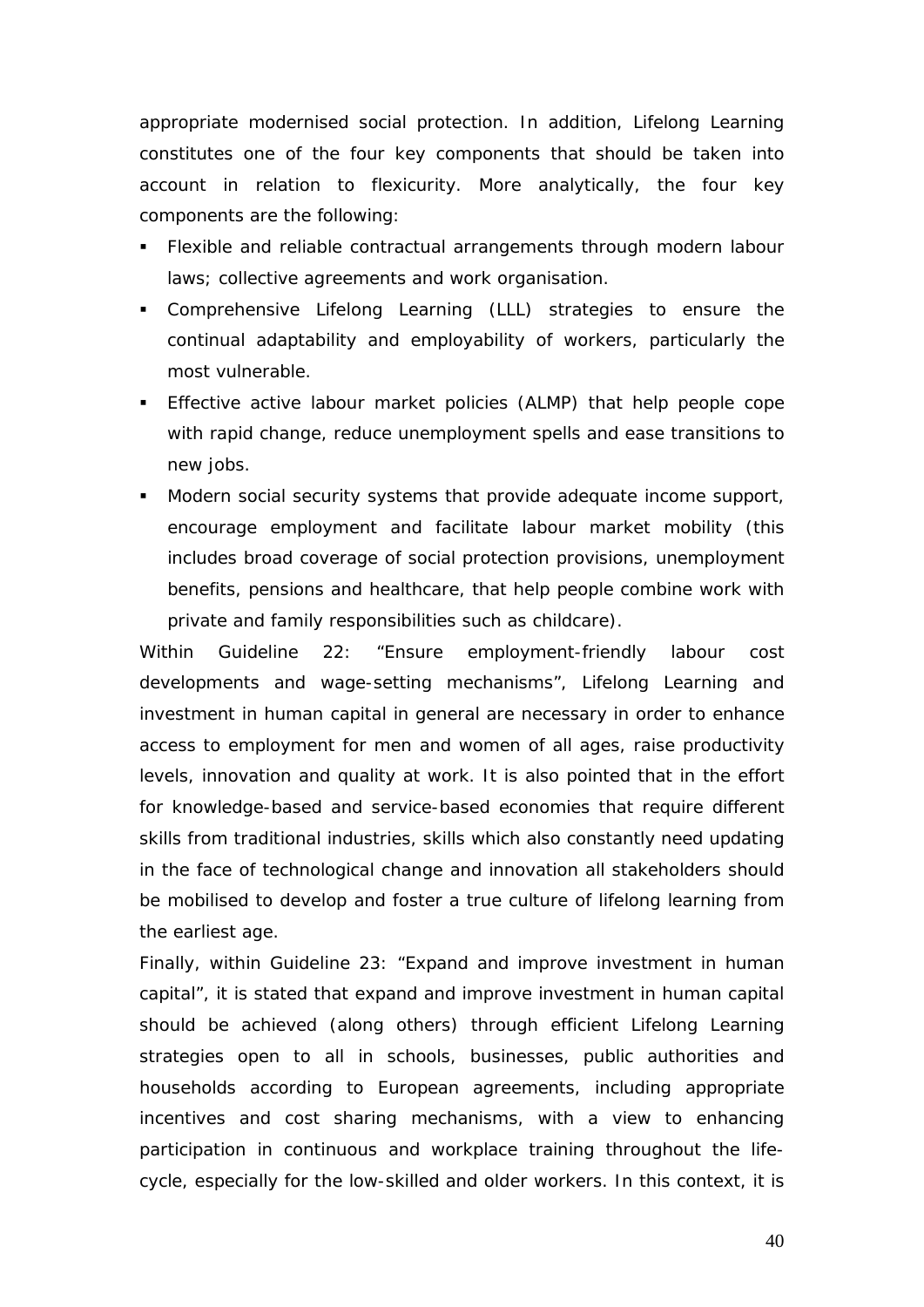appropriate modernised social protection. In addition, Lifelong Learning constitutes one of the four key components that should be taken into account in relation to flexicurity. More analytically, the four key components are the following:

- Flexible and reliable contractual arrangements through modern labour laws; collective agreements and work organisation.
- Comprehensive Lifelong Learning (LLL) strategies to ensure the continual adaptability and employability of workers, particularly the most vulnerable.
- Effective active labour market policies (ALMP) that help people cope with rapid change, reduce unemployment spells and ease transitions to new jobs.
- Modern social security systems that provide adequate income support, encourage employment and facilitate labour market mobility (this includes broad coverage of social protection provisions, unemployment benefits, pensions and healthcare, that help people combine work with private and family responsibilities such as childcare).

Within Guideline 22: "Ensure employment-friendly labour cost developments and wage-setting mechanisms", Lifelong Learning and investment in human capital in general are necessary in order to enhance access to employment for men and women of all ages, raise productivity levels, innovation and quality at work. It is also pointed that in the effort for knowledge-based and service-based economies that require different skills from traditional industries, skills which also constantly need updating in the face of technological change and innovation all stakeholders should be mobilised to develop and foster a true culture of lifelong learning from the earliest age.

Finally, within Guideline 23: "Expand and improve investment in human capital", it is stated that expand and improve investment in human capital should be achieved (along others) through efficient Lifelong Learning strategies open to all in schools, businesses, public authorities and households according to European agreements, including appropriate incentives and cost sharing mechanisms, with a view to enhancing participation in continuous and workplace training throughout the life-cycle, especially for the low-skilled and older workers. In this context, it is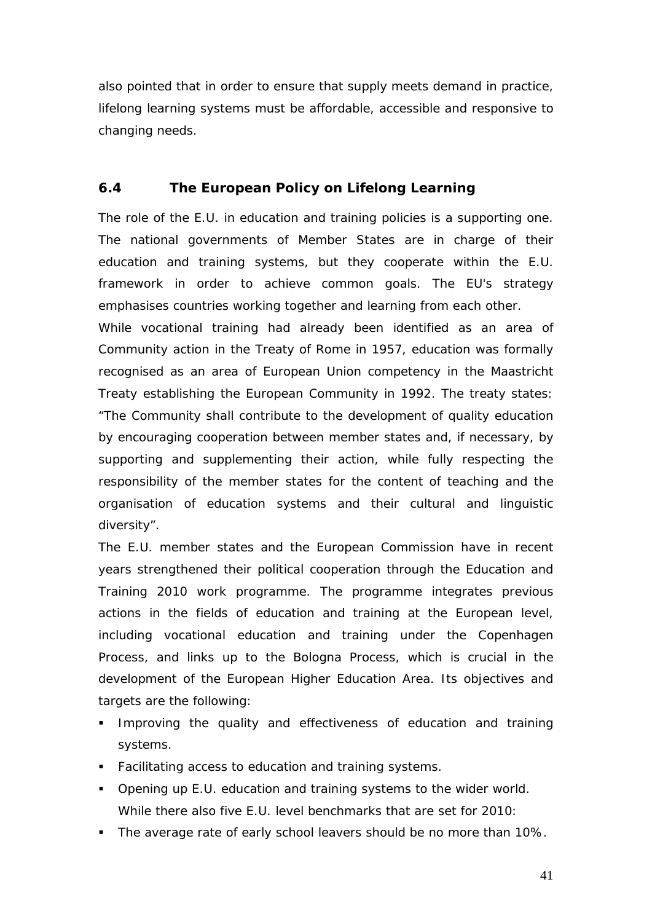also pointed that in order to ensure that supply meets demand in practice, lifelong learning systems must be affordable, accessible and responsive to changing needs.

## 6.4 The European Policy on Lifelong Learning

The role of the E.U. in education and training policies is a supporting one. The national governments of Member States are in charge of their education and training systems, but they cooperate within the E.U. framework in order to achieve common goals. The EU's strategy emphasises countries working together and learning from each other.

While vocational training had already been identified as an area of Community action in the Treaty of Rome in 1957, education was formally recognised as an area of European Union competency in the Maastricht Treaty establishing the European Community in 1992. The treaty states: "The Community shall contribute to the development of quality education by encouraging cooperation between member states and, if necessary, by supporting and supplementing their action, while fully respecting the responsibility of the member states for the content of teaching and the organisation of education systems and their cultural and linguistic diversity".

The E.U. member states and the European Commission have in recent years strengthened their political cooperation through the Education and Training 2010 work programme. The programme integrates previous actions in the fields of education and training at the European level, including vocational education and training under the Copenhagen Process, and links up to the Bologna Process, which is crucial in the development of the European Higher Education Area. Its objectives and targets are the following:

- Improving the quality and effectiveness of education and training systems.
- Facilitating access to education and training systems.
- Opening up E.U. education and training systems to the wider world.

  While there also five E.U. level benchmarks that are set for 2010:

- The average rate of early school leavers should be no more than 10%.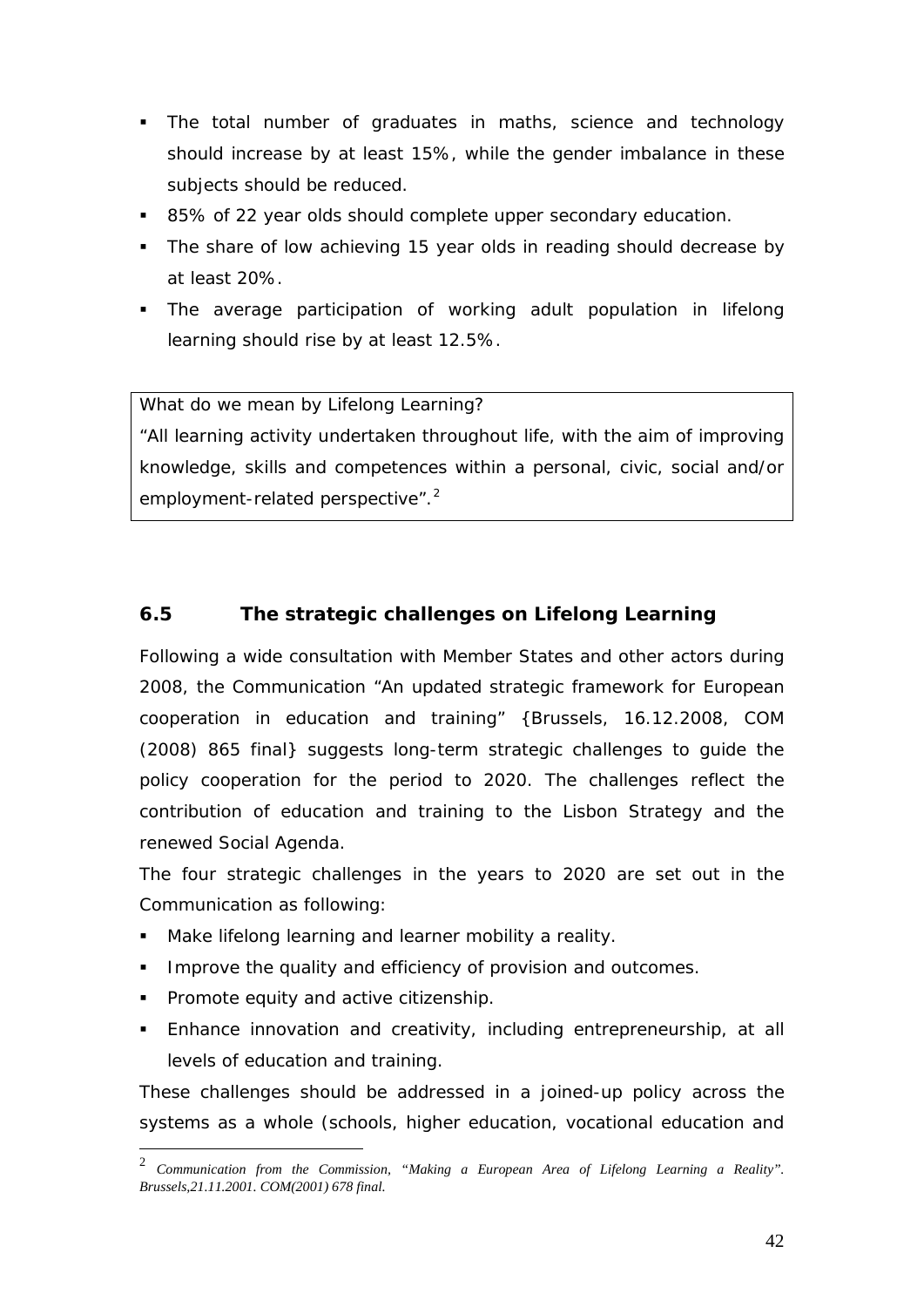- The total number of graduates in maths, science and technology should increase by at least 15%, while the gender imbalance in these subjects should be reduced.
- 85% of 22 year olds should complete upper secondary education.
- The share of low achieving 15 year olds in reading should decrease by at least 20%.
- The average participation of working adult population in lifelong learning should rise by at least 12.5%.

| What do we mean by Lifelong Learning? "All learning activity undertaken throughout life, with the aim of improving knowledge, skills and competences within a personal, civic, social and/or employment-related perspective".[2] |
|---|

### 6.5 The strategic challenges on Lifelong Learning

Following a wide consultation with Member States and other actors during 2008, the Communication "An updated strategic framework for European cooperation in education and training" {Brussels, 16.12.2008, COM (2008) 865 final} suggests long-term strategic challenges to guide the policy cooperation for the period to 2020. The challenges reflect the contribution of education and training to the Lisbon Strategy and the renewed Social Agenda.

The four strategic challenges in the years to 2020 are set out in the Communication as following:

- Make lifelong learning and learner mobility a reality.
- Improve the quality and efficiency of provision and outcomes.
- Promote equity and active citizenship.
- Enhance innovation and creativity, including entrepreneurship, at all levels of education and training.

These challenges should be addressed in a joined-up policy across the systems as a whole (schools, higher education, vocational education and

[2] *Communication from the Commission, "Making a European Area of Lifelong Learning a Reality". Brussels,21.11.2001. COM(2001) 678 final.*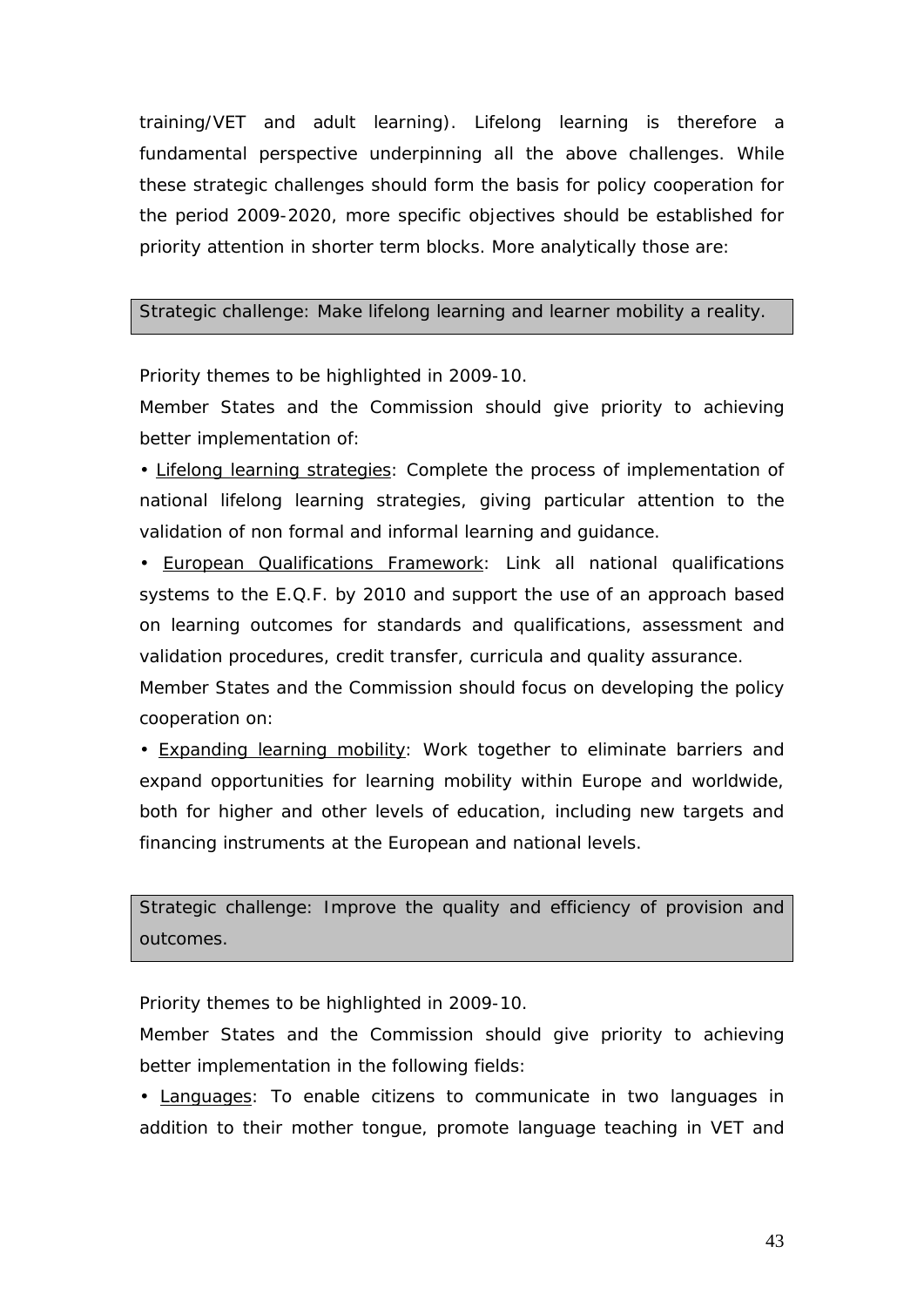training/VET and adult learning). Lifelong learning is therefore a fundamental perspective underpinning all the above challenges. While these strategic challenges should form the basis for policy cooperation for the period 2009-2020, more specific objectives should be established for priority attention in shorter term blocks. More analytically those are:

Strategic challenge: Make lifelong learning and learner mobility a reality.

Priority themes to be highlighted in 2009-10.

Member States and the Commission should give priority to achieving better implementation of:

• Lifelong learning strategies: Complete the process of implementation of national lifelong learning strategies, giving particular attention to the validation of non formal and informal learning and guidance.

• European Qualifications Framework: Link all national qualifications systems to the E.Q.F. by 2010 and support the use of an approach based on learning outcomes for standards and qualifications, assessment and validation procedures, credit transfer, curricula and quality assurance.

Member States and the Commission should focus on developing the policy cooperation on:

• Expanding learning mobility: Work together to eliminate barriers and expand opportunities for learning mobility within Europe and worldwide, both for higher and other levels of education, including new targets and financing instruments at the European and national levels.

Strategic challenge: Improve the quality and efficiency of provision and outcomes.

Priority themes to be highlighted in 2009-10.

Member States and the Commission should give priority to achieving better implementation in the following fields:

• Languages: To enable citizens to communicate in two languages in addition to their mother tongue, promote language teaching in VET and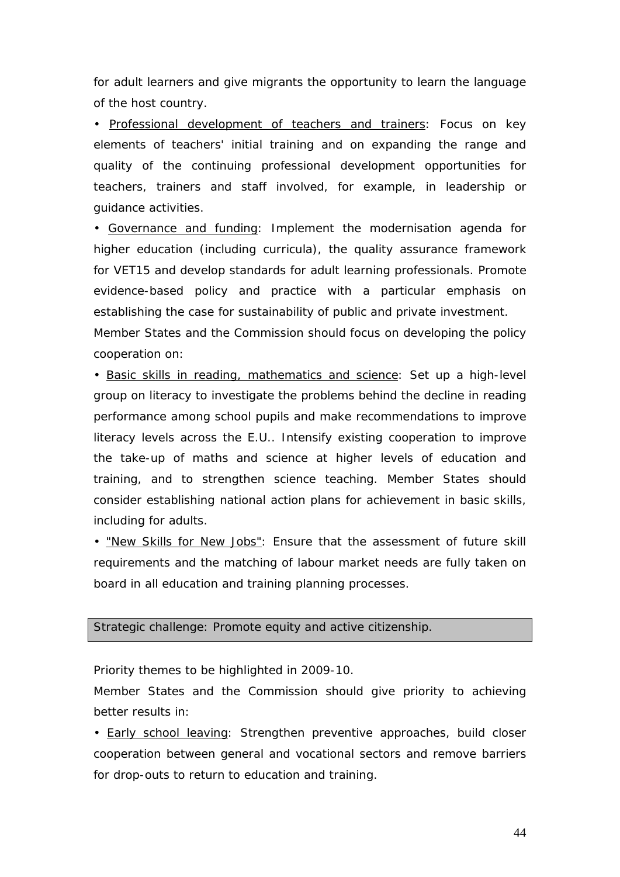for adult learners and give migrants the opportunity to learn the language of the host country.

• Professional development of teachers and trainers: Focus on key elements of teachers' initial training and on expanding the range and quality of the continuing professional development opportunities for teachers, trainers and staff involved, for example, in leadership or guidance activities.

• Governance and funding: Implement the modernisation agenda for higher education (including curricula), the quality assurance framework for VET15 and develop standards for adult learning professionals. Promote evidence-based policy and practice with a particular emphasis on establishing the case for sustainability of public and private investment.

Member States and the Commission should focus on developing the policy cooperation on:

• Basic skills in reading, mathematics and science: Set up a high-level group on literacy to investigate the problems behind the decline in reading performance among school pupils and make recommendations to improve literacy levels across the E.U.. Intensify existing cooperation to improve the take-up of maths and science at higher levels of education and training, and to strengthen science teaching. Member States should consider establishing national action plans for achievement in basic skills, including for adults.

• "New Skills for New Jobs": Ensure that the assessment of future skill requirements and the matching of labour market needs are fully taken on board in all education and training planning processes.

| Strategic challenge: Promote equity and active citizenship. |
|---|

Priority themes to be highlighted in 2009-10.

Member States and the Commission should give priority to achieving better results in:

• Early school leaving: Strengthen preventive approaches, build closer cooperation between general and vocational sectors and remove barriers for drop-outs to return to education and training.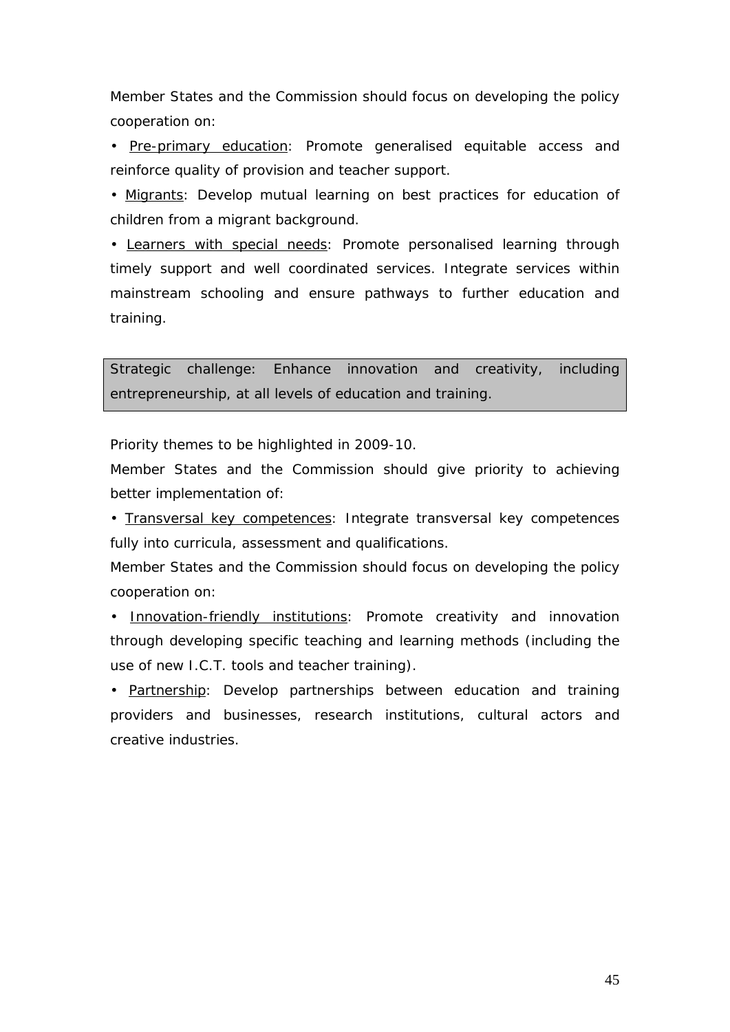Member States and the Commission should focus on developing the policy cooperation on:

• Pre-primary education: Promote generalised equitable access and reinforce quality of provision and teacher support.

• Migrants: Develop mutual learning on best practices for education of children from a migrant background.

• Learners with special needs: Promote personalised learning through timely support and well coordinated services. Integrate services within mainstream schooling and ensure pathways to further education and training.

| Strategic challenge: Enhance innovation and creativity, including entrepreneurship, at all levels of education and training. |
|---|

Priority themes to be highlighted in 2009-10.

Member States and the Commission should give priority to achieving better implementation of:

• Transversal key competences: Integrate transversal key competences fully into curricula, assessment and qualifications.

Member States and the Commission should focus on developing the policy cooperation on:

• Innovation-friendly institutions: Promote creativity and innovation through developing specific teaching and learning methods (including the use of new I.C.T. tools and teacher training).

• Partnership: Develop partnerships between education and training providers and businesses, research institutions, cultural actors and creative industries.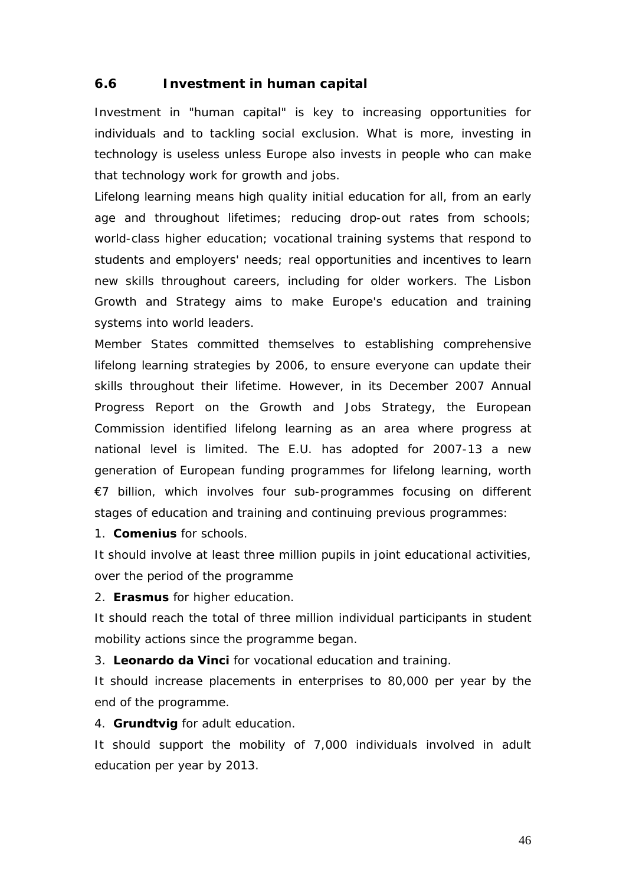## 6.6 Investment in human capital

Investment in "human capital" is key to increasing opportunities for individuals and to tackling social exclusion. What is more, investing in technology is useless unless Europe also invests in people who can make that technology work for growth and jobs.

Lifelong learning means high quality initial education for all, from an early age and throughout lifetimes; reducing drop-out rates from schools; world-class higher education; vocational training systems that respond to students and employers' needs; real opportunities and incentives to learn new skills throughout careers, including for older workers. The Lisbon Growth and Strategy aims to make Europe's education and training systems into world leaders.

Member States committed themselves to establishing comprehensive lifelong learning strategies by 2006, to ensure everyone can update their skills throughout their lifetime. However, in its December 2007 Annual Progress Report on the Growth and Jobs Strategy, the European Commission identified lifelong learning as an area where progress at national level is limited. The E.U. has adopted for 2007-13 a new generation of European funding programmes for lifelong learning, worth €7 billion, which involves four sub-programmes focusing on different stages of education and training and continuing previous programmes:

1. **Comenius** for schools.

It should involve at least three million pupils in joint educational activities, over the period of the programme

2. **Erasmus** for higher education.

It should reach the total of three million individual participants in student mobility actions since the programme began.

3. **Leonardo da Vinci** for vocational education and training.

It should increase placements in enterprises to 80,000 per year by the end of the programme.

4. **Grundtvig** for adult education.

It should support the mobility of 7,000 individuals involved in adult education per year by 2013.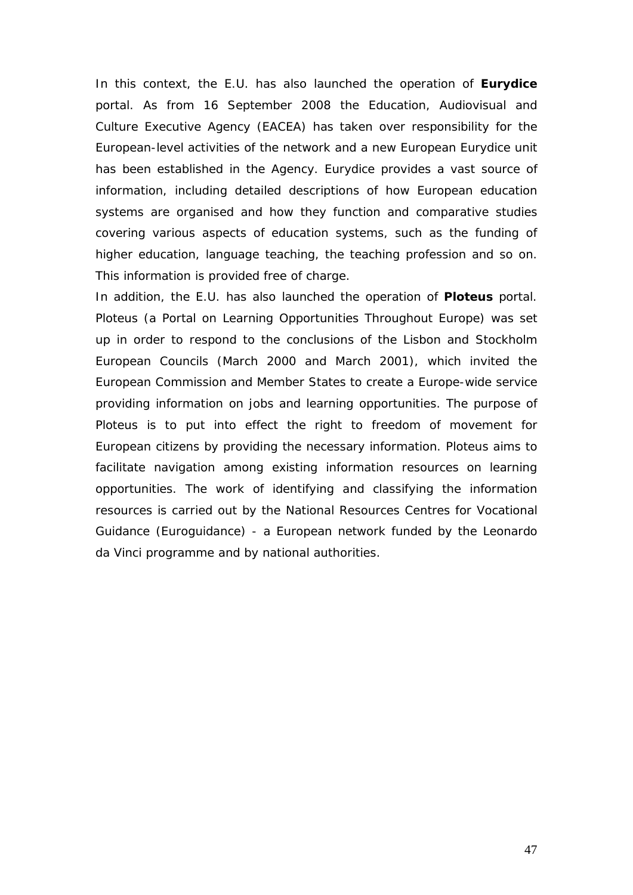In this context, the E.U. has also launched the operation of **Eurydice** portal. As from 16 September 2008 the Education, Audiovisual and Culture Executive Agency (EACEA) has taken over responsibility for the European-level activities of the network and a new European Eurydice unit has been established in the Agency. Eurydice provides a vast source of information, including detailed descriptions of how European education systems are organised and how they function and comparative studies covering various aspects of education systems, such as the funding of higher education, language teaching, the teaching profession and so on. This information is provided free of charge.

In addition, the E.U. has also launched the operation of **Ploteus** portal. Ploteus (a Portal on Learning Opportunities Throughout Europe) was set up in order to respond to the conclusions of the Lisbon and Stockholm European Councils (March 2000 and March 2001), which invited the European Commission and Member States to create a Europe-wide service providing information on jobs and learning opportunities. The purpose of Ploteus is to put into effect the right to freedom of movement for European citizens by providing the necessary information. Ploteus aims to facilitate navigation among existing information resources on learning opportunities. The work of identifying and classifying the information resources is carried out by the National Resources Centres for Vocational Guidance (Euroguidance) - a European network funded by the Leonardo da Vinci programme and by national authorities.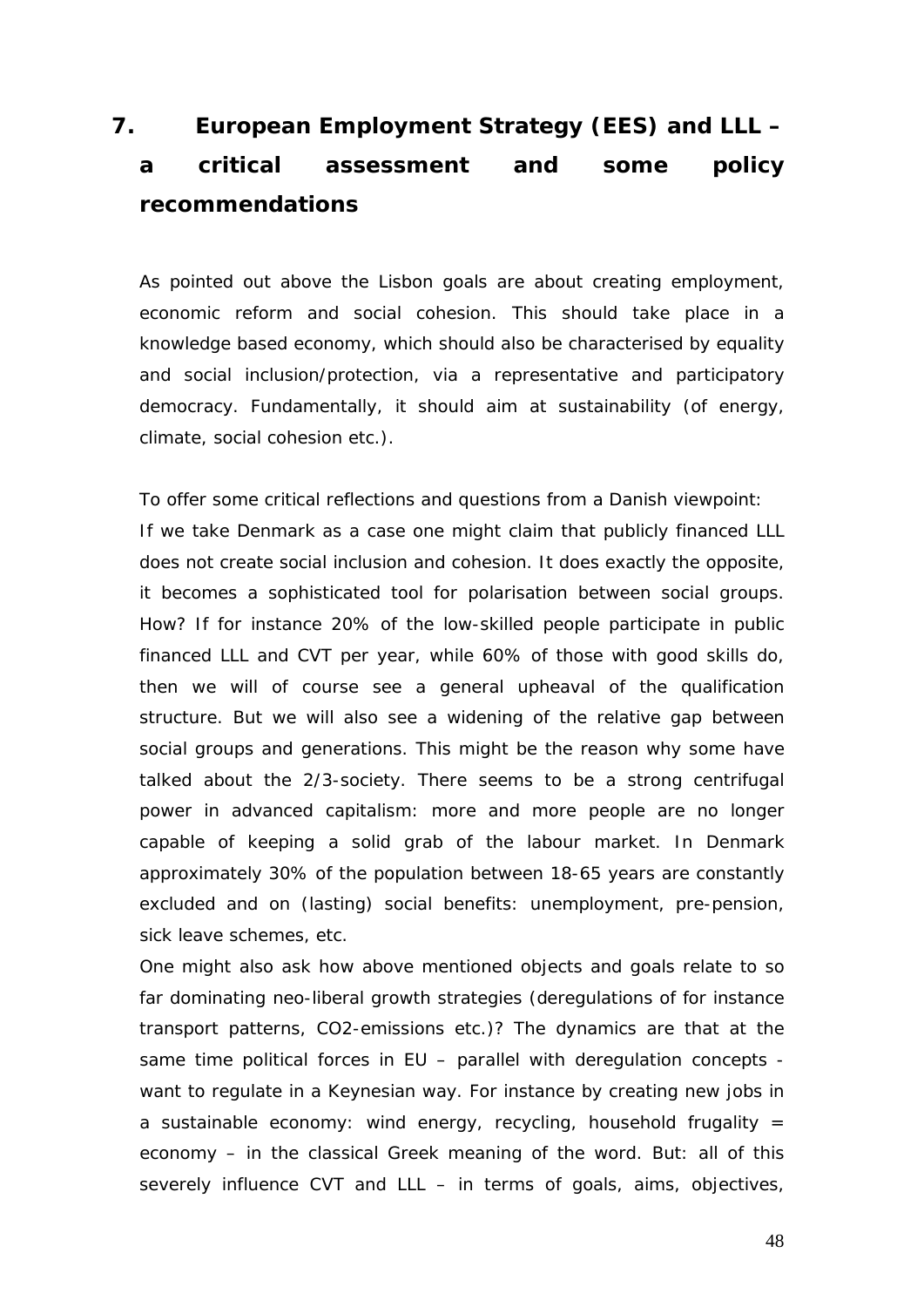## 7. European Employment Strategy (EES) and LLL – a critical assessment and some policy recommendations

As pointed out above the Lisbon goals are about creating employment, economic reform and social cohesion. This should take place in a knowledge based economy, which should also be characterised by equality and social inclusion/protection, via a representative and participatory democracy. Fundamentally, it should aim at sustainability (of energy, climate, social cohesion etc.).

To offer some critical reflections and questions from a Danish viewpoint:
If we take Denmark as a case one might claim that publicly financed LLL does not create social inclusion and cohesion. It does exactly the opposite, it becomes a sophisticated tool for polarisation between social groups. How? If for instance 20% of the low-skilled people participate in public financed LLL and CVT per year, while 60% of those with good skills do, then we will of course see a general upheaval of the qualification structure. But we will also see a widening of the relative gap between social groups and generations. This might be the reason why some have talked about the 2/3-society. There seems to be a strong centrifugal power in advanced capitalism: more and more people are no longer capable of keeping a solid grab of the labour market. In Denmark approximately 30% of the population between 18-65 years are constantly excluded and on (lasting) social benefits: unemployment, pre-pension, sick leave schemes, etc.
One might also ask how above mentioned objects and goals relate to so far dominating neo-liberal growth strategies (deregulations of for instance transport patterns, $CO_2$-emissions etc.)? The dynamics are that at the same time political forces in EU – parallel with deregulation concepts - want to regulate in a Keynesian way. For instance by creating new jobs in a sustainable economy: wind energy, recycling, household frugality = economy – in the classical Greek meaning of the word. But: all of this severely influence CVT and LLL – in terms of goals, aims, objectives,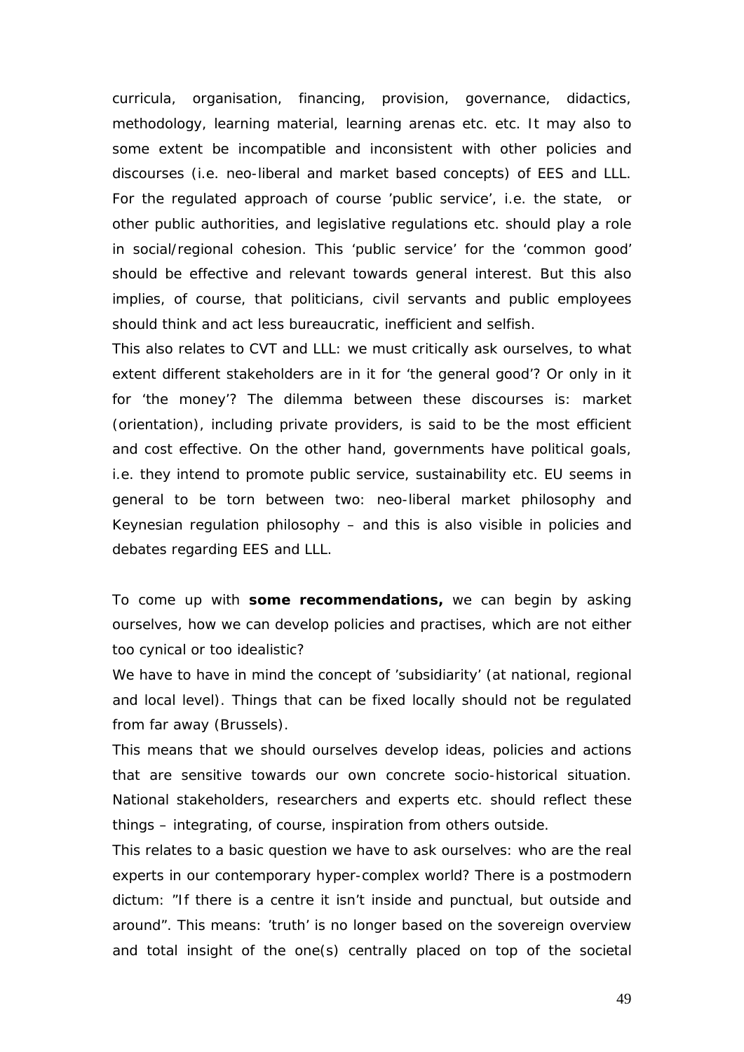curricula, organisation, financing, provision, governance, didactics, methodology, learning material, learning arenas etc. etc. It may also to some extent be incompatible and inconsistent with other policies and discourses (i.e. neo-liberal and market based concepts) of EES and LLL. For the regulated approach of course 'public service', i.e. the state, or other public authorities, and legislative regulations etc. should play a role in social/regional cohesion. This 'public service' for the 'common good' should be effective and relevant towards general interest. But this also implies, of course, that politicians, civil servants and public employees should think and act less bureaucratic, inefficient and selfish.

This also relates to CVT and LLL: we must critically ask ourselves, to what extent different stakeholders are in it for 'the general good'? Or only in it for 'the money'? The dilemma between these discourses is: market (orientation), including private providers, is said to be the most efficient and cost effective. On the other hand, governments have political goals, i.e. they intend to promote public service, sustainability etc. EU seems in general to be torn between two: neo-liberal market philosophy and Keynesian regulation philosophy – and this is also visible in policies and debates regarding EES and LLL.

To come up with **some recommendations,** we can begin by asking ourselves, how we can develop policies and practises, which are not either too cynical or too idealistic?

We have to have in mind the concept of 'subsidiarity' (at national, regional and local level). Things that can be fixed locally should not be regulated from far away (Brussels).

This means that we should ourselves develop ideas, policies and actions that are sensitive towards our own concrete socio-historical situation. National stakeholders, researchers and experts etc. should reflect these things – integrating, of course, inspiration from others outside.

This relates to a basic question we have to ask ourselves: who are the real experts in our contemporary hyper-complex world? There is a postmodern dictum: "If there is a centre it isn't inside and punctual, but outside and around". This means: 'truth' is no longer based on the sovereign overview and total insight of the one(s) centrally placed on top of the societal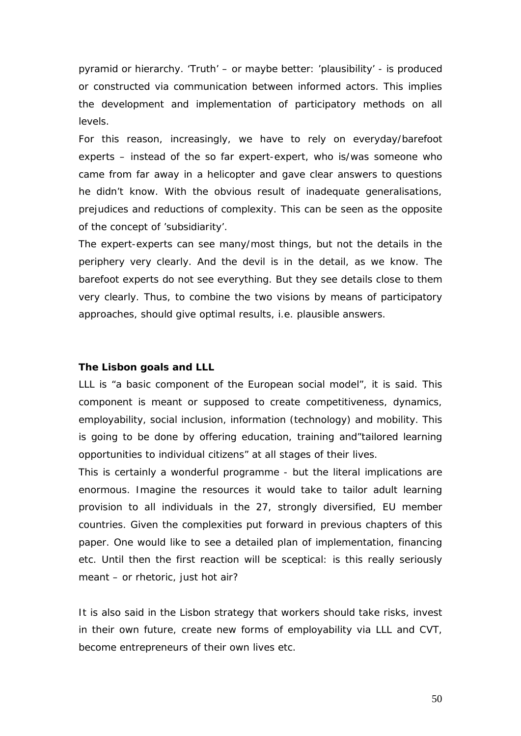pyramid or hierarchy. 'Truth' – or maybe better: 'plausibility' - is produced or constructed via communication between informed actors. This implies the development and implementation of participatory methods on all levels.

For this reason, increasingly, we have to rely on everyday/barefoot experts – instead of the so far expert-expert, who is/was someone who came from far away in a helicopter and gave clear answers to questions he didn't know. With the obvious result of inadequate generalisations, prejudices and reductions of complexity. This can be seen as the opposite of the concept of 'subsidiarity'.

The expert-experts can see many/most things, but not the details in the periphery very clearly. And the devil is in the detail, as we know. The barefoot experts do not see everything. But they see details close to them very clearly. Thus, to combine the two visions by means of participatory approaches, should give optimal results, i.e. plausible answers.

**The Lisbon goals and LLL**

LLL is "a basic component of the European social model", it is said. This component is meant or supposed to create competitiveness, dynamics, employability, social inclusion, information (technology) and mobility. This is going to be done by offering education, training and"tailored learning opportunities to individual citizens" at all stages of their lives.

This is certainly a wonderful programme - but the literal implications are enormous. Imagine the resources it would take to tailor adult learning provision to all individuals in the 27, strongly diversified, EU member countries. Given the complexities put forward in previous chapters of this paper. One would like to see a detailed plan of implementation, financing etc. Until then the first reaction will be sceptical: is this really seriously meant – or rhetoric, just hot air?

It is also said in the Lisbon strategy that workers should take risks, invest in their own future, create new forms of employability via LLL and CVT, become entrepreneurs of their own lives etc.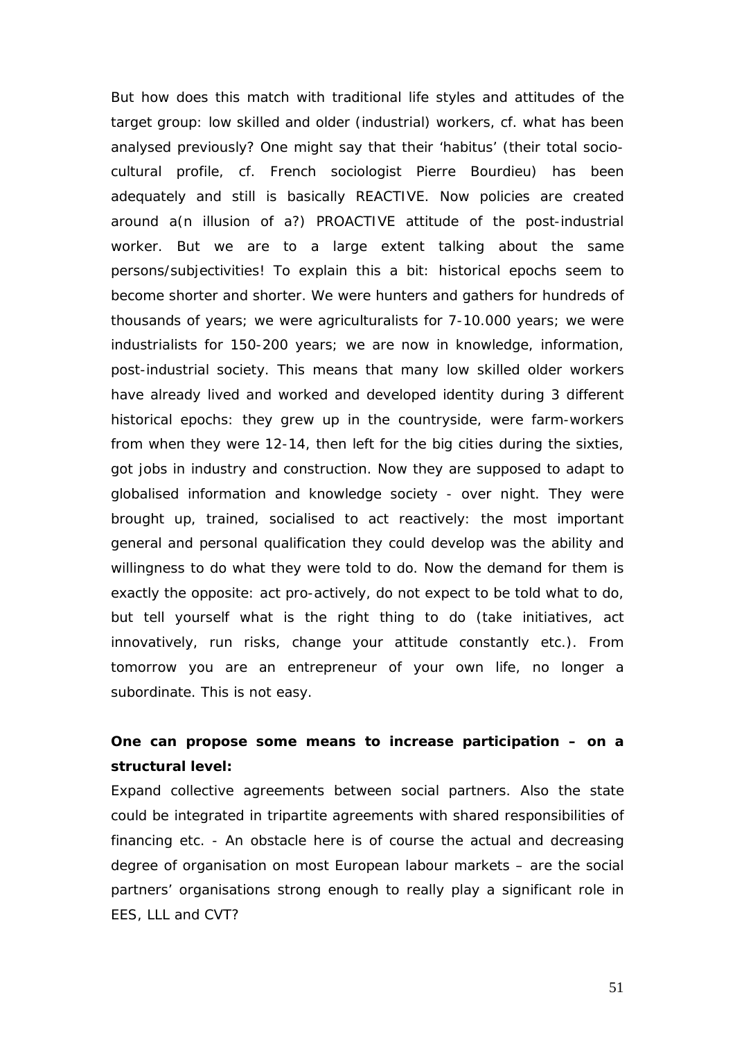But how does this match with traditional life styles and attitudes of the target group: low skilled and older (industrial) workers, cf. what has been analysed previously? One might say that their 'habitus' (their total socio-cultural profile, cf. French sociologist Pierre Bourdieu) has been adequately and still is basically REACTIVE. Now policies are created around a(n illusion of a?) PROACTIVE attitude of the post-industrial worker. But we are to a large extent talking about the same persons/subjectivities! To explain this a bit: historical epochs seem to become shorter and shorter. We were hunters and gathers for hundreds of thousands of years; we were agriculturalists for 7-10.000 years; we were industrialists for 150-200 years; we are now in knowledge, information, post-industrial society. This means that many low skilled older workers have already lived and worked and developed identity during 3 different historical epochs: they grew up in the countryside, were farm-workers from when they were 12-14, then left for the big cities during the sixties, got jobs in industry and construction. Now they are supposed to adapt to globalised information and knowledge society - over night. They were brought up, trained, socialised to act reactively: the most important general and personal qualification they could develop was the ability and willingness to do what they were told to do. Now the demand for them is exactly the opposite: act pro-actively, do not expect to be told what to do, but tell yourself what is the right thing to do (take initiatives, act innovatively, run risks, change your attitude constantly etc.). From tomorrow you are an entrepreneur of your own life, no longer a subordinate. This is not easy.

**One can propose some means to increase participation – on a structural level:**

Expand collective agreements between social partners. Also the state could be integrated in tripartite agreements with shared responsibilities of financing etc. - An obstacle here is of course the actual and decreasing degree of organisation on most European labour markets – are the social partners' organisations strong enough to really play a significant role in EES, LLL and CVT?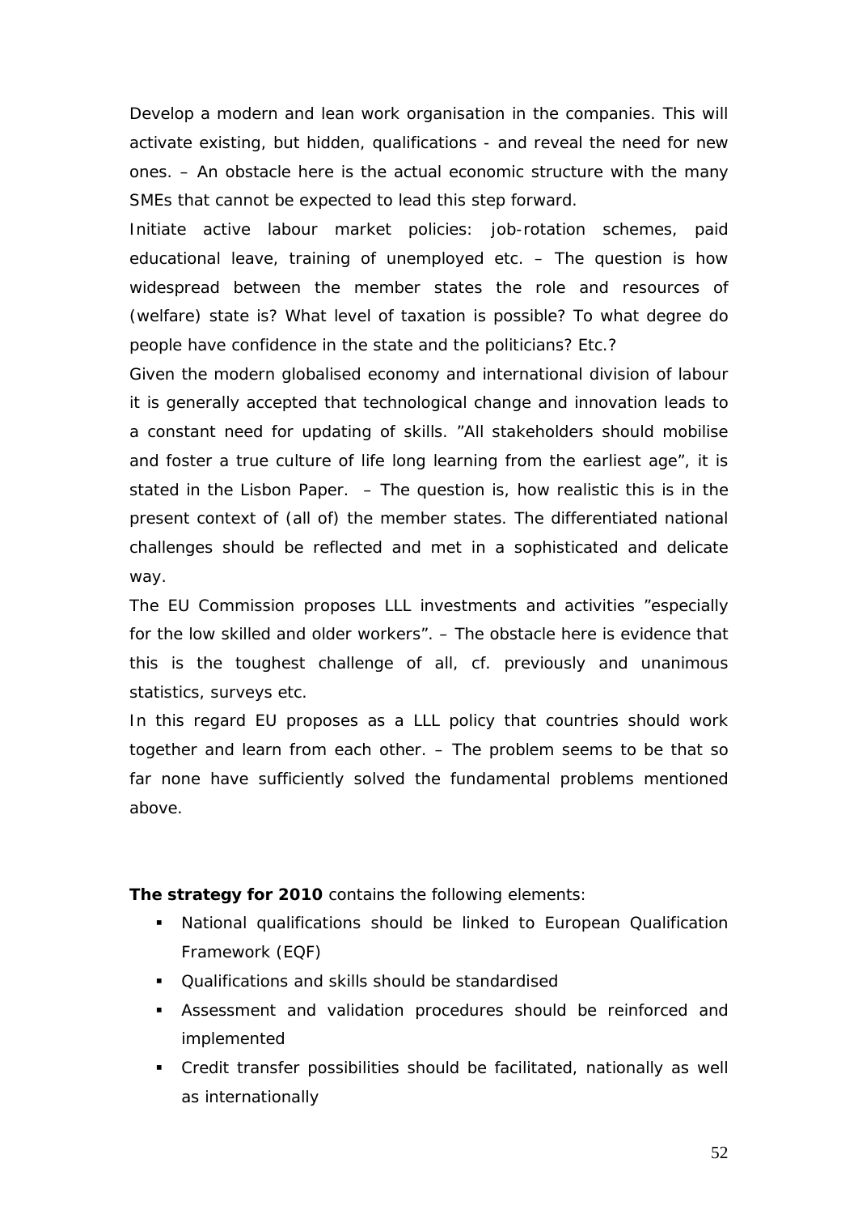Develop a modern and lean work organisation in the companies. This will activate existing, but hidden, qualifications - and reveal the need for new ones. – An obstacle here is the actual economic structure with the many SMEs that cannot be expected to lead this step forward.

Initiate active labour market policies: job-rotation schemes, paid educational leave, training of unemployed etc. – The question is how widespread between the member states the role and resources of (welfare) state is? What level of taxation is possible? To what degree do people have confidence in the state and the politicians? Etc.?

Given the modern globalised economy and international division of labour it is generally accepted that technological change and innovation leads to a constant need for updating of skills. "All stakeholders should mobilise and foster a true culture of life long learning from the earliest age", it is stated in the Lisbon Paper. – The question is, how realistic this is in the present context of (all of) the member states. The differentiated national challenges should be reflected and met in a sophisticated and delicate way.

The EU Commission proposes LLL investments and activities "especially for the low skilled and older workers". – The obstacle here is evidence that this is the toughest challenge of all, cf. previously and unanimous statistics, surveys etc.

In this regard EU proposes as a LLL policy that countries should work together and learn from each other. – The problem seems to be that so far none have sufficiently solved the fundamental problems mentioned above.

**The strategy for 2010** contains the following elements:

- National qualifications should be linked to European Qualification Framework (EQF)
- Qualifications and skills should be standardised
- Assessment and validation procedures should be reinforced and implemented
- Credit transfer possibilities should be facilitated, nationally as well as internationally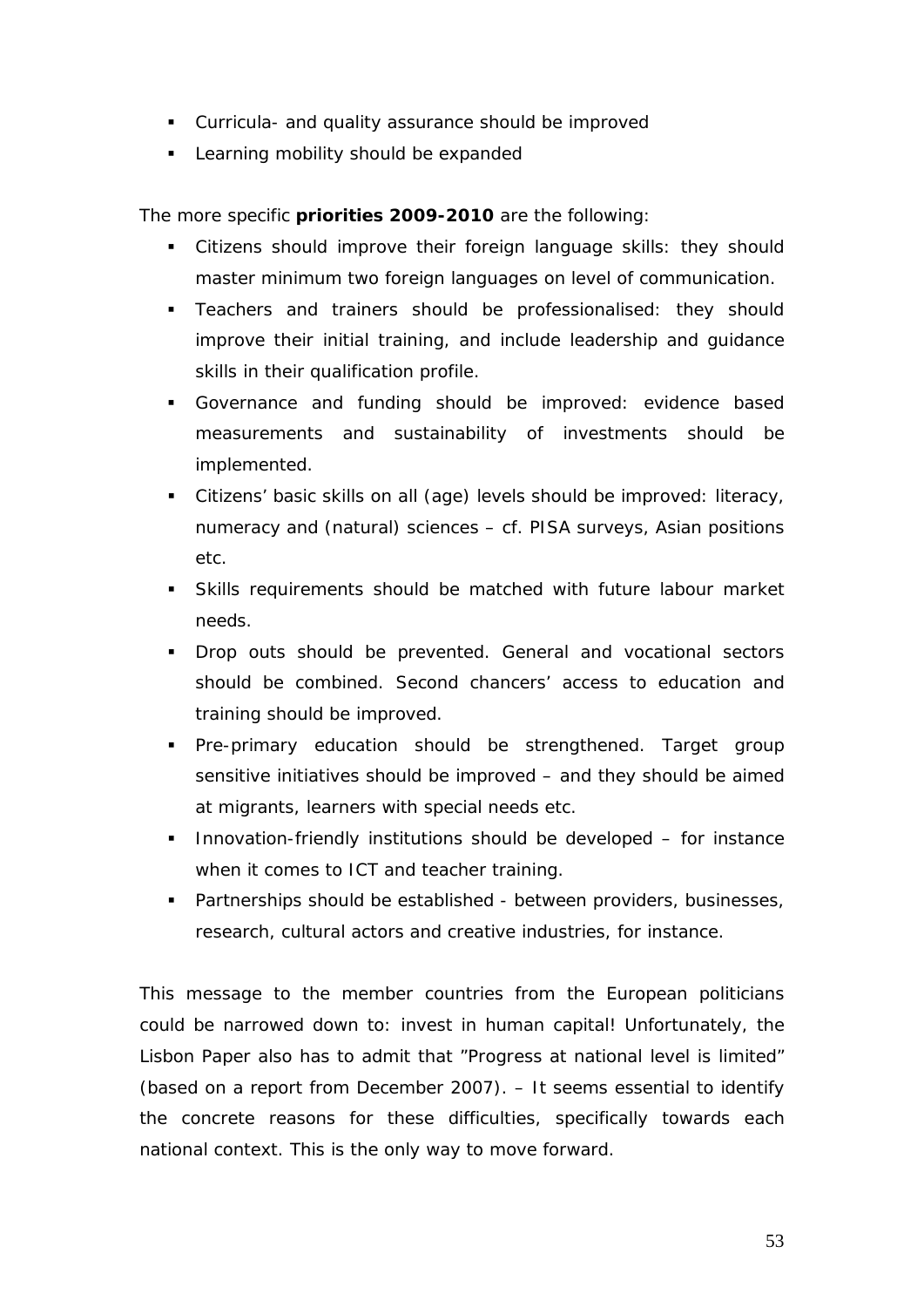- Curricula- and quality assurance should be improved
- Learning mobility should be expanded

The more specific **priorities 2009-2010** are the following:

- Citizens should improve their foreign language skills: they should master minimum two foreign languages on level of communication.
- Teachers and trainers should be professionalised: they should improve their initial training, and include leadership and guidance skills in their qualification profile.
- Governance and funding should be improved: evidence based measurements and sustainability of investments should be implemented.
- Citizens' basic skills on all (age) levels should be improved: literacy, numeracy and (natural) sciences – cf. PISA surveys, Asian positions etc.
- Skills requirements should be matched with future labour market needs.
- Drop outs should be prevented. General and vocational sectors should be combined. Second chancers' access to education and training should be improved.
- Pre-primary education should be strengthened. Target group sensitive initiatives should be improved – and they should be aimed at migrants, learners with special needs etc.
- Innovation-friendly institutions should be developed – for instance when it comes to ICT and teacher training.
- Partnerships should be established - between providers, businesses, research, cultural actors and creative industries, for instance.

This message to the member countries from the European politicians could be narrowed down to: invest in human capital! Unfortunately, the Lisbon Paper also has to admit that "Progress at national level is limited" (based on a report from December 2007). – It seems essential to identify the concrete reasons for these difficulties, specifically towards each national context. This is the only way to move forward.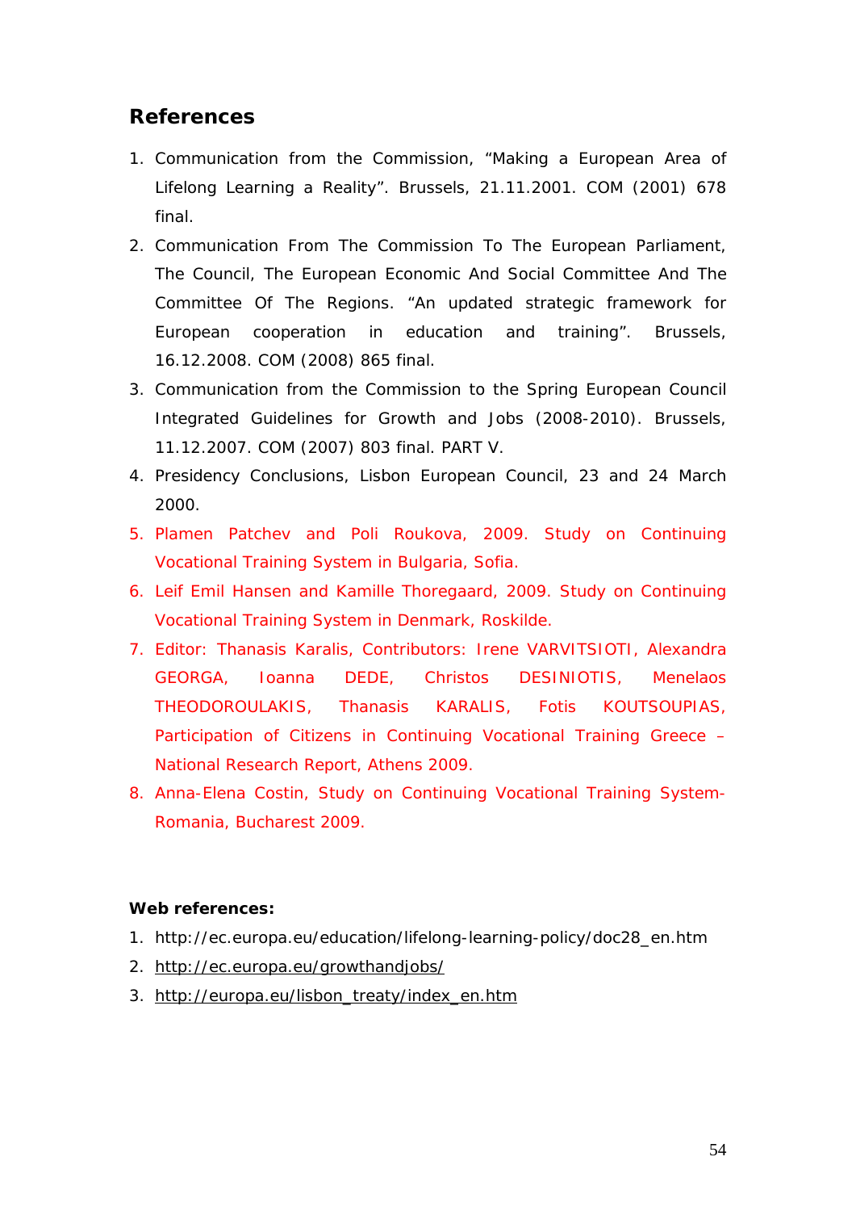## References

1. Communication from the Commission, "Making a European Area of Lifelong Learning a Reality". Brussels, 21.11.2001. COM (2001) 678 final.
2. Communication From The Commission To The European Parliament, The Council, The European Economic And Social Committee And The Committee Of The Regions. "An updated strategic framework for European cooperation in education and training". Brussels, 16.12.2008. COM (2008) 865 final.
3. Communication from the Commission to the Spring European Council Integrated Guidelines for Growth and Jobs (2008-2010). Brussels, 11.12.2007. COM (2007) 803 final. PART V.
4. Presidency Conclusions, Lisbon European Council, 23 and 24 March 2000.
5. Plamen Patchev and Poli Roukova, 2009. Study on Continuing Vocational Training System in Bulgaria, Sofia.
6. Leif Emil Hansen and Kamille Thoregaard, 2009. Study on Continuing Vocational Training System in Denmark, Roskilde.
7. Editor: Thanasis Karalis, Contributors: Irene VARVITSIOTI, Alexandra GEORGA, Ioanna DEDE, Christos DESINIOTIS, Menelaos THEODOROULAKIS, Thanasis KARALIS, Fotis KOUTSOUPIAS, Participation of Citizens in Continuing Vocational Training Greece – National Research Report, Athens 2009.
8. Anna-Elena Costin, Study on Continuing Vocational Training System-Romania, Bucharest 2009.

**Web references:**

1. http://ec.europa.eu/education/lifelong-learning-policy/doc28_en.htm
2. http://ec.europa.eu/growthandjobs/
3. http://europa.eu/lisbon_treaty/index_en.htm